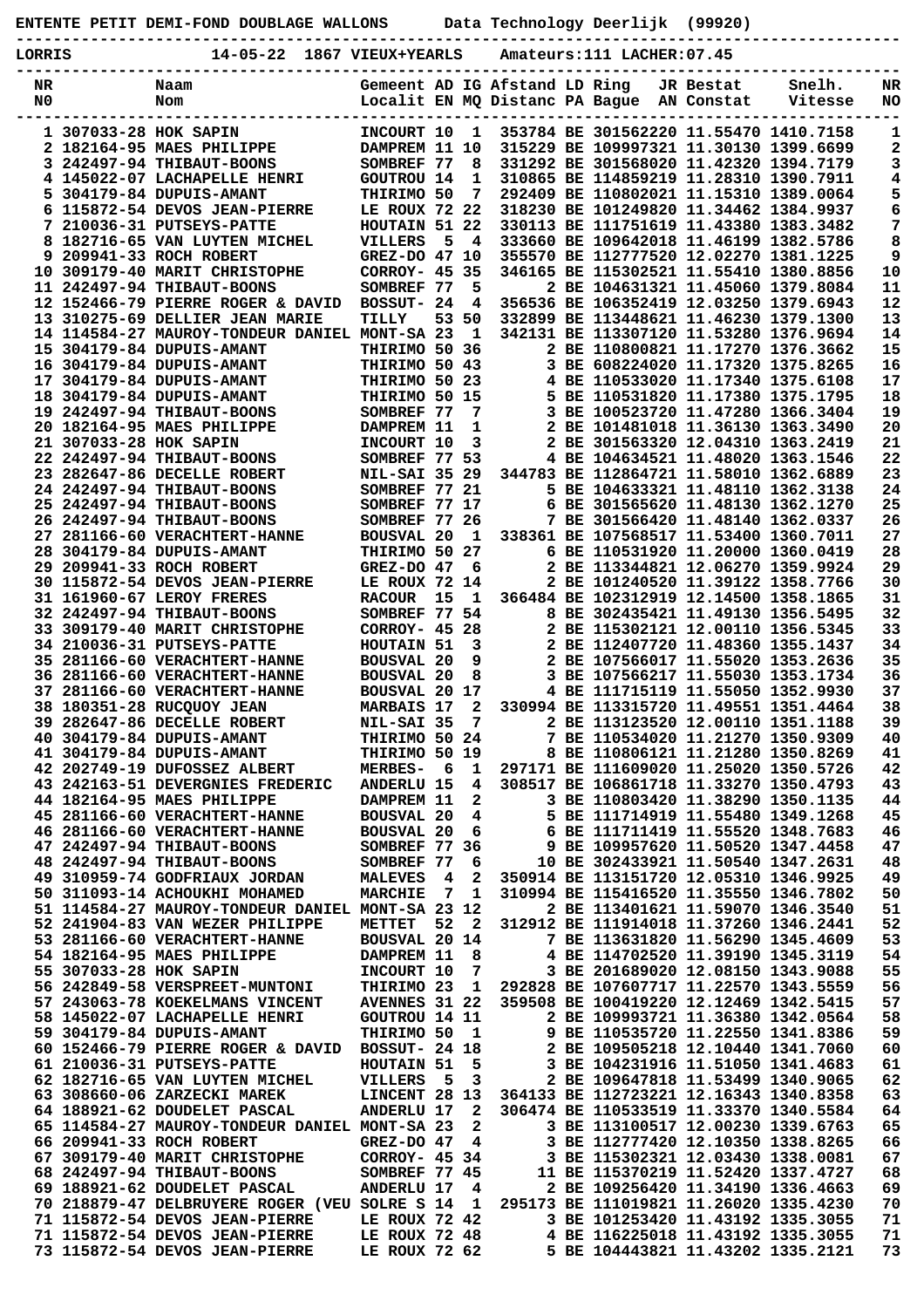**ENTENTE PETIT DEMI-FOND DOUBLAGE WALLONS Data Technology Deerlijk (99920)**

**LORRIS 14-05-22 1867 VIEUX+YEARLS Amateurs:111 LACHER:07.45**

| NR<br>N0 | | Naam<br>Nom | Gemeent<br>Localit | AD<br>EN | IG<br>MQ | Afstand<br>Distanc | LD<br>PA | Ring<br>Bague | JR<br>AN | Bestat<br>Constat | Snelh.<br>Vitesse | NR<br>NO |
|---|---|---|---|---|---|---|---|---|---|---|---|---|
| 1 | 307033-28 | HOK SAPIN | INCOURT | 10 | 1 | 353784 | BE | 3015622 | 20 | 11.55470 | 1410.7158 | 1 |
| 2 | 182164-95 | MAES PHILIPPE | DAMPREM | 11 | 10 | 315229 | BE | 1099973 | 21 | 11.30130 | 1399.6699 | 2 |
| 3 | 242497-94 | THIBAUT-BOONS | SOMBREF | 77 | 8 | 331292 | BE | 3015680 | 20 | 11.42320 | 1394.7179 | 3 |
| 4 | 145022-07 | LACHAPELLE HENRI | GOUTROU | 14 | 1 | 310865 | BE | 1148592 | 19 | 11.28310 | 1390.7911 | 4 |
| 5 | 304179-84 | DUPUIS-AMANT | THIRIMO | 50 | 7 | 292409 | BE | 1108020 | 21 | 11.15310 | 1389.0064 | 5 |
| 6 | 115872-54 | DEVOS JEAN-PIERRE | LE ROUX | 72 | 22 | 318230 | BE | 1012498 | 20 | 11.34462 | 1384.9937 | 6 |
| 7 | 210036-31 | PUTSEYS-PATTE | HOUTAIN | 51 | 22 | 330113 | BE | 1117516 | 19 | 11.43380 | 1383.3482 | 7 |
| 8 | 182716-65 | VAN LUYTEN MICHEL | VILLERS | 5 | 4 | 333660 | BE | 1096420 | 18 | 11.46199 | 1382.5786 | 8 |
| 9 | 209941-33 | ROCH ROBERT | GREZ-DO | 47 | 10 | 355570 | BE | 1127775 | 20 | 12.02270 | 1381.1225 | 9 |
| 10 | 309179-40 | MARIT CHRISTOPHE | CORROY- | 45 | 35 | 346165 | BE | 1153025 | 21 | 11.55410 | 1380.8856 | 10 |
| 11 | 242497-94 | THIBAUT-BOONS | SOMBREF | 77 | 5 | 2 | BE | 1046313 | 21 | 11.45060 | 1379.8084 | 11 |
| 12 | 152466-79 | PIERRE ROGER & DAVID | BOSSUT- | 24 | 4 | 356536 | BE | 1063524 | 19 | 12.03250 | 1379.6943 | 12 |
| 13 | 310275-69 | DELLIER JEAN MARIE | TILLY | 53 | 50 | 332899 | BE | 1134486 | 21 | 11.46230 | 1379.1300 | 13 |
| 14 | 114584-27 | MAUROY-TONDEUR DANIEL | MONT-SA | 23 | 1 | 342131 | BE | 1133071 | 20 | 11.53280 | 1376.9694 | 14 |
| 15 | 304179-84 | DUPUIS-AMANT | THIRIMO | 50 | 36 | 2 | BE | 1108008 | 21 | 11.17270 | 1376.3662 | 15 |
| 16 | 304179-84 | DUPUIS-AMANT | THIRIMO | 50 | 43 | 3 | BE | 6082240 | 20 | 11.17320 | 1375.8265 | 16 |
| 17 | 304179-84 | DUPUIS-AMANT | THIRIMO | 50 | 23 | 4 | BE | 1105330 | 20 | 11.17340 | 1375.6108 | 17 |
| 18 | 304179-84 | DUPUIS-AMANT | THIRIMO | 50 | 15 | 5 | BE | 1105318 | 20 | 11.17380 | 1375.1795 | 18 |
| 19 | 242497-94 | THIBAUT-BOONS | SOMBREF | 77 | 7 | 3 | BE | 1005237 | 20 | 11.47280 | 1366.3404 | 19 |
| 20 | 182164-95 | MAES PHILIPPE | DAMPREM | 11 | 1 | 2 | BE | 1014810 | 18 | 11.36130 | 1363.3490 | 20 |
| 21 | 307033-28 | HOK SAPIN | INCOURT | 10 | 3 | 2 | BE | 3015633 | 20 | 12.04310 | 1363.2419 | 21 |
| 22 | 242497-94 | THIBAUT-BOONS | SOMBREF | 77 | 53 | 4 | BE | 1046345 | 21 | 11.48020 | 1363.1546 | 22 |
| 23 | 282647-86 | DECELLE ROBERT | NIL-SAI | 35 | 29 | 344783 | BE | 1128647 | 21 | 11.58010 | 1362.6889 | 23 |
| 24 | 242497-94 | THIBAUT-BOONS | SOMBREF | 77 | 21 | 5 | BE | 1046333 | 21 | 11.48110 | 1362.3138 | 24 |
| 25 | 242497-94 | THIBAUT-BOONS | SOMBREF | 77 | 17 | 6 | BE | 3015656 | 20 | 11.48130 | 1362.1270 | 25 |
| 26 | 242497-94 | THIBAUT-BOONS | SOMBREF | 77 | 26 | 7 | BE | 3015664 | 20 | 11.48140 | 1362.0337 | 26 |
| 27 | 281166-60 | VERACHTERT-HANNE | BOUSVAL | 20 | 1 | 338361 | BE | 1075685 | 17 | 11.53400 | 1360.7011 | 27 |
| 28 | 304179-84 | DUPUIS-AMANT | THIRIMO | 50 | 27 | 6 | BE | 1105319 | 20 | 11.20000 | 1360.0419 | 28 |
| 29 | 209941-33 | ROCH ROBERT | GREZ-DO | 47 | 6 | 2 | BE | 1133448 | 21 | 12.06270 | 1359.9924 | 29 |
| 30 | 115872-54 | DEVOS JEAN-PIERRE | LE ROUX | 72 | 14 | 2 | BE | 1012405 | 20 | 11.39122 | 1358.7766 | 30 |
| 31 | 161960-67 | LEROY FRERES | RACOUR | 15 | 1 | 366484 | BE | 1023129 | 19 | 12.14500 | 1358.1865 | 31 |
| 32 | 242497-94 | THIBAUT-BOONS | SOMBREF | 77 | 54 | 8 | BE | 3024354 | 21 | 11.49130 | 1356.5495 | 32 |
| 33 | 309179-40 | MARIT CHRISTOPHE | CORROY- | 45 | 28 | 2 | BE | 1153021 | 21 | 12.00110 | 1356.5345 | 33 |
| 34 | 210036-31 | PUTSEYS-PATTE | HOUTAIN | 51 | 3 | 2 | BE | 1124077 | 20 | 11.48360 | 1355.1437 | 34 |
| 35 | 281166-60 | VERACHTERT-HANNE | BOUSVAL | 20 | 9 | 2 | BE | 1075660 | 17 | 11.55020 | 1353.2636 | 35 |
| 36 | 281166-60 | VERACHTERT-HANNE | BOUSVAL | 20 | 8 | 3 | BE | 1075662 | 17 | 11.55030 | 1353.1734 | 36 |
| 37 | 281166-60 | VERACHTERT-HANNE | BOUSVAL | 20 | 17 | 4 | BE | 1117151 | 19 | 11.55050 | 1352.9930 | 37 |
| 38 | 180351-28 | RUCQUOY JEAN | MARBAIS | 17 | 2 | 330994 | BE | 1133157 | 20 | 11.49551 | 1351.4464 | 38 |
| 39 | 282647-86 | DECELLE ROBERT | NIL-SAI | 35 | 7 | 2 | BE | 1131235 | 20 | 12.00110 | 1351.1188 | 39 |
| 40 | 304179-84 | DUPUIS-AMANT | THIRIMO | 50 | 24 | 7 | BE | 1105340 | 20 | 11.21270 | 1350.9309 | 40 |
| 41 | 304179-84 | DUPUIS-AMANT | THIRIMO | 50 | 19 | 8 | BE | 1108061 | 21 | 11.21280 | 1350.8269 | 41 |
| 42 | 202749-19 | DUFOSSEZ ALBERT | MERBES- | 6 | 1 | 297171 | BE | 1116090 | 20 | 11.25020 | 1350.5726 | 42 |
| 43 | 242163-51 | DEVERGNIES FREDERIC | ANDERLU | 15 | 4 | 308517 | BE | 1068617 | 18 | 11.33270 | 1350.4793 | 43 |
| 44 | 182164-95 | MAES PHILIPPE | DAMPREM | 11 | 2 | 3 | BE | 1108034 | 20 | 11.38290 | 1350.1135 | 44 |
| 45 | 281166-60 | VERACHTERT-HANNE | BOUSVAL | 20 | 4 | 5 | BE | 1117149 | 19 | 11.55480 | 1349.1268 | 45 |
| 46 | 281166-60 | VERACHTERT-HANNE | BOUSVAL | 20 | 6 | 6 | BE | 1117114 | 19 | 11.55520 | 1348.7683 | 46 |
| 47 | 242497-94 | THIBAUT-BOONS | SOMBREF | 77 | 36 | 9 | BE | 1099576 | 20 | 11.50520 | 1347.4458 | 47 |
| 48 | 242497-94 | THIBAUT-BOONS | SOMBREF | 77 | 6 | 10 | BE | 3024339 | 21 | 11.50540 | 1347.2631 | 48 |
| 49 | 310959-74 | GODFRIAUX JORDAN | MALEVES | 4 | 2 | 350914 | BE | 1131517 | 20 | 12.05310 | 1346.9925 | 49 |
| 50 | 311093-14 | ACHOUKHI MOHAMED | MARCHIE | 7 | 1 | 310994 | BE | 1154165 | 20 | 11.35550 | 1346.7802 | 50 |
| 51 | 114584-27 | MAUROY-TONDEUR DANIEL | MONT-SA | 23 | 12 | 2 | BE | 1134016 | 21 | 11.59070 | 1346.3540 | 51 |
| 52 | 241904-83 | VAN WEZER PHILIPPE | METTET | 52 | 2 | 312912 | BE | 1119140 | 18 | 11.37260 | 1346.2441 | 52 |
| 53 | 281166-60 | VERACHTERT-HANNE | BOUSVAL | 20 | 14 | 7 | BE | 1136318 | 20 | 11.56290 | 1345.4609 | 53 |
| 54 | 182164-95 | MAES PHILIPPE | DAMPREM | 11 | 8 | 4 | BE | 1147025 | 20 | 11.39190 | 1345.3119 | 54 |
| 55 | 307033-28 | HOK SAPIN | INCOURT | 10 | 7 | 3 | BE | 2016890 | 20 | 12.08150 | 1343.9088 | 55 |
| 56 | 242849-58 | VERSPREET-MUNTONI | THIRIMO | 23 | 1 | 292828 | BE | 1076077 | 17 | 11.22570 | 1343.5559 | 56 |
| 57 | 243063-78 | KOEKELMANS VINCENT | AVENNES | 31 | 22 | 359508 | BE | 1004192 | 20 | 12.12469 | 1342.5415 | 57 |
| 58 | 145022-07 | LACHAPELLE HENRI | GOUTROU | 14 | 11 | 2 | BE | 1099937 | 21 | 11.36380 | 1342.0564 | 58 |
| 59 | 304179-84 | DUPUIS-AMANT | THIRIMO | 50 | 1 | 9 | BE | 1105357 | 20 | 11.22550 | 1341.8386 | 59 |
| 60 | 152466-79 | PIERRE ROGER & DAVID | BOSSUT- | 24 | 18 | 2 | BE | 1095052 | 18 | 12.10440 | 1341.7060 | 60 |
| 61 | 210036-31 | PUTSEYS-PATTE | HOUTAIN | 51 | 5 | 3 | BE | 1042319 | 16 | 11.51050 | 1341.4683 | 61 |
| 62 | 182716-65 | VAN LUYTEN MICHEL | VILLERS | 5 | 3 | 2 | BE | 1096478 | 18 | 11.53499 | 1340.9065 | 62 |
| 63 | 308660-06 | ZARZECKI MAREK | LINCENT | 28 | 13 | 364133 | BE | 1127232 | 21 | 12.16343 | 1340.8358 | 63 |
| 64 | 188921-62 | DOUDELET PASCAL | ANDERLU | 17 | 2 | 306474 | BE | 1105335 | 19 | 11.33370 | 1340.5584 | 64 |
| 65 | 114584-27 | MAUROY-TONDEUR DANIEL | MONT-SA | 23 | 2 | 3 | BE | 1131005 | 17 | 12.00230 | 1339.6763 | 65 |
| 66 | 209941-33 | ROCH ROBERT | GREZ-DO | 47 | 4 | 3 | BE | 1127774 | 20 | 12.10350 | 1338.8265 | 66 |
| 67 | 309179-40 | MARIT CHRISTOPHE | CORROY- | 45 | 34 | 3 | BE | 1153023 | 21 | 12.03430 | 1338.0081 | 67 |
| 68 | 242497-94 | THIBAUT-BOONS | SOMBREF | 77 | 45 | 11 | BE | 1153702 | 19 | 11.52420 | 1337.4727 | 68 |
| 69 | 188921-62 | DOUDELET PASCAL | ANDERLU | 17 | 4 | 2 | BE | 1092564 | 20 | 11.34190 | 1336.4663 | 69 |
| 70 | 218879-47 | DELBRUYERE ROGER (VEU | SOLRE S | 14 | 1 | 295173 | BE | 1110198 | 21 | 11.26020 | 1335.4230 | 70 |
| 71 | 115872-54 | DEVOS JEAN-PIERRE | LE ROUX | 72 | 42 | 3 | BE | 1012534 | 20 | 11.43192 | 1335.3055 | 71 |
| 71 | 115872-54 | DEVOS JEAN-PIERRE | LE ROUX | 72 | 48 | 4 | BE | 1162250 | 18 | 11.43192 | 1335.3055 | 71 |
| 73 | 115872-54 | DEVOS JEAN-PIERRE | LE ROUX | 72 | 62 | 5 | BE | 1044438 | 21 | 11.43202 | 1335.2121 | 73 |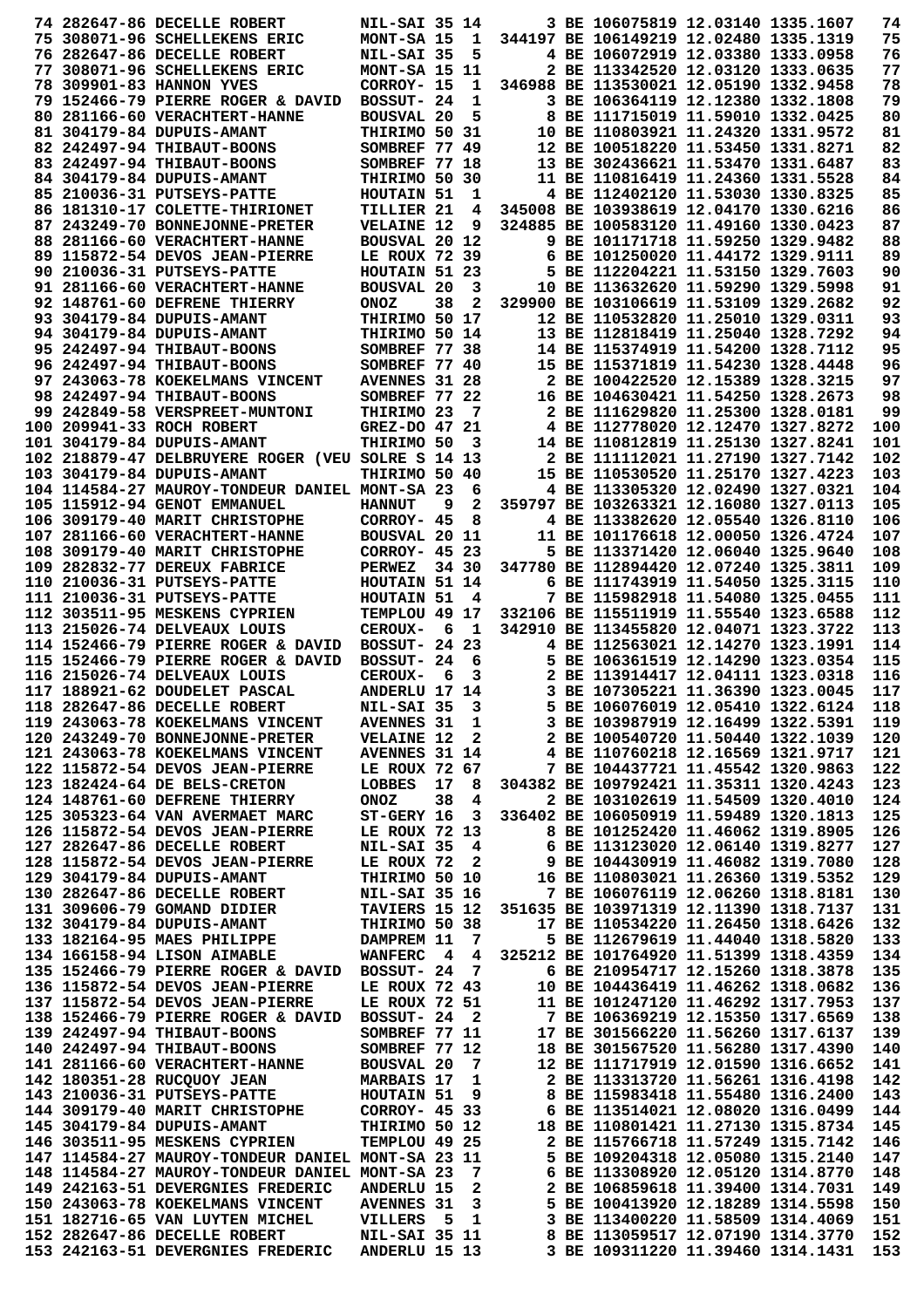| | | | | | | | | | | | |
|---|---|---|---|---|---|---|---|---|---|---|---|
| 74 | 282647-86 | DECELLE ROBERT | NIL-SAI | 35 | 14 | | 3 | BE 106075819 | 12.03140 | 1335.1607 | 74 |
| 75 | 308071-96 | SCHELLEKENS ERIC | MONT-SA | 15 | 1 | 344197 | BE 106149219 | 12.02480 | 1335.1319 | | 75 |
| 76 | 282647-86 | DECELLE ROBERT | NIL-SAI | 35 | 5 | | 4 | BE 106072919 | 12.03380 | 1333.0958 | 76 |
| 77 | 308071-96 | SCHELLEKENS ERIC | MONT-SA | 15 | 11 | | 2 | BE 113342520 | 12.03120 | 1333.0635 | 77 |
| 78 | 309901-83 | HANNON YVES | CORROY- | 15 | 1 | 346988 | BE 113530021 | 12.05190 | 1332.9458 | | 78 |
| 79 | 152466-79 | PIERRE ROGER & DAVID | BOSSUT- | 24 | 1 | | 3 | BE 106364119 | 12.12380 | 1332.1808 | 79 |
| 80 | 281166-60 | VERACHTERT-HANNE | BOUSVAL | 20 | 5 | | 8 | BE 111715019 | 11.59010 | 1332.0425 | 80 |
| 81 | 304179-84 | DUPUIS-AMANT | THIRIMO | 50 | 31 | | 10 | BE 110803921 | 11.24320 | 1331.9572 | 81 |
| 82 | 242497-94 | THIBAUT-BOONS | SOMBREF | 77 | 49 | | 12 | BE 100518220 | 11.53450 | 1331.8271 | 82 |
| 83 | 242497-94 | THIBAUT-BOONS | SOMBREF | 77 | 18 | | 13 | BE 302436621 | 11.53470 | 1331.6487 | 83 |
| 84 | 304179-84 | DUPUIS-AMANT | THIRIMO | 50 | 30 | | 11 | BE 110816419 | 11.24360 | 1331.5528 | 84 |
| 85 | 210036-31 | PUTSEYS-PATTE | HOUTAIN | 51 | 1 | | 4 | BE 112402120 | 11.53030 | 1330.8325 | 85 |
| 86 | 181310-17 | COLETTE-THIRIONET | TILLIER | 21 | 4 | 345008 | BE 103938619 | 12.04170 | 1330.6216 | | 86 |
| 87 | 243249-70 | BONNEJONNE-PRETER | VELAINE | 12 | 9 | 324885 | BE 100583120 | 11.49160 | 1330.0423 | | 87 |
| 88 | 281166-60 | VERACHTERT-HANNE | BOUSVAL | 20 | 12 | | 9 | BE 101171718 | 11.59250 | 1329.9482 | 88 |
| 89 | 115872-54 | DEVOS JEAN-PIERRE | LE ROUX | 72 | 39 | | 6 | BE 101250020 | 11.44172 | 1329.9111 | 89 |
| 90 | 210036-31 | PUTSEYS-PATTE | HOUTAIN | 51 | 23 | | 5 | BE 112204221 | 11.53150 | 1329.7603 | 90 |
| 91 | 281166-60 | VERACHTERT-HANNE | BOUSVAL | 20 | 3 | | 10 | BE 113632620 | 11.59290 | 1329.5998 | 91 |
| 92 | 148761-60 | DEFRENE THIERRY | ONOZ | 38 | 2 | 329900 | BE 103106619 | 11.53109 | 1329.2682 | | 92 |
| 93 | 304179-84 | DUPUIS-AMANT | THIRIMO | 50 | 17 | | 12 | BE 110532820 | 11.25010 | 1329.0311 | 93 |
| 94 | 304179-84 | DUPUIS-AMANT | THIRIMO | 50 | 14 | | 13 | BE 112818419 | 11.25040 | 1328.7292 | 94 |
| 95 | 242497-94 | THIBAUT-BOONS | SOMBREF | 77 | 38 | | 14 | BE 115374919 | 11.54200 | 1328.7112 | 95 |
| 96 | 242497-94 | THIBAUT-BOONS | SOMBREF | 77 | 40 | | 15 | BE 115371819 | 11.54230 | 1328.4448 | 96 |
| 97 | 243063-78 | KOEKELMANS VINCENT | AVENNES | 31 | 28 | | 2 | BE 100422520 | 12.15389 | 1328.3215 | 97 |
| 98 | 242497-94 | THIBAUT-BOONS | SOMBREF | 77 | 22 | | 16 | BE 104630421 | 11.54250 | 1328.2673 | 98 |
| 99 | 242849-58 | VERSPREET-MUNTONI | THIRIMO | 23 | 7 | | 2 | BE 111629820 | 11.25300 | 1328.0181 | 99 |
| 100 | 209941-33 | ROCH ROBERT | GREZ-DO | 47 | 21 | | 4 | BE 112778020 | 12.12470 | 1327.8272 | 100 |
| 101 | 304179-84 | DUPUIS-AMANT | THIRIMO | 50 | 3 | | 14 | BE 110812819 | 11.25130 | 1327.8241 | 101 |
| 102 | 218879-47 | DELBRUYERE ROGER (VEU | SOLRE S | 14 | 13 | | 2 | BE 111112021 | 11.27190 | 1327.7142 | 102 |
| 103 | 304179-84 | DUPUIS-AMANT | THIRIMO | 50 | 40 | | 15 | BE 110530520 | 11.25170 | 1327.4223 | 103 |
| 104 | 114584-27 | MAUROY-TONDEUR DANIEL | MONT-SA | 23 | 6 | | 4 | BE 113305320 | 12.02490 | 1327.0321 | 104 |
| 105 | 115912-94 | GENOT EMMANUEL | HANNUT | 9 | 2 | 359797 | BE 103263321 | 12.16080 | 1327.0113 | | 105 |
| 106 | 309179-40 | MARIT CHRISTOPHE | CORROY- | 45 | 8 | | 4 | BE 113382620 | 12.05540 | 1326.8110 | 106 |
| 107 | 281166-60 | VERACHTERT-HANNE | BOUSVAL | 20 | 11 | | 11 | BE 101176618 | 12.00050 | 1326.4724 | 107 |
| 108 | 309179-40 | MARIT CHRISTOPHE | CORROY- | 45 | 23 | | 5 | BE 113371420 | 12.06040 | 1325.9640 | 108 |
| 109 | 282832-77 | DEREUX FABRICE | PERWEZ | 34 | 30 | 347780 | BE 112894420 | 12.07240 | 1325.3811 | | 109 |
| 110 | 210036-31 | PUTSEYS-PATTE | HOUTAIN | 51 | 14 | | 6 | BE 111743919 | 11.54050 | 1325.3115 | 110 |
| 111 | 210036-31 | PUTSEYS-PATTE | HOUTAIN | 51 | 4 | | 7 | BE 115982918 | 11.54080 | 1325.0455 | 111 |
| 112 | 303511-95 | MESKENS CYPRIEN | TEMPLOU | 49 | 17 | 332106 | BE 115511919 | 11.55540 | 1323.6588 | | 112 |
| 113 | 215026-74 | DELVEAUX LOUIS | CEROUX- | 6 | 1 | 342910 | BE 113455820 | 12.04071 | 1323.3722 | | 113 |
| 114 | 152466-79 | PIERRE ROGER & DAVID | BOSSUT- | 24 | 23 | | 4 | BE 112563021 | 12.14270 | 1323.1991 | 114 |
| 115 | 152466-79 | PIERRE ROGER & DAVID | BOSSUT- | 24 | 6 | | 5 | BE 106361519 | 12.14290 | 1323.0354 | 115 |
| 116 | 215026-74 | DELVEAUX LOUIS | CEROUX- | 6 | 3 | | 2 | BE 113914417 | 12.04111 | 1323.0318 | 116 |
| 117 | 188921-62 | DOUDELET PASCAL | ANDERLU | 17 | 14 | | 3 | BE 107305221 | 11.36390 | 1323.0045 | 117 |
| 118 | 282647-86 | DECELLE ROBERT | NIL-SAI | 35 | 3 | | 5 | BE 106076019 | 12.05410 | 1322.6124 | 118 |
| 119 | 243063-78 | KOEKELMANS VINCENT | AVENNES | 31 | 1 | | 3 | BE 103987919 | 12.16499 | 1322.5391 | 119 |
| 120 | 243249-70 | BONNEJONNE-PRETER | VELAINE | 12 | 2 | | 2 | BE 100540720 | 11.50440 | 1322.1039 | 120 |
| 121 | 243063-78 | KOEKELMANS VINCENT | AVENNES | 31 | 14 | | 4 | BE 110760218 | 12.16569 | 1321.9717 | 121 |
| 122 | 115872-54 | DEVOS JEAN-PIERRE | LE ROUX | 72 | 67 | | 7 | BE 104437721 | 11.45542 | 1320.9863 | 122 |
| 123 | 182424-64 | DE BELS-CRETON | LOBBES | 17 | 8 | 304382 | BE 109792421 | 11.35311 | 1320.4243 | | 123 |
| 124 | 148761-60 | DEFRENE THIERRY | ONOZ | 38 | 4 | | 2 | BE 103102619 | 11.54509 | 1320.4010 | 124 |
| 125 | 305323-64 | VAN AVERMAET MARC | ST-GERY | 16 | 3 | 336402 | BE 106050919 | 11.59489 | 1320.1813 | | 125 |
| 126 | 115872-54 | DEVOS JEAN-PIERRE | LE ROUX | 72 | 13 | | 8 | BE 101252420 | 11.46062 | 1319.8905 | 126 |
| 127 | 282647-86 | DECELLE ROBERT | NIL-SAI | 35 | 4 | | 6 | BE 113123020 | 12.06140 | 1319.8277 | 127 |
| 128 | 115872-54 | DEVOS JEAN-PIERRE | LE ROUX | 72 | 2 | | 9 | BE 104430919 | 11.46082 | 1319.7080 | 128 |
| 129 | 304179-84 | DUPUIS-AMANT | THIRIMO | 50 | 10 | | 16 | BE 110803021 | 11.26360 | 1319.5352 | 129 |
| 130 | 282647-86 | DECELLE ROBERT | NIL-SAI | 35 | 16 | | 7 | BE 106076119 | 12.06260 | 1318.8181 | 130 |
| 131 | 309606-79 | GOMAND DIDIER | TAVIERS | 15 | 12 | 351635 | BE 103971319 | 12.11390 | 1318.7137 | | 131 |
| 132 | 304179-84 | DUPUIS-AMANT | THIRIMO | 50 | 38 | | 17 | BE 110534220 | 11.26450 | 1318.6426 | 132 |
| 133 | 182164-95 | MAES PHILIPPE | DAMPREM | 11 | 7 | | 5 | BE 112679619 | 11.44040 | 1318.5820 | 133 |
| 134 | 166158-94 | LISON AIMABLE | WANFERC | 4 | 4 | 325212 | BE 101764920 | 11.51399 | 1318.4359 | | 134 |
| 135 | 152466-79 | PIERRE ROGER & DAVID | BOSSUT- | 24 | 7 | | 6 | BE 210954717 | 12.15260 | 1318.3878 | 135 |
| 136 | 115872-54 | DEVOS JEAN-PIERRE | LE ROUX | 72 | 43 | | 10 | BE 104436419 | 11.46262 | 1318.0682 | 136 |
| 137 | 115872-54 | DEVOS JEAN-PIERRE | LE ROUX | 72 | 51 | | 11 | BE 101247120 | 11.46292 | 1317.7953 | 137 |
| 138 | 152466-79 | PIERRE ROGER & DAVID | BOSSUT- | 24 | 2 | | 7 | BE 106369219 | 12.15350 | 1317.6569 | 138 |
| 139 | 242497-94 | THIBAUT-BOONS | SOMBREF | 77 | 11 | | 17 | BE 301566220 | 11.56260 | 1317.6137 | 139 |
| 140 | 242497-94 | THIBAUT-BOONS | SOMBREF | 77 | 12 | | 18 | BE 301567520 | 11.56280 | 1317.4390 | 140 |
| 141 | 281166-60 | VERACHTERT-HANNE | BOUSVAL | 20 | 7 | | 12 | BE 111717919 | 12.01590 | 1316.6652 | 141 |
| 142 | 180351-28 | RUCQUOY JEAN | MARBAIS | 17 | 1 | | 2 | BE 113313720 | 11.56261 | 1316.4198 | 142 |
| 143 | 210036-31 | PUTSEYS-PATTE | HOUTAIN | 51 | 9 | | 8 | BE 115983418 | 11.55480 | 1316.2400 | 143 |
| 144 | 309179-40 | MARIT CHRISTOPHE | CORROY- | 45 | 33 | | 6 | BE 113514021 | 12.08020 | 1316.0499 | 144 |
| 145 | 304179-84 | DUPUIS-AMANT | THIRIMO | 50 | 12 | | 18 | BE 110801421 | 11.27130 | 1315.8734 | 145 |
| 146 | 303511-95 | MESKENS CYPRIEN | TEMPLOU | 49 | 25 | | 2 | BE 115766718 | 11.57249 | 1315.7142 | 146 |
| 147 | 114584-27 | MAUROY-TONDEUR DANIEL | MONT-SA | 23 | 11 | | 5 | BE 109204318 | 12.05080 | 1315.2140 | 147 |
| 148 | 114584-27 | MAUROY-TONDEUR DANIEL | MONT-SA | 23 | 7 | | 6 | BE 113308920 | 12.05120 | 1314.8770 | 148 |
| 149 | 242163-51 | DEVERGNIES FREDERIC | ANDERLU | 15 | 2 | | 2 | BE 106859618 | 11.39400 | 1314.7031 | 149 |
| 150 | 243063-78 | KOEKELMANS VINCENT | AVENNES | 31 | 3 | | 5 | BE 100413920 | 12.18289 | 1314.5598 | 150 |
| 151 | 182716-65 | VAN LUYTEN MICHEL | VILLERS | 5 | 1 | | 3 | BE 113400220 | 11.58509 | 1314.4069 | 151 |
| 152 | 282647-86 | DECELLE ROBERT | NIL-SAI | 35 | 11 | | 8 | BE 113059517 | 12.07190 | 1314.3770 | 152 |
| 153 | 242163-51 | DEVERGNIES FREDERIC | ANDERLU | 15 | 13 | | 3 | BE 109311220 | 11.39460 | 1314.1431 | 153 |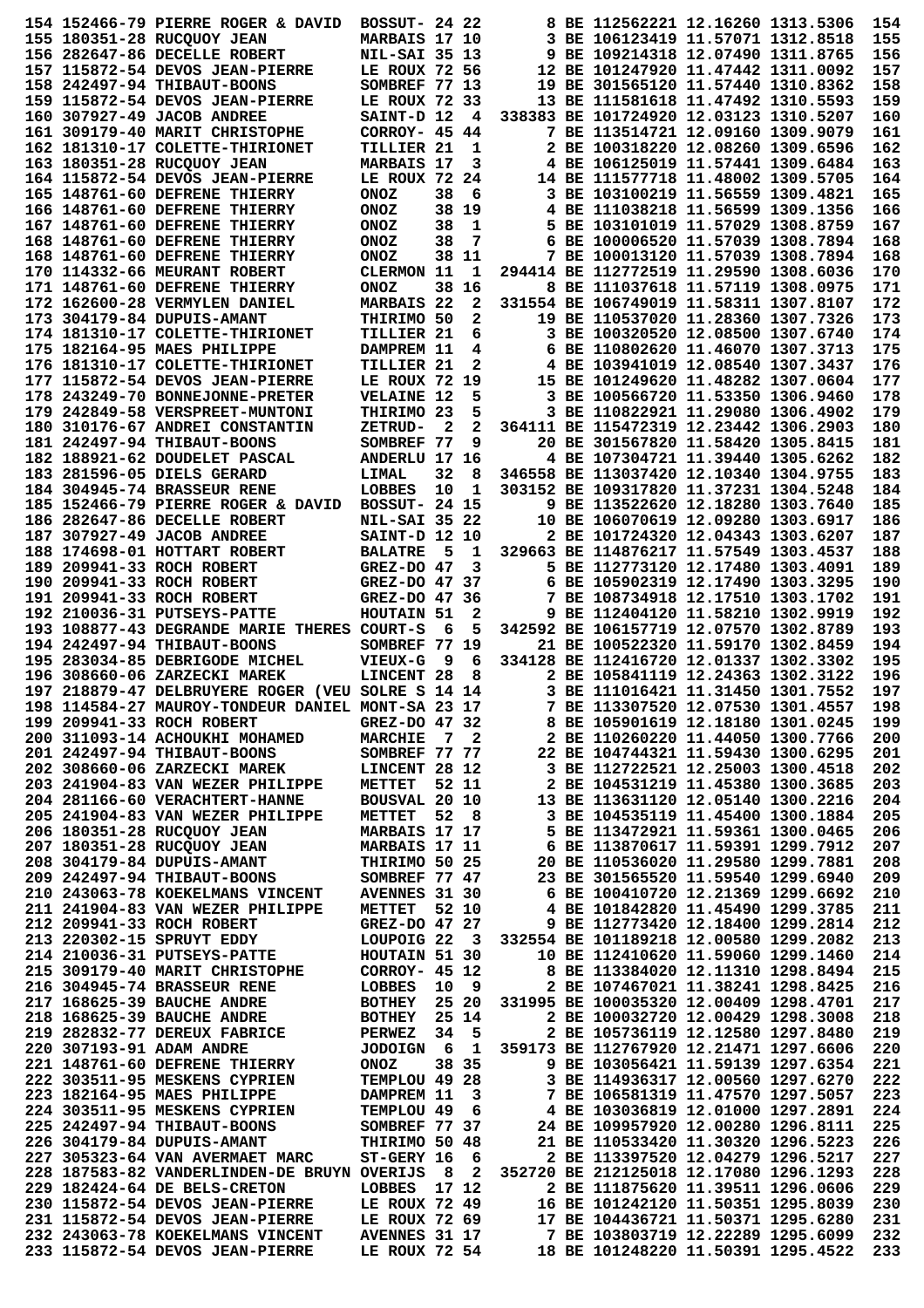```
154 152466-79 PIERRE ROGER & DAVID  BOSSUT- 24 22       8 BE 112562221 12.16260 1313.5306  154
155 180351-28 RUCQUOY JEAN          MARBAIS 17 10       3 BE 106123419 11.57071 1312.8518  155
156 282647-86 DECELLE ROBERT        NIL-SAI 35 13       9 BE 109214318 12.07490 1311.8765  156
157 115872-54 DEVOS JEAN-PIERRE     LE ROUX 72 56      12 BE 101247920 11.47442 1311.0092  157
158 242497-94 THIBAUT-BOONS         SOMBREF 77 13      19 BE 301565120 11.57440 1310.8362  158
159 115872-54 DEVOS JEAN-PIERRE     LE ROUX 72 33      13 BE 111581618 11.47492 1310.5593  159
160 307927-49 JACOB ANDREE          SAINT-D 12  4  338383 BE 101724920 12.03123 1310.5207  160
161 309179-40 MARIT CHRISTOPHE      CORROY- 45 44       7 BE 113514721 12.09160 1309.9079  161
162 181310-17 COLETTE-THIRIONET     TILLIER 21  1       2 BE 100318220 12.08260 1309.6596  162
163 180351-28 RUCQUOY JEAN          MARBAIS 17  3       4 BE 106125019 11.57441 1309.6484  163
164 115872-54 DEVOS JEAN-PIERRE     LE ROUX 72 24      14 BE 111577718 11.48002 1309.5705  164
165 148761-60 DEFRENE THIERRY       ONOZ    38  6       3 BE 103100219 11.56559 1309.4821  165
166 148761-60 DEFRENE THIERRY       ONOZ    38 19       4 BE 111038218 11.56599 1309.1356  166
167 148761-60 DEFRENE THIERRY       ONOZ    38  1       5 BE 103101019 11.57029 1308.8759  167
168 148761-60 DEFRENE THIERRY       ONOZ    38  7       6 BE 100006520 11.57039 1308.7894  168
168 148761-60 DEFRENE THIERRY       ONOZ    38 11       7 BE 100013120 11.57039 1308.7894  168
170 114332-66 MEURANT ROBERT        CLERMON 11  1  294414 BE 112772519 11.29590 1308.6036  170
171 148761-60 DEFRENE THIERRY       ONOZ    38 16       8 BE 111037618 11.57119 1308.0975  171
172 162600-28 VERMYLEN DANIEL       MARBAIS 22  2  331554 BE 106749019 11.58311 1307.8107  172
173 304179-84 DUPUIS-AMANT          THIRIMO 50  2      19 BE 110537020 11.28360 1307.7326  173
174 181310-17 COLETTE-THIRIONET     TILLIER 21  6       3 BE 100320520 12.08500 1307.6740  174
175 182164-95 MAES PHILIPPE         DAMPREM 11  4       6 BE 110802620 11.46070 1307.3713  175
176 181310-17 COLETTE-THIRIONET     TILLIER 21  2       4 BE 103941019 12.08540 1307.3437  176
177 115872-54 DEVOS JEAN-PIERRE     LE ROUX 72 19      15 BE 101249620 11.48282 1307.0604  177
178 243249-70 BONNEJONNE-PRETER     VELAINE 12  5       3 BE 100566720 11.53350 1306.9460  178
179 242849-58 VERSPREET-MUNTONI     THIRIMO 23  5       3 BE 110822921 11.29080 1306.4902  179
180 310176-67 ANDREI CONSTANTIN     ZETRUD-  2  2  364111 BE 115472319 12.23442 1306.2903  180
181 242497-94 THIBAUT-BOONS         SOMBREF 77  9      20 BE 301567820 11.58420 1305.8415  181
182 188921-62 DOUDELET PASCAL       ANDERLU 17 16       4 BE 107304721 11.39440 1305.6262  182
183 281596-05 DIELS GERARD          LIMAL   32  8  346558 BE 113037420 12.10340 1304.9755  183
184 304945-74 BRASSEUR RENE         LOBBES  10  1  303152 BE 109317820 11.37231 1304.5248  184
185 152466-79 PIERRE ROGER & DAVID  BOSSUT- 24 15       9 BE 113522620 12.18280 1303.7640  185
186 282647-86 DECELLE ROBERT        NIL-SAI 35 22      10 BE 106070619 12.09280 1303.6917  186
187 307927-49 JACOB ANDREE          SAINT-D 12 10       2 BE 101724320 12.04343 1303.6207  187
188 174698-01 HOTTART ROBERT        BALATRE  5  1  329663 BE 114876217 11.57549 1303.4537  188
189 209941-33 ROCH ROBERT           GREZ-DO 47  3       5 BE 112773120 12.17480 1303.4091  189
190 209941-33 ROCH ROBERT           GREZ-DO 47 37       6 BE 105902319 12.17490 1303.3295  190
191 209941-33 ROCH ROBERT           GREZ-DO 47 36       7 BE 108734918 12.17510 1303.1702  191
192 210036-31 PUTSEYS-PATTE         HOUTAIN 51  2       9 BE 112404120 11.58210 1302.9919  192
193 108877-43 DEGRANDE MARIE THERES COURT-S  6  5  342592 BE 106157719 12.07570 1302.8789  193
194 242497-94 THIBAUT-BOONS         SOMBREF 77 19      21 BE 100522320 11.59170 1302.8459  194
195 283034-85 DEBRIGODE MICHEL      VIEUX-G  9  6  334128 BE 112416720 12.01337 1302.3302  195
196 308660-06 ZARZECKI MAREK        LINCENT 28  8       2 BE 105841119 12.24363 1302.3122  196
197 218879-47 DELBRUYERE ROGER (VEU SOLRE S 14 14       3 BE 111016421 11.31450 1301.7552  197
198 114584-27 MAUROY-TONDEUR DANIEL MONT-SA 23 17       7 BE 113307520 12.07530 1301.4557  198
199 209941-33 ROCH ROBERT           GREZ-DO 47 32       8 BE 105901619 12.18180 1301.0245  199
200 311093-14 ACHOUKHI MOHAMED      MARCHIE  7  2       2 BE 110260220 11.44050 1300.7766  200
201 242497-94 THIBAUT-BOONS         SOMBREF 77 77      22 BE 104744321 11.59430 1300.6295  201
202 308660-06 ZARZECKI MAREK        LINCENT 28 12       3 BE 112722521 12.25003 1300.4518  202
203 241904-83 VAN WEZER PHILIPPE    METTET  52 11       2 BE 104531219 11.45380 1300.3685  203
204 281166-60 VERACHTERT-HANNE      BOUSVAL 20 10      13 BE 113631120 12.05140 1300.2216  204
205 241904-83 VAN WEZER PHILIPPE    METTET  52  8       3 BE 104535119 11.45400 1300.1884  205
206 180351-28 RUCQUOY JEAN          MARBAIS 17 17       5 BE 113472921 11.59361 1300.0465  206
207 180351-28 RUCQUOY JEAN          MARBAIS 17 11       6 BE 113870617 11.59391 1299.7912  207
208 304179-84 DUPUIS-AMANT          THIRIMO 50 25      20 BE 110536020 11.29580 1299.7881  208
209 242497-94 THIBAUT-BOONS         SOMBREF 77 47      23 BE 301565520 11.59540 1299.6940  209
210 243063-78 KOEKELMANS VINCENT    AVENNES 31 30       6 BE 100410720 12.21369 1299.6692  210
211 241904-83 VAN WEZER PHILIPPE    METTET  52 10       4 BE 101842820 11.45490 1299.3785  211
212 209941-33 ROCH ROBERT           GREZ-DO 47 27       9 BE 112773420 12.18400 1299.2814  212
213 220302-15 SPRUYT EDDY           LOUPOIG 22  3  332554 BE 101189218 12.00580 1299.2082  213
214 210036-31 PUTSEYS-PATTE         HOUTAIN 51 30      10 BE 112410620 11.59060 1299.1460  214
215 309179-40 MARIT CHRISTOPHE      CORROY- 45 12       8 BE 113384020 12.11310 1298.8494  215
216 304945-74 BRASSEUR RENE         LOBBES  10  9       2 BE 107467021 11.38241 1298.8425  216
217 168625-39 BAUCHE ANDRE          BOTHEY  25 20  331995 BE 100035320 12.00409 1298.4701  217
218 168625-39 BAUCHE ANDRE          BOTHEY  25 14       2 BE 100032720 12.00429 1298.3008  218
219 282832-77 DEREUX FABRICE        PERWEZ  34  5       2 BE 105736119 12.12580 1297.8480  219
220 307193-91 ADAM ANDRE            JODOIGN  6  1  359173 BE 112767920 12.21471 1297.6606  220
221 148761-60 DEFRENE THIERRY       ONOZ    38 35       9 BE 103056421 11.59139 1297.6354  221
222 303511-95 MESKENS CYPRIEN       TEMPLOU 49 28       3 BE 114936317 12.00560 1297.6270  222
223 182164-95 MAES PHILIPPE         DAMPREM 11  3       7 BE 106581319 11.47750 1297.5057  223
224 303511-95 MESKENS CYPRIEN       TEMPLOU 49  6       4 BE 103036819 12.01000 1297.2891  224
225 242497-94 THIBAUT-BOONS         SOMBREF 77 37      24 BE 109957920 12.00280 1296.8111  225
226 304179-84 DUPUIS-AMANT          THIRIMO 50 48      21 BE 110533420 11.30320 1296.5223  226
227 305323-64 VAN AVERMAET MARC     ST-GERY 16  6       2 BE 113397520 12.04279 1296.5217  227
228 187583-82 VANDERLINDEN-DE BRUYN OVERIJS  8  2  352720 BE 212125018 12.17080 1296.1293  228
229 182424-64 DE BELS-CRETON        LOBBES  17 12       2 BE 111875620 11.39511 1296.0606  229
230 115872-54 DEVOS JEAN-PIERRE     LE ROUX 72 49      16 BE 101242120 11.50351 1295.8039  230
231 115872-54 DEVOS JEAN-PIERRE     LE ROUX 72 69      17 BE 104436721 11.50371 1295.6280  231
232 243063-78 KOEKELMANS VINCENT    AVENNES 31 17       7 BE 103803719 12.22289 1295.6099  232
233 115872-54 DEVOS JEAN-PIERRE     LE ROUX 72 54      18 BE 101248220 11.50391 1295.4522  233
```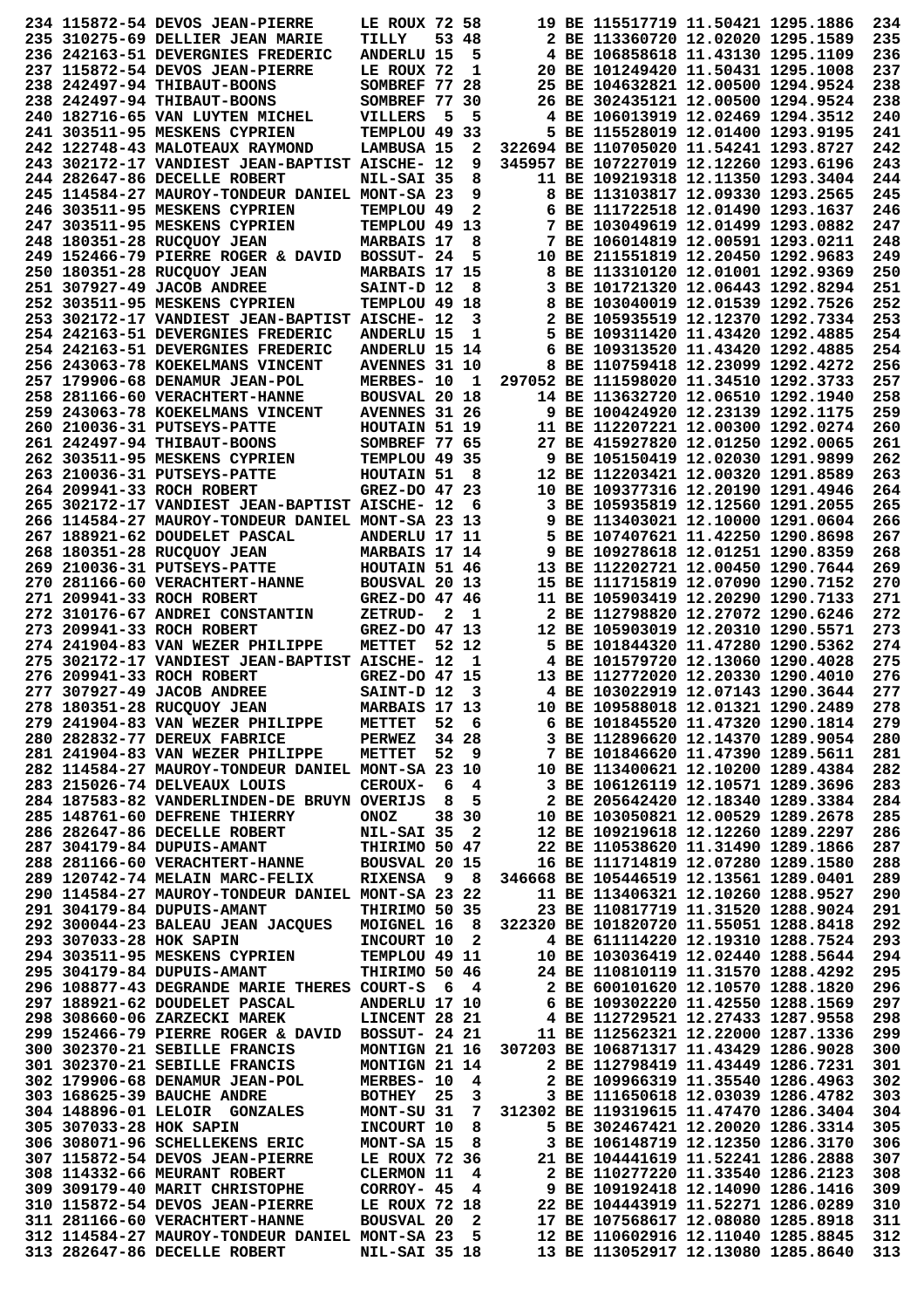```
234 115872-54 DEVOS JEAN-PIERRE     LE ROUX 72 58      19 BE 115517719 11.50421 1295.1886  234
235 310275-69 DELLIER JEAN MARIE    TILLY   53 48       2 BE 113360720 12.02020 1295.1589  235
236 242163-51 DEVERGNIES FREDERIC   ANDERLU 15  5       4 BE 106858618 11.43130 1295.1109  236
237 115872-54 DEVOS JEAN-PIERRE     LE ROUX 72  1      20 BE 101249420 11.50431 1295.1008  237
238 242497-94 THIBAUT-BOONS         SOMBREF 77 28      25 BE 104632821 12.00500 1294.9524  238
238 242497-94 THIBAUT-BOONS         SOMBREF 77 30      26 BE 302435121 12.00500 1294.9524  238
240 182716-65 VAN LUYTEN MICHEL     VILLERS  5  5       4 BE 106013919 12.02469 1294.3512  240
241 303511-95 MESKENS CYPRIEN       TEMPLOU 49 33       5 BE 115528019 12.01400 1293.9195  241
242 122748-43 MALOTEAUX RAYMOND      LAMBUSA 15  2  322694 BE 110705020 11.54241 1293.8727  242
243 302172-17 VANDIEST JEAN-BAPTIST AISCHE- 12  9  345957 BE 107227019 12.12260 1293.6196  243
244 282647-86 DECELLE ROBERT        NIL-SAI 35  8      11 BE 109219318 12.11350 1293.3404  244
245 114584-27 MAUROY-TONDEUR DANIEL MONT-SA 23  9       8 BE 113103817 12.09330 1293.2565  245
246 303511-95 MESKENS CYPRIEN       TEMPLOU 49  2       6 BE 111722518 12.01490 1293.1637  246
247 303511-95 MESKENS CYPRIEN       TEMPLOU 49 13       7 BE 103049619 12.01499 1293.0882  247
248 180351-28 RUCQUOY JEAN          MARBAIS 17  8       7 BE 106014919 12.00591 1293.0211  248
249 152466-79 PIERRE ROGER & DAVID  BOSSUT- 24  5      10 BE 211551819 12.20450 1292.9683  249
250 180351-28 RUCQUOY JEAN          MARBAIS 17 15       8 BE 113310120 12.01001 1292.9369  250
251 307927-49 JACOB ANDREE          SAINT-D 12  8       3 BE 101721320 12.06443 1292.8294  251
252 303511-95 MESKENS CYPRIEN       TEMPLOU 49 18       8 BE 103040019 12.01539 1292.7526  252
253 302172-17 VANDIEST JEAN-BAPTIST AISCHE- 12  3       2 BE 105935519 12.12370 1292.7334  253
254 242163-51 DEVERGNIES FREDERIC   ANDERLU 15  1       5 BE 109311420 11.43420 1292.4885  254
254 242163-51 DEVERGNIES FREDERIC   ANDERLU 15 14       6 BE 109313520 11.43420 1292.4885  254
256 243063-78 KOEKELMANS VINCENT    AVENNES 31 10       8 BE 110759418 12.23099 1292.4272  256
257 179906-68 DENAMUR JEAN-POL      MERBES- 10  1  297052 BE 111598020 11.34510 1292.3733  257
258 281166-60 VERACHTERT-HANNE      BOUSVAL 20 18      14 BE 113632720 12.06510 1292.1940  258
259 243063-78 KOEKELMANS VINCENT    AVENNES 31 26       9 BE 100424920 12.23139 1292.1175  259
260 210036-31 PUTSEYS-PATTE         HOUTAIN 51 19      11 BE 112207221 12.00300 1292.0274  260
261 242497-94 THIBAUT-BOONS         SOMBREF 77 65      27 BE 415927820 12.01250 1292.0065  261
262 303511-95 MESKENS CYPRIEN       TEMPLOU 49 35       9 BE 105150419 12.02030 1291.9899  262
263 210036-31 PUTSEYS-PATTE         HOUTAIN 51  8      12 BE 112203421 12.00320 1291.8589  263
264 209941-33 ROCH ROBERT           GREZ-DO 47 23      10 BE 109377316 12.20190 1291.4946  264
265 302172-17 VANDIEST JEAN-BAPTIST AISCHE- 12  6       3 BE 105935819 12.12560 1291.2055  265
266 114584-27 MAUROY-TONDEUR DANIEL MONT-SA 23 13       9 BE 113403021 12.10000 1291.0604  266
267 188921-62 DOUDELET PASCAL       ANDERLU 17 11       5 BE 107407621 11.42250 1290.8698  267
268 180351-28 RUCQUOY JEAN          MARBAIS 17 14       9 BE 109278618 12.01251 1290.8359  268
269 210036-31 PUTSEYS-PATTE         HOUTAIN 51 46      13 BE 112202721 12.00450 1290.7644  269
270 281166-60 VERACHTERT-HANNE      BOUSVAL 20 13      15 BE 111715819 12.07090 1290.7152  270
271 209941-33 ROCH ROBERT           GREZ-DO 47 46      11 BE 105903419 12.20290 1290.7133  271
272 310176-67 ANDREI CONSTANTIN     ZETRUD-  2  1       2 BE 112798820 12.27072 1290.6246  272
273 209941-33 ROCH ROBERT           GREZ-DO 47 13      12 BE 105903019 12.20310 1290.5571  273
274 241904-83 VAN WEZER PHILIPPE    METTET  52 12       5 BE 101844320 11.47280 1290.5362  274
275 302172-17 VANDIEST JEAN-BAPTIST AISCHE- 12  1       4 BE 101579720 12.13060 1290.4028  275
276 209941-33 ROCH ROBERT           GREZ-DO 47 15      13 BE 112772020 12.20330 1290.4010  276
277 307927-49 JACOB ANDREE          SAINT-D 12  3       4 BE 103022919 12.07143 1290.3644  277
278 180351-28 RUCQUOY JEAN          MARBAIS 17 13      10 BE 109588018 12.01321 1290.2489  278
279 241904-83 VAN WEZER PHILIPPE    METTET  52  6       6 BE 101845520 11.47320 1290.1814  279
280 282832-77 DEREUX FABRICE        PERWEZ  34 28       3 BE 112896620 12.14370 1289.9054  280
281 241904-83 VAN WEZER PHILIPPE    METTET  52  9       7 BE 101846620 11.47390 1289.5611  281
282 114584-27 MAUROY-TONDEUR DANIEL MONT-SA 23 10      10 BE 113400621 12.10200 1289.4384  282
283 215026-74 DELVEAUX LOUIS        CEROUX-  6  4       3 BE 106126119 12.10571 1289.3696  283
284 187583-82 VANDERLINDEN-DE BRUYN OVERIJS  8  5       2 BE 205642420 12.18340 1289.3384  284
285 148761-60 DEFRENE THIERRY       ONOZ    38 30      10 BE 103050821 12.00529 1289.2678  285
286 282647-86 DECELLE ROBERT        NIL-SAI 35  2      12 BE 109219618 12.12260 1289.2297  286
287 304179-84 DUPUIS-AMANT          THIRIMO 50 47      22 BE 110538620 11.31490 1289.1866  287
288 281166-60 VERACHTERT-HANNE      BOUSVAL 20 15      16 BE 111714819 12.07280 1289.1580  288
289 120742-74 MELAIN MARC-FELIX     RIXENSA  9  8  346668 BE 105446519 12.13561 1289.0401  289
290 114584-27 MAUROY-TONDEUR DANIEL MONT-SA 23 22      11 BE 113406321 12.10260 1288.9527  290
291 304179-84 DUPUIS-AMANT          THIRIMO 50 35      23 BE 110817719 11.31520 1288.9024  291
292 300044-23 BALEAU JEAN JACQUES   MOIGNEL 16  8  322320 BE 101820720 11.55051 1288.8418  292
293 307033-28 HOK SAPIN             INCOURT 10  2       4 BE 611114220 12.19310 1288.7524  293
294 303511-95 MESKENS CYPRIEN       TEMPLOU 49 11      10 BE 103036419 12.02440 1288.5644  294
295 304179-84 DUPUIS-AMANT          THIRIMO 50 46      24 BE 110810119 11.31570 1288.4292  295
296 108877-43 DEGRANDE MARIE THERES COURT-S  6  4       2 BE 600101620 12.10570 1288.1820  296
297 188921-62 DOUDELET PASCAL       ANDERLU 17 10       6 BE 109302220 11.42550 1288.1569  297
298 308660-06 ZARZECKI MAREK        LINCENT 28 21       4 BE 112729521 12.27433 1287.9558  298
299 152466-79 PIERRE ROGER & DAVID  BOSSUT- 24 21      11 BE 112562321 12.22000 1287.1336  299
300 302370-21 SEBILLE FRANCIS       MONTIGN 21 16  307203 BE 106871317 11.43429 1286.9028  300
301 302370-21 SEBILLE FRANCIS       MONTIGN 21 14       2 BE 112798419 11.43449 1286.7231  301
302 179906-68 DENAMUR JEAN-POL      MERBES- 10  4       2 BE 109966319 11.35540 1286.4963  302
303 168625-39 BAUCHE ANDRE          BOTHEY  25  3       3 BE 111650618 12.03039 1286.4782  303
304 148896-01 LELOIR  GONZALES      MONT-SU 31  7  312302 BE 119319615 11.47470 1286.3404  304
305 307033-28 HOK SAPIN             INCOURT 10  8       5 BE 302467421 12.20020 1286.3314  305
306 308071-96 SCHELLEKENS ERIC      MONT-SA 15  8       3 BE 106148719 12.12350 1286.3170  306
307 115872-54 DEVOS JEAN-PIERRE     LE ROUX 72 36      21 BE 104441619 11.52241 1286.2888  307
308 114332-66 MEURANT ROBERT        CLERMON 11  4       2 BE 110277220 11.33540 1286.2123  308
309 309179-40 MARIT CHRISTOPHE      CORROY- 45  4       9 BE 109192418 12.14090 1286.1416  309
310 115872-54 DEVOS JEAN-PIERRE     LE ROUX 72 18      22 BE 104443919 11.52271 1286.0289  310
311 281166-60 VERACHTERT-HANNE      BOUSVAL 20  2      17 BE 107568617 12.08080 1285.8918  311
312 114584-27 MAUROY-TONDEUR DANIEL MONT-SA 23  5      12 BE 110602916 12.11040 1285.8845  312
313 282647-86 DECELLE ROBERT        NIL-SAI 35 18      13 BE 113052917 12.13080 1285.8640  313
```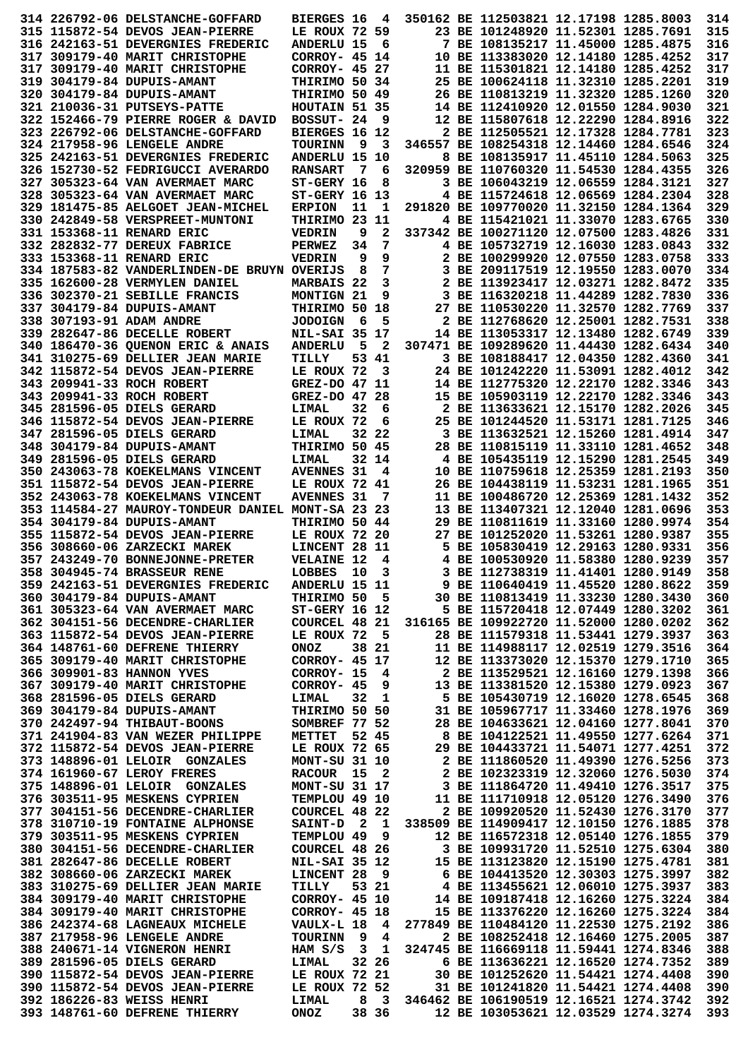```
314 226792-06 DELSTANCHE-GOFFARD    BIERGES 16  4  350162 BE 112503821 12.17198 1285.8003  314
315 115872-54 DEVOS JEAN-PIERRE     LE ROUX 72 59      23 BE 101248920 11.52301 1285.7691  315
316 242163-51 DEVERGNIES FREDERIC   ANDERLU 15  6       7 BE 108135217 11.45000 1285.4875  316
317 309179-40 MARIT CHRISTOPHE      CORROY- 45 14      10 BE 113383020 12.14180 1285.4252  317
317 309179-40 MARIT CHRISTOPHE      CORROY- 45 27      11 BE 115301821 12.14180 1285.4252  317
319 304179-84 DUPUIS-AMANT          THIRIMO 50 34      25 BE 100624118 11.32310 1285.2201  319
320 304179-84 DUPUIS-AMANT          THIRIMO 50 49      26 BE 110813219 11.32320 1285.1260  320
321 210036-31 PUTSEYS-PATTE         HOUTAIN 51 35      14 BE 112410920 12.01550 1284.9030  321
322 152466-79 PIERRE ROGER & DAVID  BOSSUT- 24  9      12 BE 115807618 12.22290 1284.8916  322
323 226792-06 DELSTANCHE-GOFFARD    BIERGES 16 12       2 BE 112505521 12.17328 1284.7781  323
324 217958-96 LENGELE ANDRE         TOURINN  9  3  346557 BE 108254318 12.14460 1284.6546  324
325 242163-51 DEVERGNIES FREDERIC   ANDERLU 15 10       8 BE 108135917 11.45110 1285.5063  325
326 152730-52 FEDRIGUCCI AVERARDO   RANSART  7  6  320959 BE 110760320 11.54530 1284.4355  326
327 305323-64 VAN AVERMAET MARC     ST-GERY 16  8       3 BE 106043219 12.06559 1284.3121  327
328 305323-64 VAN AVERMAET MARC     ST-GERY 16 13       4 BE 115724618 12.06569 1284.2304  328
329 181475-85 AELGOET JEAN-MICHEL   ERPION  11  1  291820 BE 109770020 11.32150 1284.1364  329
330 242849-58 VERSPREET-MUNTONI     THIRIMO 23 11       4 BE 115421021 11.33070 1283.6765  330
331 153368-11 RENARD ERIC           VEDRIN   9  2  337342 BE 100271120 12.07500 1283.4826  331
332 282832-77 DEREUX FABRICE        PERWEZ  34  7       4 BE 105732719 12.16030 1283.0843  332
333 153368-11 RENARD ERIC           VEDRIN   9  9       2 BE 100299920 12.07550 1283.0758  333
334 187583-82 VANDERLINDEN-DE BRUYN OVERIJS  8  7       3 BE 209117519 12.19550 1283.0070  334
335 162600-28 VERMYLEN DANIEL       MARBAIS 22  3       2 BE 113923417 12.03271 1282.8472  335
336 302370-21 SEBILLE FRANCIS       MONTIGN 21  9       3 BE 116320218 11.44289 1282.7830  336
337 304179-84 DUPUIS-AMANT          THIRIMO 50 18      27 BE 110530220 11.32570 1282.7769  337
338 307193-91 ADAM ANDRE            JODOIGN  6  5       2 BE 112768620 12.25001 1282.7531  338
339 282647-86 DECELLE ROBERT        NIL-SAI 35 17      14 BE 113053317 12.13480 1282.6749  339
340 186470-36 QUENON ERIC & ANAIS   ANDERLU  5  2  307471 BE 109289620 11.44430 1282.6434  340
341 310275-69 DELLIER JEAN MARIE    TILLY   53 41       3 BE 108188417 12.04350 1282.4360  341
342 115872-54 DEVOS JEAN-PIERRE     LE ROUX 72  3      24 BE 101242220 11.53091 1282.4012  342
343 209941-33 ROCH ROBERT           GREZ-DO 47 11      14 BE 112775320 12.22170 1282.3346  343
343 209941-33 ROCH ROBERT           GREZ-DO 47 28      15 BE 105903119 12.22170 1282.3346  343
345 281596-05 DIELS GERARD          LIMAL   32  6       2 BE 113633621 12.15170 1282.2026  345
346 115872-54 DEVOS JEAN-PIERRE     LE ROUX 72  6      25 BE 101244520 11.53171 1281.7125  346
347 281596-05 DIELS GERARD          LIMAL   32 22       3 BE 113632521 12.15260 1281.4914  347
348 304179-84 DUPUIS-AMANT          THIRIMO 50 45      28 BE 110815119 11.33110 1281.4652  348
349 281596-05 DIELS GERARD          LIMAL   32 14       4 BE 105435119 12.15290 1281.2545  349
350 243063-78 KOEKELMANS VINCENT    AVENNES 31  4      10 BE 110759618 12.25359 1281.2193  350
351 115872-54 DEVOS JEAN-PIERRE     LE ROUX 72 41      26 BE 104438119 11.53231 1281.1965  351
352 243063-78 KOEKELMANS VINCENT    AVENNES 31  7      11 BE 100486720 12.25369 1281.1432  352
353 114584-27 MAUROY-TONDEUR DANIEL MONT-SA 23 23      13 BE 113407321 12.12040 1281.0696  353
354 304179-84 DUPUIS-AMANT          THIRIMO 50 44      29 BE 110811619 11.33160 1280.9974  354
355 115872-54 DEVOS JEAN-PIERRE     LE ROUX 72 20      27 BE 101252020 11.53261 1280.9387  355
356 308660-06 ZARZECKI MAREK        LINCENT 28 11       5 BE 105830419 12.29163 1280.9331  356
357 243249-70 BONNEJONNE-PRETER     VELAINE 12  4       4 BE 100530920 11.58380 1280.9239  357
358 304945-74 BRASSEUR RENE         LOBBES  10  3       3 BE 112738319 11.41401 1280.9149  358
359 242163-51 DEVERGNIES FREDERIC   ANDERLU 15 11       9 BE 110640419 11.45520 1280.8622  359
360 304179-84 DUPUIS-AMANT          THIRIMO 50  5      30 BE 110813419 11.33230 1280.3430  360
361 305323-64 VAN AVERMAET MARC     ST-GERY 16 12       5 BE 115720418 12.07449 1280.3202  361
362 304151-56 DECENDRE-CHARLIER     COURCEL 48 21  316165 BE 109922720 11.52000 1280.0202  362
363 115872-54 DEVOS JEAN-PIERRE     LE ROUX 72  5      28 BE 111579318 11.53441 1279.3937  363
364 148761-60 DEFRENE THIERRY       ONOZ    38 21      11 BE 114988117 12.02519 1279.3516  364
365 309179-40 MARIT CHRISTOPHE      CORROY- 45 17      12 BE 113373020 12.15370 1279.1710  365
366 309901-83 HANNON YVES           CORROY- 15  4       2 BE 113529521 12.16160 1279.1398  366
367 309179-40 MARIT CHRISTOPHE      CORROY- 45  9      13 BE 113381520 12.15380 1279.0923  367
368 281596-05 DIELS GERARD          LIMAL   32  1       5 BE 105430719 12.16020 1278.6545  368
369 304179-84 DUPUIS-AMANT          THIRIMO 50 50      31 BE 105967717 11.33460 1278.1976  369
370 242497-94 THIBAUT-BOONS         SOMBREF 77 52      28 BE 104633621 12.04160 1277.8041  370
371 241904-83 VAN WEZER PHILIPPE    METTET  52 45       8 BE 104122521 11.49550 1277.6264  371
372 115872-54 DEVOS JEAN-PIERRE     LE ROUX 72 65      29 BE 104433721 11.54071 1277.4251  372
373 148896-01 LELOIR  GONZALES      MONT-SU 31 10       2 BE 111860520 11.49390 1276.5256  373
374 161960-67 LEROY FRERES          RACOUR  15  2       2 BE 102323319 12.32060 1276.5030  374
375 148896-01 LELOIR  GONZALES      MONT-SU 31 17       3 BE 111864720 11.49410 1276.3517  375
376 303511-95 MESKENS CYPRIEN       TEMPLOU 49 10      11 BE 111710918 12.05120 1276.3490  376
377 304151-56 DECENDRE-CHARLIER     COURCEL 48 22       2 BE 109920520 11.52430 1276.3170  377
378 310710-19 FONTAINE ALPHONSE     SAINT-D  2  1  338509 BE 114909417 12.10150 1276.1885  378
379 303511-95 MESKENS CYPRIEN       TEMPLOU 49  9      12 BE 116572318 12.05140 1276.1855  379
380 304151-56 DECENDRE-CHARLIER     COURCEL 48 26       3 BE 109931720 11.52510 1275.6304  380
381 282647-86 DECELLE ROBERT        NIL-SAI 35 12      15 BE 113123820 12.15190 1275.4781  381
382 308660-06 ZARZECKI MAREK        LINCENT 28  9       6 BE 104413520 12.30303 1275.3997  382
383 310275-69 DELLIER JEAN MARIE    TILLY   53 21       4 BE 113455621 12.06010 1275.3937  383
384 309179-40 MARIT CHRISTOPHE      CORROY- 45 10      14 BE 109187418 12.16260 1275.3224  384
384 309179-40 MARIT CHRISTOPHE      CORROY- 45 18      15 BE 113376220 12.16260 1275.3224  384
386 242374-68 LAGNEAUX MICHELE      VAULX-L 18  4  277849 BE 110484120 11.22530 1275.2192  386
387 217958-96 LENGELE ANDRE         TOURINN  9  4       2 BE 108252418 12.16460 1275.2005  387
388 240671-14 VIGNERON HENRI        HAM S/S  3  1  324745 BE 116669118 11.59441 1274.8346  388
389 281596-05 DIELS GERARD          LIMAL   32 26       6 BE 113636221 12.16520 1274.7352  389
390 115872-54 DEVOS JEAN-PIERRE     LE ROUX 72 21      30 BE 101252620 11.54421 1274.4408  390
390 115872-54 DEVOS JEAN-PIERRE     LE ROUX 72 52      31 BE 101241820 11.54421 1274.4408  390
392 186226-83 WEISS HENRI           LIMAL    8  3  346462 BE 106190519 12.16521 1274.3742  392
393 148761-60 DEFRENE THIERRY       ONOZ    38 36      12 BE 103053621 12.03529 1274.3274  393
```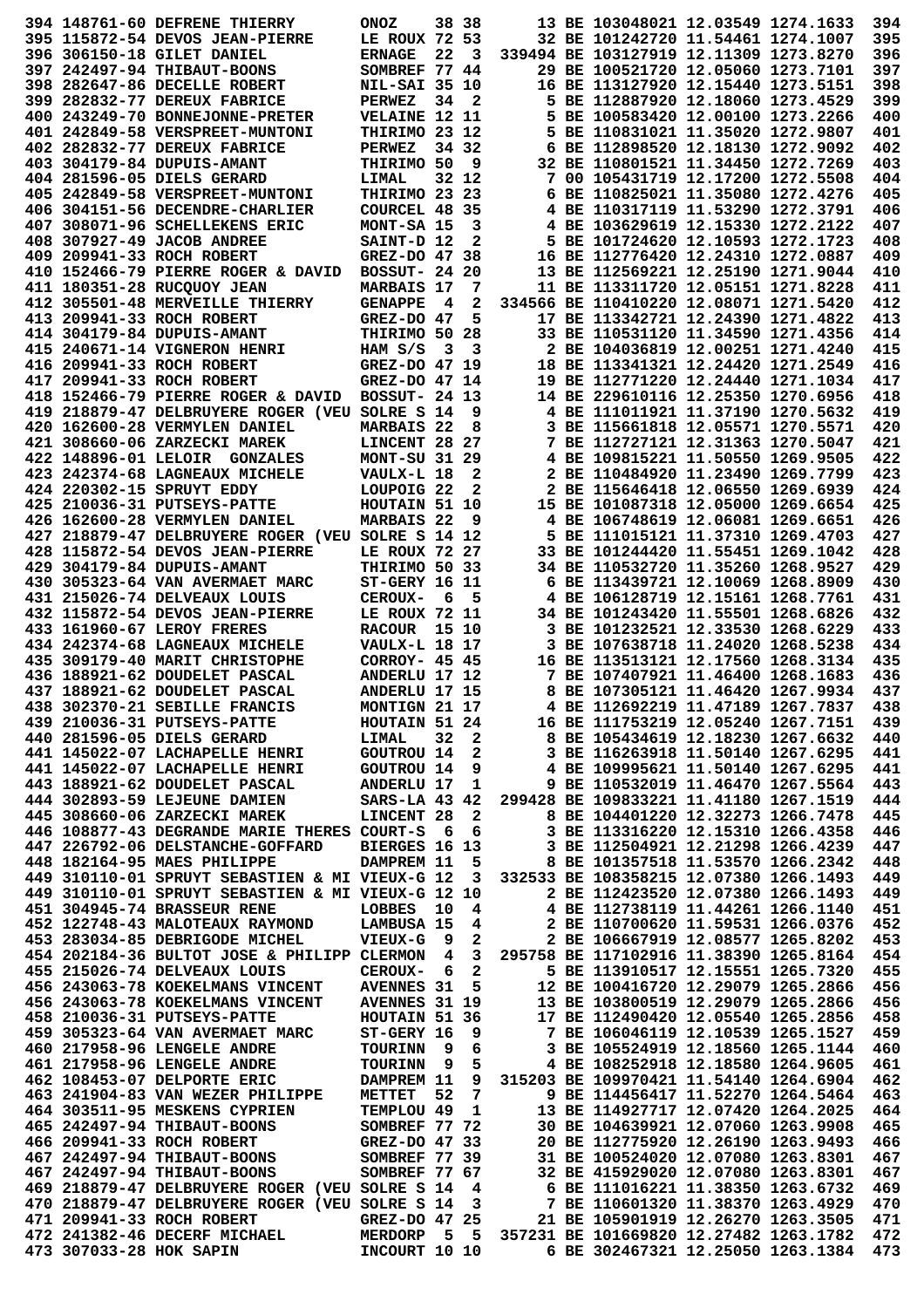```
394 148761-60 DEFRENE THIERRY       ONOZ    38 38      13 BE 103048021 12.03549 1274.1633  394
395 115872-54 DEVOS JEAN-PIERRE     LE ROUX 72 53      32 BE 101242720 11.54461 1274.1007  395
396 306150-18 GILET DANIEL          ERNAGE  22  3  339494 BE 103127919 12.11309 1273.8270  396
397 242497-94 THIBAUT-BOONS         SOMBREF 77 44      29 BE 100521720 12.05060 1273.7101  397
398 282647-86 DECELLE ROBERT        NIL-SAI 35 10      16 BE 113127920 12.15440 1273.5151  398
399 282832-77 DEREUX FABRICE        PERWEZ  34  2       5 BE 112887920 12.18060 1273.4529  399
400 243249-70 BONNEJONNE-PRETER     VELAINE 12 11       5 BE 100583420 12.00100 1273.2266  400
401 242849-58 VERSPREET-MUNTONI     THIRIMO 23 12       5 BE 110831021 11.35020 1272.9807  401
402 282832-77 DEREUX FABRICE        PERWEZ  34 32       6 BE 112898520 12.18130 1272.9092  402
403 304179-84 DUPUIS-AMANT          THIRIMO 50  9      32 BE 110801521 11.34450 1272.7269  403
404 281596-05 DIELS GERARD          LIMAL      32 12    7 00 105431719 12.17200 1272.5508  404
405 242849-58 VERSPREET-MUNTONI     THIRIMO 23 23       6 BE 110825021 11.35080 1272.4276  405
406 304151-56 DECENDRE-CHARLIER     COURCEL 48 35       4 BE 110317119 11.53290 1272.3791  406
407 308071-96 SCHELLEKENS ERIC      MONT-SA 15  3       4 BE 103629619 12.15330 1272.2122  407
408 307927-49 JACOB ANDREE          SAINT-D 12  2       5 BE 101724620 12.10593 1272.1723  408
409 209941-33 ROCH ROBERT           GREZ-DO 47 38      16 BE 112776420 12.24310 1272.0887  409
410 152466-79 PIERRE ROGER & DAVID  BOSSUT- 24 20      13 BE 112569221 12.25190 1271.9044  410
411 180351-28 RUCQUOY JEAN          MARBAIS 17  7      11 BE 113311720 12.05151 1271.8228  411
412 305501-48 MERVEILLE THIERRY     GENAPPE  4  2  334566 BE 110410220 12.08071 1271.5420  412
413 209941-33 ROCH ROBERT           GREZ-DO 47  5      17 BE 113342721 12.24390 1271.4822  413
414 304179-84 DUPUIS-AMANT          THIRIMO 50 28      33 BE 110531120 11.34590 1271.4356  414
415 240671-14 VIGNERON HENRI        HAM S/S  3  3       2 BE 104036819 12.00251 1271.4240  415
416 209941-33 ROCH ROBERT           GREZ-DO 47 19      18 BE 113341321 12.24420 1271.2549  416
417 209941-33 ROCH ROBERT           GREZ-DO 47 14      19 BE 112771220 12.24440 1271.1034  417
418 152466-79 PIERRE ROGER & DAVID  BOSSUT- 24 13      14 BE 229610116 12.25350 1270.6956  418
419 218879-47 DELBRUYERE ROGER (VEU SOLRE S 14  9       4 BE 111011921 11.37190 1270.5632  419
420 162600-28 VERMYLEN DANIEL       MARBAIS 22  8       3 BE 115661818 12.05571 1270.5571  420
421 308660-06 ZARZECKI MAREK        LINCENT 28 27       7 BE 112727121 12.31363 1270.5047  421
422 148896-01 LELOIR  GONZALES      MONT-SU 31 29       4 BE 109815221 11.50550 1269.9505  422
423 242374-68 LAGNEAUX MICHELE      VAULX-L 18  2       2 BE 110484920 11.23490 1269.7799  423
424 220302-15 SPRUYT EDDY           LOUPOIG 22  2       2 BE 115646418 12.06550 1269.6939  424
425 210036-31 PUTSEYS-PATTE         HOUTAIN 51 10      15 BE 101087318 12.05000 1269.6654  425
426 162600-28 VERMYLEN DANIEL       MARBAIS 22  9       4 BE 106748619 12.06081 1269.6651  426
427 218879-47 DELBRUYERE ROGER (VEU SOLRE S 14 12       5 BE 111015121 11.37310 1269.4703  427
428 115872-54 DEVOS JEAN-PIERRE     LE ROUX 72 27      33 BE 101244420 11.55451 1269.1042  428
429 304179-84 DUPUIS-AMANT          THIRIMO 50 33      34 BE 110532720 11.35260 1268.9527  429
430 305323-64 VAN AVERMAET MARC     ST-GERY 16 11       6 BE 113439721 12.10069 1268.8909  430
431 215026-74 DELVEAUX LOUIS        CEROUX-  6  5       4 BE 106128719 12.15161 1268.7761  431
432 115872-54 DEVOS JEAN-PIERRE     LE ROUX 72 11      34 BE 101243420 11.55501 1268.6826  432
433 161960-67 LEROY FRERES          RACOUR  15 10       3 BE 101232521 12.33530 1268.6229  433
434 242374-68 LAGNEAUX MICHELE      VAULX-L 18 17       3 BE 107638718 11.24020 1268.5238  434
435 309179-40 MARIT CHRISTOPHE      CORROY- 45 45      16 BE 113513121 12.17560 1268.3134  435
436 188921-62 DOUDELET PASCAL       ANDERLU 17 12       7 BE 107407921 11.46400 1268.1683  436
437 188921-62 DOUDELET PASCAL       ANDERLU 17 15       8 BE 107305121 11.46420 1267.9934  437
438 302370-21 SEBILLE FRANCIS       MONTIGN 21 17       4 BE 112692219 11.47189 1267.7837  438
439 210036-31 PUTSEYS-PATTE         HOUTAIN 51 24      16 BE 111753219 12.05240 1267.7151  439
440 281596-05 DIELS GERARD          LIMAL   32  2       8 BE 105434619 12.18230 1267.6632  440
441 145022-07 LACHAPELLE HENRI      GOUTROU 14  2       3 BE 116263918 11.50140 1267.6295  441
441 145022-07 LACHAPELLE HENRI      GOUTROU 14  9       4 BE 109995621 11.50140 1267.6295  441
443 188921-62 DOUDELET PASCAL       ANDERLU 17  1       9 BE 110532019 11.46470 1267.5564  443
444 302893-59 LEJEUNE DAMIEN        SARS-LA 43 42  299428 BE 109833221 11.41180 1267.1519  444
445 308660-06 ZARZECKI MAREK        LINCENT 28  2       8 BE 104401220 12.32273 1266.7478  445
446 108877-43 DEGRANDE MARIE THERES COURT-S  6  6       3 BE 113316220 12.15310 1266.4358  446
447 226792-06 DELSTANCHE-GOFFARD    BIERGES 16 13       3 BE 112504921 12.21298 1266.4239  447
448 182164-95 MAES PHILIPPE         DAMPREM 11  5       8 BE 101357518 11.53570 1266.2342  448
449 310110-01 SPRUYT SEBASTIEN & MI VIEUX-G 12  3  332533 BE 108358215 12.07380 1266.1493  449
449 310110-01 SPRUYT SEBASTIEN & MI VIEUX-G 12 10       2 BE 112423520 12.07380 1266.1493  449
451 304945-74 BRASSEUR RENE         LOBBES  10  4       4 BE 112738119 11.44261 1266.1140  451
452 122748-43 MALOTEAUX RAYMOND     LAMBUSA 15  4       2 BE 110700620 11.59531 1266.0376  452
453 283034-85 DEBRIGODE MICHEL      VIEUX-G  9  2       2 BE 106667919 12.08577 1265.8202  453
454 202184-36 BULTOT JOSE & PHILIPP CLERMON  4  3  295758 BE 117102916 11.38390 1265.8164  454
455 215026-74 DELVEAUX LOUIS        CEROUX-  6  2       5 BE 113910517 12.15551 1265.7320  455
456 243063-78 KOEKELMANS VINCENT    AVENNES 31  5      12 BE 100416720 12.29079 1265.2866  456
456 243063-78 KOEKELMANS VINCENT    AVENNES 31 19      13 BE 103800519 12.29079 1265.2866  456
458 210036-31 PUTSEYS-PATTE         HOUTAIN 51 36      17 BE 112490420 12.05540 1265.2856  458
459 305323-64 VAN AVERMAET MARC     ST-GERY 16  9       7 BE 106046119 12.10539 1265.1527  459
460 217958-96 LENGELE ANDRE         TOURINN  9  6       3 BE 105524919 12.18560 1265.1144  460
461 217958-96 LENGELE ANDRE         TOURINN  9  5       4 BE 108252918 12.18580 1264.9605  461
462 108453-07 DELPORTE ERIC         DAMPREM 11  9  315203 BE 109970421 11.54140 1264.6904  462
463 241904-83 VAN WEZER PHILIPPE    METTET  52  7       9 BE 114456417 11.52270 1264.5464  463
464 303511-95 MESKENS CYPRIEN       TEMPLOU 49  1      13 BE 114927717 12.07420 1264.2025  464
465 242497-94 THIBAUT-BOONS         SOMBREF 77 72      30 BE 104639921 12.07060 1263.9908  465
466 209941-33 ROCH ROBERT           GREZ-DO 47 33      20 BE 112775920 12.26190 1263.9493  466
467 242497-94 THIBAUT-BOONS         SOMBREF 77 39      31 BE 100524020 12.07080 1263.8301  467
467 242497-94 THIBAUT-BOONS         SOMBREF 77 67      32 BE 415929020 12.07080 1263.8301  467
469 218879-47 DELBRUYERE ROGER (VEU SOLRE S 14  4       6 BE 111016221 11.38350 1263.6732  469
470 218879-47 DELBRUYERE ROGER (VEU SOLRE S 14  3       7 BE 110601320 11.38370 1263.4929  470
471 209941-33 ROCH ROBERT           GREZ-DO 47 25      21 BE 105901919 12.26270 1263.3505  471
472 241382-46 DECERF MICHAEL        MERDORP  5  5  357231 BE 101669820 12.27482 1263.1782  472
473 307033-28 HOK SAPIN             INCOURT 10 10       6 BE 302467321 12.25050 1263.1384  473
```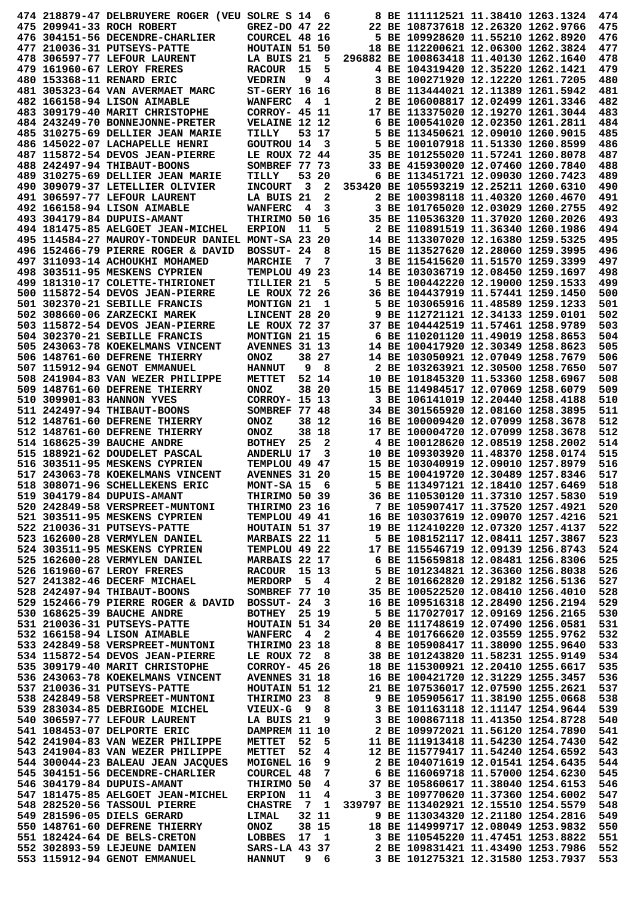```
474 218879-47 DELBRUYERE ROGER (VEU SOLRE S 14  6       8 BE 111112521 11.38410 1263.1324  474
475 209941-33 ROCH ROBERT           GREZ-DO 47 22      22 BE 108737618 12.26320 1262.9766  475
476 304151-56 DECENDRE-CHARLIER     COURCEL 48 16       5 BE 109928620 11.55210 1262.8920  476
477 210036-31 PUTSEYS-PATTE         HOUTAIN 51 50      18 BE 112200621 12.06300 1262.3824  477
478 306597-77 LEFOUR LAURENT        LA BUIS 21  5  296882 BE 100863418 11.40130 1262.1640  478
479 161960-67 LEROY FRERES          RACOUR  15  5       4 BE 104319420 12.35220 1262.1421  479
480 153368-11 RENARD ERIC           VEDRIN   9  4       3 BE 100271920 12.12220 1261.7205  480
481 305323-64 VAN AVERMAET MARC     ST-GERY 16 16       8 BE 113444021 12.11389 1261.5942  481
482 166158-94 LISON AIMABLE         WANFERC  4  1       2 BE 106008817 12.02499 1261.3346  482
483 309179-40 MARIT CHRISTOPHE      CORROY- 45 11      17 BE 113375020 12.19270 1261.3044  483
484 243249-70 BONNEJONNE-PRETER     VELAINE 12 12       6 BE 100541020 12.02350 1261.2811  484
485 310275-69 DELLIER JEAN MARIE    TILLY   53 17       5 BE 113450621 12.09010 1260.9015  485
486 145022-07 LACHAPELLE HENRI      GOUTROU 14  3       5 BE 100107918 11.51330 1260.8599  486
487 115872-54 DEVOS JEAN-PIERRE     LE ROUX 72 44      35 BE 101255020 11.57241 1260.8078  487
488 242497-94 THIBAUT-BOONS         SOMBREF 77 73      33 BE 415930020 12.07460 1260.7840  488
489 310275-69 DELLIER JEAN MARIE    TILLY   53 20       6 BE 113451721 12.09030 1260.7423  489
490 309079-37 LETELLIER OLIVIER     INCOURT  3  2  353420 BE 105593219 12.25211 1260.6310  490
491 306597-77 LEFOUR LAURENT        LA BUIS 21  2       2 BE 100398118 11.40320 1260.4670  491
492 166158-94 LISON AIMABLE         WANFERC  4  3       3 BE 101765020 12.03029 1260.2755  492
493 304179-84 DUPUIS-AMANT          THIRIMO 50 16      35 BE 110536320 11.37020 1260.2026  493
494 181475-85 AELGOET JEAN-MICHEL   ERPION  11  5       2 BE 110891519 11.36340 1260.1986  494
495 114584-27 MAUROY-TONDEUR DANIEL MONT-SA 23 20      14 BE 113307020 12.16380 1259.5325  495
496 152466-79 PIERRE ROGER & DAVID  BOSSUT- 24  8      15 BE 113527620 12.28060 1259.3995  496
497 311093-14 ACHOUKHI MOHAMED      MARCHIE  7  7       3 BE 115415620 11.51570 1259.3399  497
498 303511-95 MESKENS CYPRIEN       TEMPLOU 49 23      14 BE 103036719 12.08450 1259.1697  498
499 181310-17 COLETTE-THIRIONET     TILLIER 21  5       5 BE 100442220 12.19000 1259.1533  499
500 115872-54 DEVOS JEAN-PIERRE     LE ROUX 72 26      36 BE 104437919 11.57441 1259.1450  500
501 302370-21 SEBILLE FRANCIS       MONTIGN 21  1       5 BE 103065916 11.48589 1259.1233  501
502 308660-06 ZARZECKI MAREK        LINCENT 28 20       9 BE 112721121 12.34133 1259.0101  502
503 115872-54 DEVOS JEAN-PIERRE     LE ROUX 72 37      37 BE 104442519 11.57461 1258.9789  503
504 302370-21 SEBILLE FRANCIS       MONTIGN 21 15       6 BE 110201120 11.49019 1258.8653  504
505 243063-78 KOEKELMANS VINCENT    AVENNES 31 13      14 BE 100417920 12.30349 1258.8623  505
506 148761-60 DEFRENE THIERRY       ONOZ    38 27      14 BE 103050921 12.07049 1258.7679  506
507 115912-94 GENOT EMMANUEL        HANNUT   9  8       2 BE 103263921 12.30500 1258.7650  507
508 241904-83 VAN WEZER PHILIPPE    METTET  52 14      10 BE 101845320 11.53360 1258.6967  508
509 148761-60 DEFRENE THIERRY       ONOZ    38 20      15 BE 114984517 12.07069 1258.6079  509
510 309901-83 HANNON YVES           CORROY- 15 13       3 BE 106141019 12.20440 1258.4188  510
511 242497-94 THIBAUT-BOONS         SOMBREF 77 48      34 BE 301565920 12.08160 1258.3895  511
512 148761-60 DEFRENE THIERRY       ONOZ    38 12      16 BE 100009420 12.07099 1258.3678  512
512 148761-60 DEFRENE THIERRY       ONOZ    38 18      17 BE 100004720 12.07099 1258.3678  512
514 168625-39 BAUCHE ANDRE          BOTHEY  25  2       4 BE 100128620 12.08519 1258.2002  514
515 188921-62 DOUDELET PASCAL       ANDERLU 17  3      10 BE 109303920 11.48370 1258.0174  515
516 303511-95 MESKENS CYPRIEN       TEMPLOU 49 47      15 BE 103040919 12.09010 1257.8979  516
517 243063-78 KOEKELMANS VINCENT    AVENNES 31 20      15 BE 100419720 12.30489 1257.8346  517
518 308071-96 SCHELLEKENS ERIC      MONT-SA 15  6       5 BE 113497121 12.18410 1257.6469  518
519 304179-84 DUPUIS-AMANT          THIRIMO 50 39      36 BE 110530120 11.37310 1257.5830  519
520 242849-58 VERSPREET-MUNTONI     THIRIMO 23 16       7 BE 105907417 11.37520 1257.4921  520
521 303511-95 MESKENS CYPRIEN       TEMPLOU 49 41      16 BE 103037619 12.09070 1257.4216  521
522 210036-31 PUTSEYS-PATTE         HOUTAIN 51 37      19 BE 112410220 12.07320 1257.4137  522
523 162600-28 VERMYLEN DANIEL       MARBAIS 22 11       5 BE 108152117 12.08411 1257.3867  523
524 303511-95 MESKENS CYPRIEN       TEMPLOU 49 22      17 BE 115546719 12.09139 1256.8743  524
525 162600-28 VERMYLEN DANIEL       MARBAIS 22 17       6 BE 115659818 12.08481 1256.8306  525
526 161960-67 LEROY FRERES          RACOUR  15 13       5 BE 101234821 12.36360 1256.8038  526
527 241382-46 DECERF MICHAEL        MERDORP  5  4       2 BE 101662820 12.29182 1256.5136  527
528 242497-94 THIBAUT-BOONS         SOMBREF 77 10      35 BE 100522520 12.08410 1256.4010  528
529 152466-79 PIERRE ROGER & DAVID  BOSSUT- 24  3      16 BE 109516318 12.28490 1256.2194  529
530 168625-39 BAUCHE ANDRE          BOTHEY  25 19       5 BE 117027017 12.09169 1256.2165  530
531 210036-31 PUTSEYS-PATTE         HOUTAIN 51 34      20 BE 111748619 12.07490 1256.0581  531
532 166158-94 LISON AIMABLE         WANFERC  4  2       4 BE 101766620 12.03559 1255.9762  532
533 242849-58 VERSPREET-MUNTONI     THIRIMO 23 18       8 BE 105908417 11.38090 1255.9640  533
534 115872-54 DEVOS JEAN-PIERRE     LE ROUX 72  8      38 BE 101243820 11.58231 1255.9149  534
535 309179-40 MARIT CHRISTOPHE      CORROY- 45 26      18 BE 115300921 12.20410 1255.6617  535
536 243063-78 KOEKELMANS VINCENT    AVENNES 31 18      16 BE 100421720 12.31229 1255.3457  536
537 210036-31 PUTSEYS-PATTE         HOUTAIN 51 12      21 BE 107536017 12.07590 1255.2621  537
538 242849-58 VERSPREET-MUNTONI     THIRIMO 23  8       9 BE 105905617 11.38190 1255.0668  538
539 283034-85 DEBRIGODE MICHEL      VIEUX-G  9  8       3 BE 101163118 12.11147 1254.9644  539
540 306597-77 LEFOUR LAURENT        LA BUIS 21  9       3 BE 100867118 11.41350 1254.8728  540
541 108453-07 DELPORTE ERIC         DAMPREM 11 10       2 BE 109972021 11.56120 1254.7890  541
542 241904-83 VAN WEZER PHILIPPE    METTET  52  5      11 BE 111913418 11.54230 1254.7430  542
543 241904-83 VAN WEZER PHILIPPE    METTET  52  4      12 BE 115779417 11.54240 1254.6592  543
544 300044-23 BALEAU JEAN JACQUES   MOIGNEL 16  9       2 BE 104071619 12.01541 1254.6435  544
545 304151-56 DECENDRE-CHARLIER     COURCEL 48  7       6 BE 116069718 11.57000 1254.6230  545
546 304179-84 DUPUIS-AMANT          THIRIMO 50  4      37 BE 105860617 11.38040 1254.6153  546
547 181475-85 AELGOET JEAN-MICHEL   ERPION  11  4       3 BE 109770620 11.37360 1254.6002  547
548 282520-56 TASSOUL PIERRE        CHASTRE  7  1  339797 BE 113402921 12.15510 1254.5579  548
549 281596-05 DIELS GERARD          LIMAL   32 11       9 BE 113034320 12.21180 1254.2816  549
550 148761-60 DEFRENE THIERRY       ONOZ    38 15      18 BE 114999717 12.08049 1253.9832  550
551 182424-64 DE BELS-CRETON        LOBBES  17  1       3 BE 110545220 11.47451 1253.8822  551
552 302893-59 LEJEUNE DAMIEN        SARS-LA 43 37       2 BE 109831421 11.43490 1253.7986  552
553 115912-94 GENOT EMMANUEL        HANNUT   9  6       3 BE 101275321 12.31580 1253.7937  553
```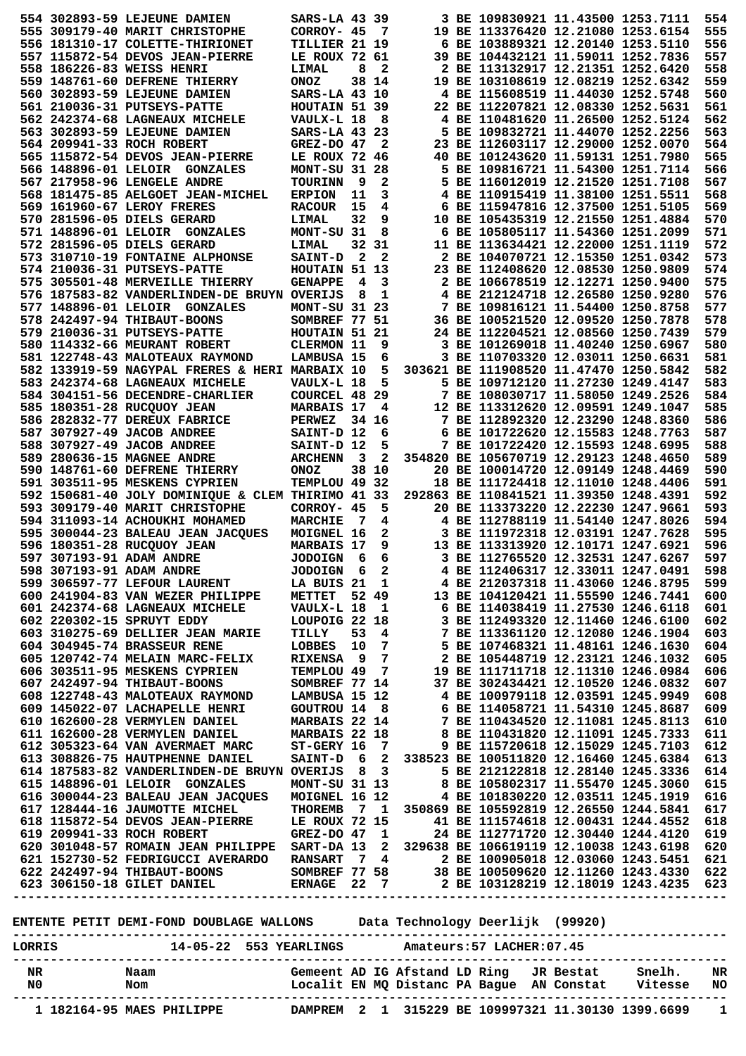| NR | Licence | Naam | Gemeent | AD | IG | Afstand | LD | Ring | Bestat | Snelh. | NR |
|---|---|---|---|---|---|---|---|---|---|---|---|
| 554 | 302893-59 | LEJEUNE DAMIEN | SARS-LA | 43 | 39 | 3 | BE | 109830921 | 11.43500 | 1253.7111 | 554 |
| 555 | 309179-40 | MARIT CHRISTOPHE | CORROY- | 45 | 7 | 19 | BE | 113376420 | 12.21080 | 1253.6154 | 555 |
| 556 | 181310-17 | COLETTE-THIRIONET | TILLIER | 21 | 19 | 6 | BE | 103889321 | 12.20140 | 1253.5110 | 556 |
| 557 | 115872-54 | DEVOS JEAN-PIERRE | LE ROUX | 72 | 61 | 39 | BE | 104432121 | 11.59011 | 1252.7836 | 557 |
| 558 | 186226-83 | WEISS HENRI | LIMAL | 8 | 2 | 2 | BE | 113132917 | 12.21351 | 1252.6420 | 558 |
| 559 | 148761-60 | DEFRENE THIERRY | ONOZ | 38 | 14 | 19 | BE | 103108619 | 12.08219 | 1252.6342 | 559 |
| 560 | 302893-59 | LEJEUNE DAMIEN | SARS-LA | 43 | 10 | 4 | BE | 115608519 | 11.44030 | 1252.5748 | 560 |
| 561 | 210036-31 | PUTSEYS-PATTE | HOUTAIN | 51 | 39 | 22 | BE | 112207821 | 12.08330 | 1252.5631 | 561 |
| 562 | 242374-68 | LAGNEAUX MICHELE | VAULX-L | 18 | 8 | 4 | BE | 110481620 | 11.26500 | 1252.5124 | 562 |
| 563 | 302893-59 | LEJEUNE DAMIEN | SARS-LA | 43 | 23 | 5 | BE | 109832921 | 11.44070 | 1252.2256 | 563 |
| 564 | 209941-33 | ROCH ROBERT | GREZ-DO | 47 | 2 | 23 | BE | 112603117 | 12.29000 | 1252.0070 | 564 |
| 565 | 115872-54 | DEVOS JEAN-PIERRE | LE ROUX | 72 | 46 | 40 | BE | 101243620 | 11.59131 | 1251.7980 | 565 |
| 566 | 148896-01 | LELOIR GONZALES | MONT-SU | 31 | 28 | 5 | BE | 109816721 | 11.54300 | 1251.7114 | 566 |
| 567 | 217958-96 | LENGELE ANDRE | TOURINN | 9 | 2 | 5 | BE | 116012019 | 12.21520 | 1251.7108 | 567 |
| 568 | 181475-85 | AELGOET JEAN-MICHEL | ERPION | 11 | 3 | 4 | BE | 110915419 | 11.38100 | 1251.5511 | 568 |
| 569 | 161960-67 | LEROY FRERES | RACOUR | 15 | 4 | 6 | BE | 115947816 | 12.37500 | 1251.5105 | 569 |
| 570 | 281596-05 | DIELS GERARD | LIMAL | 32 | 9 | 10 | BE | 105435319 | 12.21550 | 1251.4884 | 570 |
| 571 | 148896-01 | LELOIR GONZALES | MONT-SU | 31 | 8 | 6 | BE | 105805117 | 11.54360 | 1251.2099 | 571 |
| 572 | 281596-05 | DIELS GERARD | LIMAL | 32 | 31 | 11 | BE | 113634421 | 12.22000 | 1251.1119 | 572 |
| 573 | 310710-19 | FONTAINE ALPHONSE | SAINT-D | 2 | 2 | 2 | BE | 104070721 | 12.15350 | 1251.0342 | 573 |
| 574 | 210036-31 | PUTSEYS-PATTE | HOUTAIN | 51 | 13 | 23 | BE | 112408620 | 12.08330 | 1250.9809 | 574 |
| 575 | 305501-48 | MERVEILLE THIERRY | GENAPPE | 4 | 3 | 2 | BE | 106678519 | 12.12271 | 1250.9400 | 575 |
| 576 | 187583-82 | VANDERLINDEN-DE BRUYN | OVERIJS | 8 | 1 | 4 | BE | 212124718 | 12.26580 | 1250.9280 | 576 |
| 577 | 148896-01 | LELOIR GONZALES | MONT-SU | 31 | 23 | 7 | BE | 109816121 | 11.54400 | 1250.8758 | 577 |
| 578 | 242497-94 | THIBAUT-BOONS | SOMBREF | 77 | 51 | 36 | BE | 100521520 | 12.09520 | 1250.7878 | 578 |
| 579 | 210036-31 | PUTSEYS-PATTE | HOUTAIN | 51 | 21 | 24 | BE | 112204521 | 12.08560 | 1250.7439 | 579 |
| 580 | 114332-66 | MEURANT ROBERT | CLERMON | 11 | 9 | 3 | BE | 101269018 | 11.40240 | 1250.6967 | 580 |
| 581 | 122748-43 | MALOTEAUX RAYMOND | LAMBUSA | 15 | 6 | 3 | BE | 110703320 | 12.03011 | 1250.6631 | 581 |
| 582 | 133919-59 | NAGYPAL FRERES & HERI | MARBAIX | 10 | 5 | 303621 | BE | 111908520 | 11.47470 | 1250.5842 | 582 |
| 583 | 242374-68 | LAGNEAUX MICHELE | VAULX-L | 18 | 5 | 5 | BE | 109712120 | 11.27230 | 1249.4147 | 583 |
| 584 | 304151-56 | DECENDRE-CHARLIER | COURCEL | 48 | 29 | 7 | BE | 108030717 | 11.58050 | 1249.2526 | 584 |
| 585 | 180351-28 | RUCQUOY JEAN | MARBAIS | 17 | 4 | 12 | BE | 113312620 | 12.09591 | 1249.1047 | 585 |
| 586 | 282832-77 | DEREUX FABRICE | PERWEZ | 34 | 16 | 7 | BE | 112892320 | 12.23290 | 1248.8360 | 586 |
| 587 | 307927-49 | JACOB ANDREE | SAINT-D | 12 | 6 | 6 | BE | 101722620 | 12.15583 | 1248.7763 | 587 |
| 588 | 307927-49 | JACOB ANDREE | SAINT-D | 12 | 5 | 7 | BE | 101722420 | 12.15593 | 1248.6995 | 588 |
| 589 | 280636-15 | MAGNEE ANDRE | ARCHENN | 3 | 2 | 354820 | BE | 105670719 | 12.29123 | 1248.4650 | 589 |
| 590 | 148761-60 | DEFRENE THIERRY | ONOZ | 38 | 10 | 20 | BE | 100014720 | 12.09149 | 1248.4469 | 590 |
| 591 | 303511-95 | MESKENS CYPRIEN | TEMPLOU | 49 | 32 | 18 | BE | 111724418 | 12.11010 | 1248.4406 | 591 |
| 592 | 150681-40 | JOLY DOMINIQUE & CLEM | THIRIMO | 41 | 33 | 292863 | BE | 110841521 | 11.39350 | 1248.4391 | 592 |
| 593 | 309179-40 | MARIT CHRISTOPHE | CORROY- | 45 | 5 | 20 | BE | 113373220 | 12.22230 | 1247.9661 | 593 |
| 594 | 311093-14 | ACHOUKHI MOHAMED | MARCHIE | 7 | 4 | 4 | BE | 112788119 | 11.54140 | 1247.8026 | 594 |
| 595 | 300044-23 | BALEAU JEAN JACQUES | MOIGNEL | 16 | 2 | 3 | BE | 111972318 | 12.03191 | 1247.7628 | 595 |
| 596 | 180351-28 | RUCQUOY JEAN | MARBAIS | 17 | 9 | 13 | BE | 113313920 | 12.10171 | 1247.6921 | 596 |
| 597 | 307193-91 | ADAM ANDRE | JODOIGN | 6 | 6 | 3 | BE | 112765520 | 12.32531 | 1247.6267 | 597 |
| 598 | 307193-91 | ADAM ANDRE | JODOIGN | 6 | 2 | 4 | BE | 112406317 | 12.33011 | 1247.0491 | 598 |
| 599 | 306597-77 | LEFOUR LAURENT | LA BUIS | 21 | 1 | 4 | BE | 212037318 | 11.43060 | 1246.8795 | 599 |
| 600 | 241904-83 | VAN WEZER PHILIPPE | METTET | 52 | 49 | 13 | BE | 104120421 | 11.55590 | 1246.7441 | 600 |
| 601 | 242374-68 | LAGNEAUX MICHELE | VAULX-L | 18 | 1 | 6 | BE | 114038419 | 11.27530 | 1246.6118 | 601 |
| 602 | 220302-15 | SPRUYT EDDY | LOUPOIG | 22 | 18 | 3 | BE | 112493320 | 12.11460 | 1246.6100 | 602 |
| 603 | 310275-69 | DELLIER JEAN MARIE | TILLY | 53 | 4 | 7 | BE | 113361120 | 12.12080 | 1246.1904 | 603 |
| 604 | 304945-74 | BRASSEUR RENE | LOBBES | 10 | 7 | 5 | BE | 107468321 | 11.48161 | 1246.1630 | 604 |
| 605 | 120742-74 | MELAIN MARC-FELIX | RIXENSA | 9 | 7 | 2 | BE | 105448719 | 12.23121 | 1246.1032 | 605 |
| 606 | 303511-95 | MESKENS CYPRIEN | TEMPLOU | 49 | 7 | 19 | BE | 111711718 | 12.11310 | 1246.0984 | 606 |
| 607 | 242497-94 | THIBAUT-BOONS | SOMBREF | 77 | 14 | 37 | BE | 302434421 | 12.10520 | 1246.0832 | 607 |
| 608 | 122748-43 | MALOTEAUX RAYMOND | LAMBUSA | 15 | 12 | 4 | BE | 100979118 | 12.03591 | 1245.9949 | 608 |
| 609 | 145022-07 | LACHAPELLE HENRI | GOUTROU | 14 | 8 | 6 | BE | 114058721 | 11.54310 | 1245.8687 | 609 |
| 610 | 162600-28 | VERMYLEN DANIEL | MARBAIS | 22 | 14 | 7 | BE | 110434520 | 12.11081 | 1245.8113 | 610 |
| 611 | 162600-28 | VERMYLEN DANIEL | MARBAIS | 22 | 18 | 8 | BE | 110431820 | 12.11091 | 1245.7333 | 611 |
| 612 | 305323-64 | VAN AVERMAET MARC | ST-GERY | 16 | 7 | 9 | BE | 115720618 | 12.15029 | 1245.7103 | 612 |
| 613 | 308826-75 | HAUTPHENNE DANIEL | SAINT-D | 6 | 2 | 338523 | BE | 100511820 | 12.16460 | 1245.6384 | 613 |
| 614 | 187583-82 | VANDERLINDEN-DE BRUYN | OVERIJS | 8 | 3 | 5 | BE | 212122818 | 12.28140 | 1245.3336 | 614 |
| 615 | 148896-01 | LELOIR GONZALES | MONT-SU | 31 | 13 | 8 | BE | 105802317 | 11.55470 | 1245.3060 | 615 |
| 616 | 300044-23 | BALEAU JEAN JACQUES | MOIGNEL | 16 | 12 | 4 | BE | 101830220 | 12.03511 | 1245.1919 | 616 |
| 617 | 128444-16 | JAUMOTTE MICHEL | THOREMB | 7 | 1 | 350869 | BE | 105592819 | 12.26550 | 1244.5841 | 617 |
| 618 | 115872-54 | DEVOS JEAN-PIERRE | LE ROUX | 72 | 15 | 41 | BE | 111574618 | 12.00431 | 1244.4552 | 618 |
| 619 | 209941-33 | ROCH ROBERT | GREZ-DO | 47 | 1 | 24 | BE | 112771720 | 12.30440 | 1244.4120 | 619 |
| 620 | 301048-57 | ROMAIN JEAN PHILIPPE | SART-DA | 13 | 2 | 329638 | BE | 106619119 | 12.10038 | 1243.6198 | 620 |
| 621 | 152730-52 | FEDRIGUCCI AVERARDO | RANSART | 7 | 4 | 2 | BE | 100905018 | 12.03060 | 1243.5451 | 621 |
| 622 | 242497-94 | THIBAUT-BOONS | SOMBREF | 77 | 58 | 38 | BE | 100509620 | 12.11260 | 1243.4330 | 622 |
| 623 | 306150-18 | GILET DANIEL | ERNAGE | 22 | 7 | 2 | BE | 103128219 | 12.18019 | 1243.4235 | 623 |

ENTENTE PETIT DEMI-FOND DOUBLAGE WALLONS     Data Technology Deerlijk (99920)

LORRIS     14-05-22  553 YEARLINGS     Amateurs:57 LACHER:07.45

| NR<br>N0 | Licence | Naam<br>Nom | Gemeent<br>Localit | AD<br>EN | IG<br>MQ | Afstand<br>Distanc | LD<br>PA | Ring<br>Bague | JR Bestat<br>AN Constat | Snelh.<br>Vitesse | NR<br>NO |
|---|---|---|---|---|---|---|---|---|---|---|---|
| 1 | 182164-95 | MAES PHILIPPE | DAMPREM | 2 | 1 | 315229 | BE | 109997321 | 11.30130 | 1399.6699 | 1 |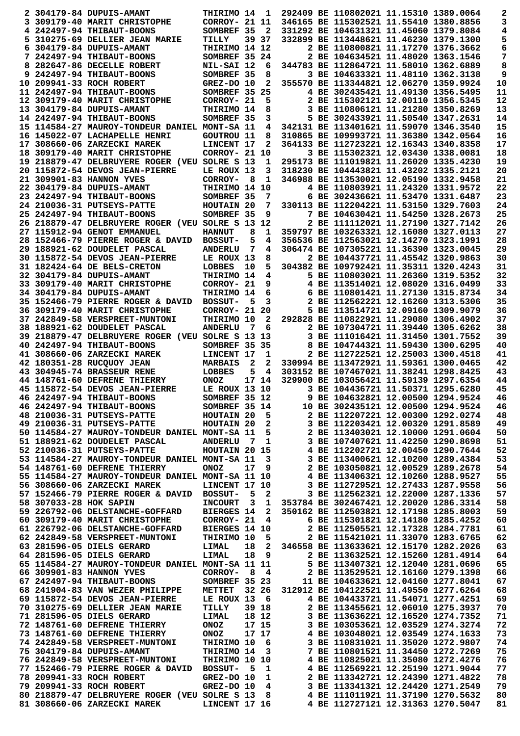| | | | | | | | | | | | | |
|---|---|---|---|---|---|---|---|---|---|---|---|---|
| 2 | 304179-84 | DUPUIS-AMANT | THIRIMO | 14 | 1 | 292409 | BE | 110802021 | 11.15310 | 1389.0064 | | 2 |
| 3 | 309179-40 | MARIT CHRISTOPHE | CORROY- | 21 | 11 | 346165 | BE | 115302521 | 11.55410 | 1380.8856 | | 3 |
| 4 | 242497-94 | THIBAUT-BOONS | SOMBREF | 35 | 2 | 331292 | BE | 104631321 | 11.45060 | 1379.8084 | | 4 |
| 5 | 310275-69 | DELLIER JEAN MARIE | TILLY | 39 | 37 | 332899 | BE | 113448621 | 11.46230 | 1379.1300 | | 5 |
| 6 | 304179-84 | DUPUIS-AMANT | THIRIMO | 14 | 12 | 2 | BE | 110800821 | 11.17270 | 1376.3662 | | 6 |
| 7 | 242497-94 | THIBAUT-BOONS | SOMBREF | 35 | 24 | 2 | BE | 104634521 | 11.48020 | 1363.1546 | | 7 |
| 8 | 282647-86 | DECELLE ROBERT | NIL-SAI | 12 | 6 | 344783 | BE | 112864721 | 11.58010 | 1362.6889 | | 8 |
| 9 | 242497-94 | THIBAUT-BOONS | SOMBREF | 35 | 8 | 3 | BE | 104633321 | 11.48110 | 1362.3138 | | 9 |
| 10 | 209941-33 | ROCH ROBERT | GREZ-DO | 10 | 2 | 355570 | BE | 113344821 | 12.06270 | 1359.9924 | | 10 |
| 11 | 242497-94 | THIBAUT-BOONS | SOMBREF | 35 | 25 | 4 | BE | 302435421 | 11.49130 | 1356.5495 | | 11 |
| 12 | 309179-40 | MARIT CHRISTOPHE | CORROY- | 21 | 5 | 2 | BE | 115302121 | 12.00110 | 1356.5345 | | 12 |
| 13 | 304179-84 | DUPUIS-AMANT | THIRIMO | 14 | 8 | 3 | BE | 110806121 | 11.21280 | 1350.8269 | | 13 |
| 14 | 242497-94 | THIBAUT-BOONS | SOMBREF | 35 | 3 | 5 | BE | 302433921 | 11.50540 | 1347.2631 | | 14 |
| 15 | 114584-27 | MAUROY-TONDEUR DANIEL | MONT-SA | 11 | 4 | 342131 | BE | 113401621 | 11.59070 | 1346.3540 | | 15 |
| 16 | 145022-07 | LACHAPELLE HENRI | GOUTROU | 11 | 8 | 310865 | BE | 109993721 | 11.36380 | 1342.0564 | | 16 |
| 17 | 308660-06 | ZARZECKI MAREK | LINCENT | 17 | 2 | 364133 | BE | 112723221 | 12.16343 | 1340.8358 | | 17 |
| 18 | 309179-40 | MARIT CHRISTOPHE | CORROY- | 21 | 10 | 3 | BE | 115302321 | 12.03430 | 1338.0081 | | 18 |
| 19 | 218879-47 | DELBRUYERE ROGER (VEU | SOLRE S | 13 | 1 | 295173 | BE | 111019821 | 11.26020 | 1335.4230 | | 19 |
| 20 | 115872-54 | DEVOS JEAN-PIERRE | LE ROUX | 13 | 3 | 318230 | BE | 104443821 | 11.43202 | 1335.2121 | | 20 |
| 21 | 309901-83 | HANNON YVES | CORROY- | 8 | 1 | 346988 | BE | 113530021 | 12.05190 | 1332.9458 | | 21 |
| 22 | 304179-84 | DUPUIS-AMANT | THIRIMO | 14 | 10 | 4 | BE | 110803921 | 11.24320 | 1331.9572 | | 22 |
| 23 | 242497-94 | THIBAUT-BOONS | SOMBREF | 35 | 7 | 6 | BE | 302436621 | 11.53470 | 1331.6487 | | 23 |
| 24 | 210036-31 | PUTSEYS-PATTE | HOUTAIN | 20 | 7 | 330113 | BE | 112204221 | 11.53150 | 1329.7603 | | 24 |
| 25 | 242497-94 | THIBAUT-BOONS | SOMBREF | 35 | 9 | 7 | BE | 104630421 | 11.54250 | 1328.2673 | | 25 |
| 26 | 218879-47 | DELBRUYERE ROGER (VEU | SOLRE S | 13 | 12 | 2 | BE | 111112021 | 11.27190 | 1327.7142 | | 26 |
| 27 | 115912-94 | GENOT EMMANUEL | HANNUT | 8 | 1 | 359797 | BE | 103263321 | 12.16080 | 1327.0113 | | 27 |
| 28 | 152466-79 | PIERRE ROGER & DAVID | BOSSUT- | 5 | 4 | 356536 | BE | 112563021 | 12.14270 | 1323.1991 | | 28 |
| 29 | 188921-62 | DOUDELET PASCAL | ANDERLU | 7 | 4 | 306474 | BE | 107305221 | 11.36390 | 1323.0045 | | 29 |
| 30 | 115872-54 | DEVOS JEAN-PIERRE | LE ROUX | 13 | 8 | 2 | BE | 104437721 | 11.45542 | 1320.9863 | | 30 |
| 31 | 182424-64 | DE BELS-CRETON | LOBBES | 10 | 5 | 304382 | BE | 109792421 | 11.35311 | 1320.4243 | | 31 |
| 32 | 304179-84 | DUPUIS-AMANT | THIRIMO | 14 | 4 | 5 | BE | 110803021 | 11.26360 | 1319.5352 | | 32 |
| 33 | 309179-40 | MARIT CHRISTOPHE | CORROY- | 21 | 9 | 4 | BE | 113514021 | 12.08020 | 1316.0499 | | 33 |
| 34 | 304179-84 | DUPUIS-AMANT | THIRIMO | 14 | 6 | 6 | BE | 110801421 | 11.27130 | 1315.8734 | | 34 |
| 35 | 152466-79 | PIERRE ROGER & DAVID | BOSSUT- | 5 | 3 | 2 | BE | 112562221 | 12.16260 | 1313.5306 | | 35 |
| 36 | 309179-40 | MARIT CHRISTOPHE | CORROY- | 21 | 20 | 5 | BE | 113514721 | 12.09160 | 1309.9079 | | 36 |
| 37 | 242849-58 | VERSPREET-MUNTONI | THIRIMO | 10 | 2 | 292828 | BE | 110822921 | 11.29080 | 1306.4902 | | 37 |
| 38 | 188921-62 | DOUDELET PASCAL | ANDERLU | 7 | 6 | 2 | BE | 107304721 | 11.39440 | 1305.6262 | | 38 |
| 39 | 218879-47 | DELBRUYERE ROGER (VEU | SOLRE S | 13 | 13 | 3 | BE | 111016421 | 11.31450 | 1301.7552 | | 39 |
| 40 | 242497-94 | THIBAUT-BOONS | SOMBREF | 35 | 35 | 8 | BE | 104744321 | 11.59430 | 1300.6295 | | 40 |
| 41 | 308660-06 | ZARZECKI MAREK | LINCENT | 17 | 1 | 2 | BE | 112722521 | 12.25003 | 1300.4518 | | 41 |
| 42 | 180351-28 | RUCQUOY JEAN | MARBAIS | 2 | 2 | 330994 | BE | 113472921 | 11.59361 | 1300.0465 | | 42 |
| 43 | 304945-74 | BRASSEUR RENE | LOBBES | 5 | 4 | 303152 | BE | 107467021 | 11.38241 | 1298.8425 | | 43 |
| 44 | 148761-60 | DEFRENE THIERRY | ONOZ | 17 | 14 | 329900 | BE | 103056421 | 11.59139 | 1297.6354 | | 44 |
| 45 | 115872-54 | DEVOS JEAN-PIERRE | LE ROUX | 13 | 10 | 3 | BE | 104436721 | 11.50371 | 1295.6280 | | 45 |
| 46 | 242497-94 | THIBAUT-BOONS | SOMBREF | 35 | 12 | 9 | BE | 104632821 | 12.00500 | 1294.9524 | | 46 |
| 46 | 242497-94 | THIBAUT-BOONS | SOMBREF | 35 | 14 | 10 | BE | 302435121 | 12.00500 | 1294.9524 | | 46 |
| 48 | 210036-31 | PUTSEYS-PATTE | HOUTAIN | 20 | 5 | 2 | BE | 112207221 | 12.00300 | 1292.0274 | | 48 |
| 49 | 210036-31 | PUTSEYS-PATTE | HOUTAIN | 20 | 2 | 3 | BE | 112203421 | 12.00320 | 1291.8589 | | 49 |
| 50 | 114584-27 | MAUROY-TONDEUR DANIEL | MONT-SA | 11 | 5 | 2 | BE | 113403021 | 12.10000 | 1291.0604 | | 50 |
| 51 | 188921-62 | DOUDELET PASCAL | ANDERLU | 7 | 1 | 3 | BE | 107407621 | 11.42250 | 1290.8698 | | 51 |
| 52 | 210036-31 | PUTSEYS-PATTE | HOUTAIN | 20 | 15 | 4 | BE | 112202721 | 12.00450 | 1290.7644 | | 52 |
| 53 | 114584-27 | MAUROY-TONDEUR DANIEL | MONT-SA | 11 | 3 | 3 | BE | 113400621 | 12.10200 | 1289.4384 | | 53 |
| 54 | 148761-60 | DEFRENE THIERRY | ONOZ | 17 | 9 | 2 | BE | 103050821 | 12.00529 | 1289.2678 | | 54 |
| 55 | 114584-27 | MAUROY-TONDEUR DANIEL | MONT-SA | 11 | 10 | 4 | BE | 113406321 | 12.10260 | 1288.9527 | | 55 |
| 56 | 308660-06 | ZARZECKI MAREK | LINCENT | 17 | 10 | 3 | BE | 112729521 | 12.27433 | 1287.9558 | | 56 |
| 57 | 152466-79 | PIERRE ROGER & DAVID | BOSSUT- | 5 | 2 | 3 | BE | 112562321 | 12.22000 | 1287.1336 | | 57 |
| 58 | 307033-28 | HOK SAPIN | INCOURT | 3 | 1 | 353784 | BE | 302467421 | 12.20020 | 1286.3314 | | 58 |
| 59 | 226792-06 | DELSTANCHE-GOFFARD | BIERGES | 14 | 2 | 350162 | BE | 112503821 | 12.17198 | 1285.8003 | | 59 |
| 60 | 309179-40 | MARIT CHRISTOPHE | CORROY- | 21 | 4 | 6 | BE | 115301821 | 12.14180 | 1285.4252 | | 60 |
| 61 | 226792-06 | DELSTANCHE-GOFFARD | BIERGES | 14 | 10 | 2 | BE | 112505521 | 12.17328 | 1284.7781 | | 61 |
| 62 | 242849-58 | VERSPREET-MUNTONI | THIRIMO | 10 | 5 | 2 | BE | 115421021 | 11.33070 | 1283.6765 | | 62 |
| 63 | 281596-05 | DIELS GERARD | LIMAL | 18 | 2 | 346558 | BE | 113633621 | 12.15170 | 1282.2026 | | 63 |
| 64 | 281596-05 | DIELS GERARD | LIMAL | 18 | 9 | 2 | BE | 113632521 | 12.15260 | 1281.4914 | | 64 |
| 65 | 114584-27 | MAUROY-TONDEUR DANIEL | MONT-SA | 11 | 11 | 5 | BE | 113407321 | 12.12040 | 1281.0696 | | 65 |
| 66 | 309901-83 | HANNON YVES | CORROY- | 8 | 4 | 2 | BE | 113529321 | 12.16160 | 1279.1398 | | 66 |
| 67 | 242497-94 | THIBAUT-BOONS | SOMBREF | 35 | 23 | 11 | BE | 104633621 | 12.04160 | 1277.8041 | | 67 |
| 68 | 241904-83 | VAN WEZER PHILIPPE | METTET | 32 | 26 | 312912 | BE | 104122521 | 11.49550 | 1277.6264 | | 68 |
| 69 | 115872-54 | DEVOS JEAN-PIERRE | LE ROUX | 13 | 6 | 4 | BE | 104433721 | 11.54071 | 1277.4251 | | 69 |
| 70 | 310275-69 | DELLIER JEAN MARIE | TILLY | 39 | 18 | 2 | BE | 113455621 | 12.06010 | 1275.3937 | | 70 |
| 71 | 281596-05 | DIELS GERARD | LIMAL | 18 | 12 | 3 | BE | 113636121 | 12.16520 | 1274.7352 | | 71 |
| 72 | 148761-60 | DEFRENE THIERRY | ONOZ | 17 | 15 | 3 | BE | 103053621 | 12.03529 | 1274.3274 | | 72 |
| 73 | 148761-60 | DEFRENE THIERRY | ONOZ | 17 | 17 | 4 | BE | 103048021 | 12.03549 | 1274.1633 | | 73 |
| 74 | 242849-58 | VERSPREET-MUNTONI | THIRIMO | 10 | 6 | 3 | BE | 110831021 | 11.35020 | 1272.9807 | | 74 |
| 75 | 304179-84 | DUPUIS-AMANT | THIRIMO | 14 | 3 | 7 | BE | 110801521 | 11.34450 | 1272.7269 | | 75 |
| 76 | 242849-58 | VERSPREET-MUNTONI | THIRIMO | 10 | 10 | 4 | BE | 110825021 | 11.35080 | 1272.4276 | | 76 |
| 77 | 152466-79 | PIERRE ROGER & DAVID | BOSSUT- | 5 | 1 | 4 | BE | 112569221 | 12.25190 | 1271.9044 | | 77 |
| 78 | 209941-33 | ROCH ROBERT | GREZ-DO | 10 | 1 | 2 | BE | 113342721 | 12.24390 | 1271.4822 | | 78 |
| 79 | 209941-33 | ROCH ROBERT | GREZ-DO | 10 | 4 | 3 | BE | 113341321 | 12.24420 | 1271.2549 | | 79 |
| 80 | 218879-47 | DELBRUYERE ROGER (VEU | SOLRE S | 13 | 8 | 4 | BE | 111011921 | 11.37190 | 1270.5632 | | 80 |
| 81 | 308660-06 | ZARZECKI MAREK | LINCENT | 17 | 16 | 4 | BE | 112727121 | 12.31363 | 1270.5047 | | 81 |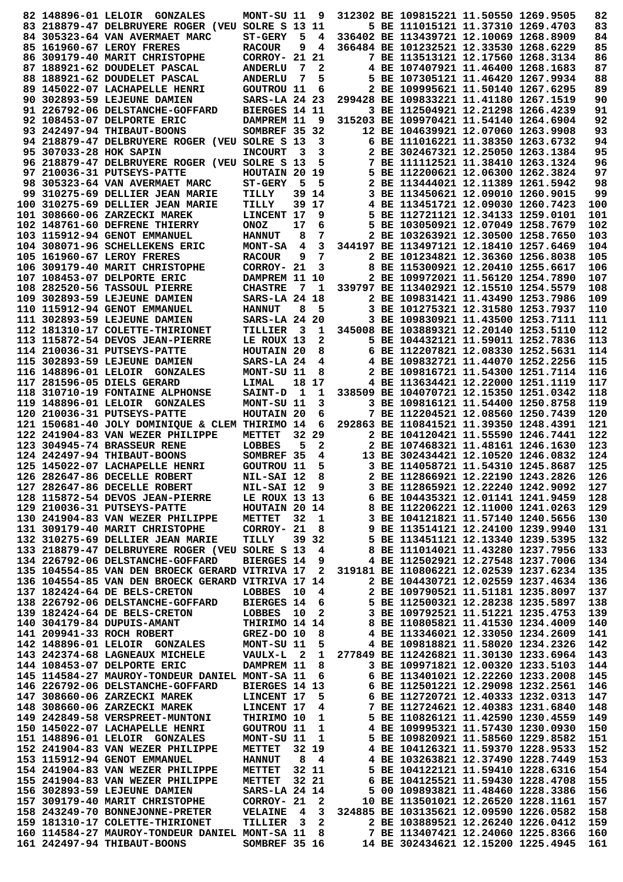```
 82 148896-01 LELOIR  GONZALES      MONT-SU 11  9  312302 BE 109815221 11.50550 1269.9505   82
 83 218879-47 DELBRUYERE ROGER (VEU SOLRE S 13 11       5 BE 111015121 11.37310 1269.4703   83
 84 305323-64 VAN AVERMAET MARC     ST-GERY  5  4  336402 BE 113439721 12.10069 1268.8909   84
 85 161960-67 LEROY FRERES          RACOUR   9  4  366484 BE 101232521 12.33530 1268.6229   85
 86 309179-40 MARIT CHRISTOPHE      CORROY- 21 21       7 BE 113513121 12.17560 1268.3134   86
 87 188921-62 DOUDELET PASCAL       ANDERLU  7  2       4 BE 107407921 11.46400 1268.1683   87
 88 188921-62 DOUDELET PASCAL       ANDERLU  7  5       5 BE 107305121 11.46420 1267.9934   88
 89 145022-07 LACHAPELLE HENRI      GOUTROU 11  6       2 BE 109995621 11.50140 1267.6295   89
 90 302893-59 LEJEUNE DAMIEN        SARS-LA 24 23  299428 BE 109833221 11.41180 1267.1519   90
 91 226792-06 DELSTANCHE-GOFFARD    BIERGES 14 11       3 BE 112504921 12.21298 1266.4239   91
 92 108453-07 DELPORTE ERIC         DAMPREM 11  9  315203 BE 109970421 11.54140 1264.6904   92
 93 242497-94 THIBAUT-BOONS         SOMBREF 35 32      12 BE 104639921 12.07060 1263.9908   93
 94 218879-47 DELBRUYERE ROGER (VEU SOLRE S 13  3       6 BE 111016221 11.38350 1263.6732   94
 95 307033-28 HOK SAPIN             INCOURT  3  3       2 BE 302467321 12.25050 1263.1384   95
 96 218879-47 DELBRUYERE ROGER (VEU SOLRE S 13  5       7 BE 111112521 11.38410 1263.1324   96
 97 210036-31 PUTSEYS-PATTE         HOUTAIN 20 19       5 BE 112200621 12.06300 1262.3824   97
 98 305323-64 VAN AVERMAET MARC     ST-GERY  5  5       2 BE 113444021 12.11389 1261.5942   98
 99 310275-69 DELLIER JEAN MARIE    TILLY   39 14       3 BE 113450621 12.09010 1260.9015   99
100 310275-69 DELLIER JEAN MARIE    TILLY   39 17       4 BE 113451721 12.09030 1260.7423  100
101 308660-06 ZARZECKI MAREK        LINCENT 17  9       5 BE 112721121 12.34133 1259.0101  101
102 148761-60 DEFRENE THIERRY       ONOZ    17  6       5 BE 103050921 12.07049 1258.7679  102
103 115912-94 GENOT EMMANUEL        HANNUT   8  7       2 BE 103263921 12.30500 1258.7650  103
104 308071-96 SCHELLEKENS ERIC      MONT-SA  4  3  344197 BE 113497121 12.18410 1257.6469  104
105 161960-67 LEROY FRERES          RACOUR   9  7       2 BE 101234821 12.36360 1256.8038  105
106 309179-40 MARIT CHRISTOPHE      CORROY- 21  3       8 BE 115300921 12.20410 1255.6617  106
107 108453-07 DELPORTE ERIC         DAMPREM 11 10       2 BE 109972021 11.56120 1254.7890  107
108 282520-56 TASSOUL PIERRE        CHASTRE  7  1  339797 BE 113402921 12.15510 1254.5579  108
109 302893-59 LEJEUNE DAMIEN        SARS-LA 24 18       2 BE 109831421 11.43490 1253.7986  109
110 115912-94 GENOT EMMANUEL        HANNUT   8  5       3 BE 101275321 12.31580 1253.7937  110
111 302893-59 LEJEUNE DAMIEN        SARS-LA 24 20       3 BE 109830921 11.43500 1253.7111  111
112 181310-17 COLETTE-THIRIONET     TILLIER  3  1  345008 BE 103889321 12.20140 1253.5110  112
113 115872-54 DEVOS JEAN-PIERRE     LE ROUX 13  2       5 BE 104432121 11.59011 1252.7836  113
114 210036-31 PUTSEYS-PATTE         HOUTAIN 20  8       6 BE 112207821 12.08330 1252.5631  114
115 302893-59 LEJEUNE DAMIEN        SARS-LA 24  4       4 BE 109832921 11.44070 1252.2256  115
116 148896-01 LELOIR  GONZALES      MONT-SU 11  8       2 BE 109816721 11.54300 1251.7114  116
117 281596-05 DIELS GERARD          LIMAL   18 17       4 BE 113634421 12.22000 1251.1119  117
118 310710-19 FONTAINE ALPHONSE     SAINT-D  1  1  338509 BE 104070721 12.15350 1251.0342  118
119 148896-01 LELOIR  GONZALES      MONT-SU 11  3       3 BE 109816121 11.54400 1250.8758  119
120 210036-31 PUTSEYS-PATTE         HOUTAIN 20  6       7 BE 112204521 12.08560 1250.7439  120
121 150681-40 JOLY DOMINIQUE & CLEM THIRIMO 14  6  292863 BE 110841521 11.39350 1248.4391  121
122 241904-83 VAN WEZER PHILIPPE    METTET  32 29       2 BE 104120421 11.55590 1246.7441  122
123 304945-74 BRASSEUR RENE         LOBBES   5  2       2 BE 107468321 11.48161 1246.1630  123
124 242497-94 THIBAUT-BOONS         SOMBREF 35  4      13 BE 302434421 12.10520 1246.0832  124
125 145022-07 LACHAPELLE HENRI      GOUTROU 11  5       3 BE 114058721 11.54310 1245.8687  125
126 282647-86 DECELLE ROBERT        NIL-SAI 12  8       2 BE 112866921 12.22190 1243.2826  126
127 282647-86 DECELLE ROBERT        NIL-SAI 12  9       3 BE 112865921 12.22240 1242.9092  127
128 115872-54 DEVOS JEAN-PIERRE     LE ROUX 13 13       6 BE 104435321 12.01141 1241.9459  128
129 210036-31 PUTSEYS-PATTE         HOUTAIN 20 14       8 BE 112206221 12.11000 1241.0263  129
130 241904-83 VAN WEZER PHILIPPE    METTET  32  1       3 BE 104121821 11.57140 1240.5656  130
131 309179-40 MARIT CHRISTOPHE      CORROY- 21  8       9 BE 113514121 12.24100 1239.9940  131
132 310275-69 DELLIER JEAN MARIE    TILLY   39 32       5 BE 113451121 12.13340 1239.5395  132
133 218879-47 DELBRUYERE ROGER (VEU SOLRE S 13  4       8 BE 111014021 11.43280 1237.7956  133
134 226792-06 DELSTANCHE-GOFFARD    BIERGES 14  9       4 BE 112502921 12.27548 1237.7006  134
135 104554-85 VAN DEN BROECK GERARD VITRIVA 17  2  319181 BE 110806221 12.02539 1237.6234  135
136 104554-85 VAN DEN BROECK GERARD VITRIVA 17 14       2 BE 104430721 12.02559 1237.4634  136
137 182424-64 DE BELS-CRETON        LOBBES  10  4       2 BE 109790521 11.51181 1235.8097  137
138 226792-06 DELSTANCHE-GOFFARD    BIERGES 14  6       5 BE 112500321 12.28238 1235.5897  138
139 182424-64 DE BELS-CRETON        LOBBES  10  2       3 BE 109792521 11.51221 1235.4753  139
140 304179-84 DUPUIS-AMANT          THIRIMO 14 14       8 BE 110805821 11.41530 1234.4009  140
141 209941-33 ROCH ROBERT           GREZ-DO 10  8       4 BE 113346021 12.33050 1234.2609  141
142 148896-01 LELOIR  GONZALES      MONT-SU 11  5       4 BE 109818821 11.58020 1234.2326  142
143 242374-68 LAGNEAUX MICHELE      VAULX-L  2  1  277849 BE 112426821 11.30130 1233.6964  143
144 108453-07 DELPORTE ERIC         DAMPREM 11  8       3 BE 109971821 12.00320 1233.5103  144
145 114584-27 MAUROY-TONDEUR DANIEL MONT-SA 11  6       6 BE 113401021 12.22260 1233.2008  145
146 226792-06 DELSTANCHE-GOFFARD    BIERGES 14 13       6 BE 112501221 12.29098 1232.2561  146
147 308660-06 ZARZECKI MAREK        LINCENT 17  5       6 BE 112720721 12.40333 1232.0313  147
148 308660-06 ZARZECKI MAREK        LINCENT 17  4       7 BE 112724621 12.40383 1231.6840  148
149 242849-58 VERSPREET-MUNTONI     THIRIMO 10  1       5 BE 110826121 11.42590 1230.4559  149
150 145022-07 LACHAPELLE HENRI      GOUTROU 11  1       4 BE 109995321 11.57430 1230.0930  150
151 148896-01 LELOIR  GONZALES      MONT-SU 11  1       5 BE 109820921 11.58560 1229.8582  151
152 241904-83 VAN WEZER PHILIPPE    METTET  32 19       4 BE 104126321 11.59370 1228.9533  152
153 115912-94 GENOT EMMANUEL        HANNUT   8  4       4 BE 103263821 12.37490 1228.7449  153
154 241904-83 VAN WEZER PHILIPPE    METTET  32 11       5 BE 104122121 11.59410 1228.6316  154
155 241904-83 VAN WEZER PHILIPPE    METTET  32 21       6 BE 104125521 11.59430 1228.4708  155
156 302893-59 LEJEUNE DAMIEN        SARS-LA 24 14       5 00 109893821 11.48460 1228.3386  156
157 309179-40 MARIT CHRISTOPHE      CORROY- 21  2      10 BE 113501021 12.26520 1228.1161  157
158 243249-70 BONNEJONNE-PRETER     VELAINE  4  3  324885 BE 103135621 12.09590 1226.0582  158
159 181310-17 COLETTE-THIRIONET     TILLIER  3  2       2 BE 103889521 12.26240 1226.0412  159
160 114584-27 MAUROY-TONDEUR DANIEL MONT-SA 11  8       7 BE 113407421 12.24060 1225.8366  160
161 242497-94 THIBAUT-BOONS         SOMBREF 35 16      14 BE 302434621 12.15200 1225.4945  161
```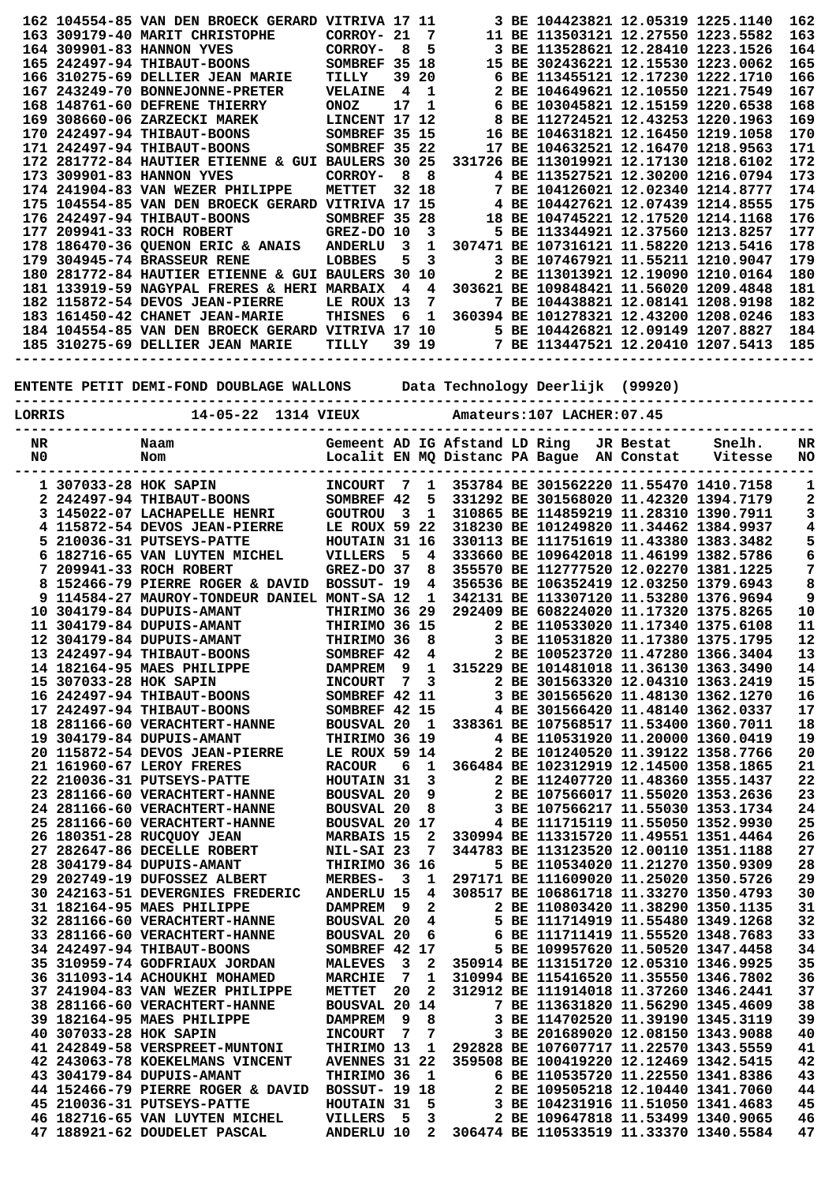| NR | Naam | Gemeent | AD | IG | Afstand | LD | Ring | JR | Bestat | Snelh. | NR |
|---|---|---|---|---|---|---|---|---|---|---|---|
| 162 | 104554-85 VAN DEN BROECK GERARD | VITRIVA | 17 | 11 | 3 | BE | 104423821 | | 12.05319 | 1225.1140 | 162 |
| 163 | 309179-40 MARIT CHRISTOPHE | CORROY- | 21 | 7 | 11 | BE | 113503121 | | 12.27550 | 1223.5582 | 163 |
| 164 | 309901-83 HANNON YVES | CORROY- | 8 | 5 | 3 | BE | 113528621 | | 12.28410 | 1223.1526 | 164 |
| 165 | 242497-94 THIBAUT-BOONS | SOMBREF | 35 | 18 | 15 | BE | 302436221 | | 12.15530 | 1223.0062 | 165 |
| 166 | 310275-69 DELLIER JEAN MARIE | TILLY | 39 | 20 | 6 | BE | 113455121 | | 12.17230 | 1222.1710 | 166 |
| 167 | 243249-70 BONNEJONNE-PRETER | VELAINE | 4 | 1 | 2 | BE | 104649621 | | 12.10550 | 1221.7549 | 167 |
| 168 | 148761-60 DEFRENE THIERRY | ONOZ | 17 | 1 | 6 | BE | 103045821 | | 12.15159 | 1220.6538 | 168 |
| 169 | 308660-06 ZARZECKI MAREK | LINCENT | 17 | 12 | 8 | BE | 112724521 | | 12.43253 | 1220.1963 | 169 |
| 170 | 242497-94 THIBAUT-BOONS | SOMBREF | 35 | 15 | 16 | BE | 104631821 | | 12.16450 | 1219.1058 | 170 |
| 171 | 242497-94 THIBAUT-BOONS | SOMBREF | 35 | 22 | 17 | BE | 104632521 | | 12.16470 | 1218.9563 | 171 |
| 172 | 281772-84 HAUTIER ETIENNE & GUI | BAULERS | 30 | 25 | 331726 | BE | 113019921 | | 12.17130 | 1218.6102 | 172 |
| 173 | 309901-83 HANNON YVES | CORROY- | 8 | 8 | 4 | BE | 113527521 | | 12.30200 | 1216.0794 | 173 |
| 174 | 241904-83 VAN WEZER PHILIPPE | METTET | 32 | 18 | 7 | BE | 104126021 | | 12.02340 | 1214.8777 | 174 |
| 175 | 104554-85 VAN DEN BROECK GERARD | VITRIVA | 17 | 15 | 4 | BE | 104427621 | | 12.07439 | 1214.8555 | 175 |
| 176 | 242497-94 THIBAUT-BOONS | SOMBREF | 35 | 28 | 18 | BE | 104745221 | | 12.17520 | 1214.1168 | 176 |
| 177 | 209941-33 ROCH ROBERT | GREZ-DO | 10 | 3 | 5 | BE | 113344921 | | 12.37560 | 1213.8257 | 177 |
| 178 | 186470-36 QUENON ERIC & ANAIS | ANDERLU | 3 | 1 | 307471 | BE | 107316121 | | 11.58220 | 1213.5416 | 178 |
| 179 | 304945-74 BRASSEUR RENE | LOBBES | 5 | 3 | 3 | BE | 107467921 | | 11.55211 | 1210.9047 | 179 |
| 180 | 281772-84 HAUTIER ETIENNE & GUI | BAULERS | 30 | 10 | 2 | BE | 113013921 | | 12.19090 | 1210.0164 | 180 |
| 181 | 133919-59 NAGYPAL FRERES & HERI | MARBAIX | 4 | 4 | 303621 | BE | 109848421 | | 11.56020 | 1209.4848 | 181 |
| 182 | 115872-54 DEVOS JEAN-PIERRE | LE ROUX | 13 | 7 | 7 | BE | 104438821 | | 12.08141 | 1208.9198 | 182 |
| 183 | 161450-42 CHANET JEAN-MARIE | THISNES | 6 | 1 | 360394 | BE | 101278321 | | 12.43200 | 1208.0246 | 183 |
| 184 | 104554-85 VAN DEN BROECK GERARD | VITRIVA | 17 | 10 | 5 | BE | 104426821 | | 12.09149 | 1207.8827 | 184 |
| 185 | 310275-69 DELLIER JEAN MARIE | TILLY | 39 | 19 | 7 | BE | 113447521 | | 12.20410 | 1207.5413 | 185 |

**ENTENTE PETIT DEMI-FOND DOUBLAGE WALLONS** Data Technology Deerlijk (99920)

LORRIS 14-05-22 1314 VIEUX Amateurs:107 LACHER:07.45

| NR N0 | Naam Nom | Gemeent Localit | AD EN | IG MQ | Afstand Distanc | LD PA | Ring Bague | JR AN | Bestat Constat | Snelh. Vitesse | NR NO |
|---|---|---|---|---|---|---|---|---|---|---|---|
| 1 | 307033-28 HOK SAPIN | INCOURT | 7 | 1 | 353784 | BE | 301562220 | | 11.55470 | 1410.7158 | 1 |
| 2 | 242497-94 THIBAUT-BOONS | SOMBREF | 42 | 5 | 331292 | BE | 301568020 | | 11.42320 | 1394.7179 | 2 |
| 3 | 145022-07 LACHAPELLE HENRI | GOUTROU | 3 | 1 | 310865 | BE | 114859219 | | 11.28310 | 1390.7911 | 3 |
| 4 | 115872-54 DEVOS JEAN-PIERRE | LE ROUX | 59 | 22 | 318230 | BE | 101249820 | | 11.34462 | 1384.9937 | 4 |
| 5 | 210036-31 PUTSEYS-PATTE | HOUTAIN | 31 | 16 | 330113 | BE | 111751619 | | 11.43380 | 1383.3482 | 5 |
| 6 | 182716-65 VAN LUYTEN MICHEL | VILLERS | 5 | 4 | 333660 | BE | 109642018 | | 11.46199 | 1382.5786 | 6 |
| 7 | 209941-33 ROCH ROBERT | GREZ-DO | 37 | 8 | 355570 | BE | 112777520 | | 12.02270 | 1381.1225 | 7 |
| 8 | 152466-79 PIERRE ROGER & DAVID | BOSSUT- | 19 | 4 | 356536 | BE | 106352419 | | 12.03250 | 1379.6943 | 8 |
| 9 | 114584-27 MAUROY-TONDEUR DANIEL | MONT-SA | 12 | 1 | 342131 | BE | 113307120 | | 11.53280 | 1376.9694 | 9 |
| 10 | 304179-84 DUPUIS-AMANT | THIRIMO | 36 | 29 | 292409 | BE | 608224020 | | 11.17320 | 1375.8265 | 10 |
| 11 | 304179-84 DUPUIS-AMANT | THIRIMO | 36 | 15 | 2 | BE | 110533020 | | 11.17340 | 1375.6108 | 11 |
| 12 | 304179-84 DUPUIS-AMANT | THIRIMO | 36 | 8 | 3 | BE | 110531820 | | 11.17380 | 1375.1795 | 12 |
| 13 | 242497-94 THIBAUT-BOONS | SOMBREF | 42 | 4 | 2 | BE | 100523720 | | 11.47280 | 1366.3404 | 13 |
| 14 | 182164-95 MAES PHILIPPE | DAMPREM | 9 | 1 | 315229 | BE | 101481018 | | 11.36130 | 1363.3490 | 14 |
| 15 | 307033-28 HOK SAPIN | INCOURT | 7 | 3 | 2 | BE | 301563320 | | 12.04310 | 1363.2419 | 15 |
| 16 | 242497-94 THIBAUT-BOONS | SOMBREF | 42 | 11 | 3 | BE | 301565620 | | 11.48130 | 1362.1270 | 16 |
| 17 | 242497-94 THIBAUT-BOONS | SOMBREF | 42 | 15 | 4 | BE | 301566420 | | 11.48140 | 1362.0337 | 17 |
| 18 | 281166-60 VERACHTERT-HANNE | BOUSVAL | 20 | 1 | 338361 | BE | 107568517 | | 11.53400 | 1360.7011 | 18 |
| 19 | 304179-84 DUPUIS-AMANT | THIRIMO | 36 | 19 | 4 | BE | 110531920 | | 11.20000 | 1360.0419 | 19 |
| 20 | 115872-54 DEVOS JEAN-PIERRE | LE ROUX | 59 | 14 | 2 | BE | 101240520 | | 11.39122 | 1358.7766 | 20 |
| 21 | 161960-67 LEROY FRERES | RACOUR | 6 | 1 | 366484 | BE | 102312919 | | 12.14500 | 1358.1865 | 21 |
| 22 | 210036-31 PUTSEYS-PATTE | HOUTAIN | 31 | 3 | 2 | BE | 112407720 | | 11.48360 | 1355.1437 | 22 |
| 23 | 281166-60 VERACHTERT-HANNE | BOUSVAL | 20 | 9 | 2 | BE | 107566017 | | 11.55020 | 1353.2636 | 23 |
| 24 | 281166-60 VERACHTERT-HANNE | BOUSVAL | 20 | 8 | 3 | BE | 107566217 | | 11.55030 | 1353.1734 | 24 |
| 25 | 281166-60 VERACHTERT-HANNE | BOUSVAL | 20 | 17 | 4 | BE | 111715119 | | 11.55050 | 1352.9930 | 25 |
| 26 | 180351-28 RUCQUOY JEAN | MARBAIS | 15 | 2 | 330994 | BE | 113315720 | | 11.49551 | 1351.4464 | 26 |
| 27 | 282647-86 DECELLE ROBERT | NIL-SAI | 23 | 7 | 344783 | BE | 113123520 | | 12.00110 | 1351.1188 | 27 |
| 28 | 304179-84 DUPUIS-AMANT | THIRIMO | 36 | 16 | 5 | BE | 110534020 | | 11.21270 | 1350.9309 | 28 |
| 29 | 202749-19 DUFOSSEZ ALBERT | MERBES- | 3 | 1 | 297171 | BE | 111609020 | | 11.25020 | 1350.5726 | 29 |
| 30 | 242163-51 DEVERGNIES FREDERIC | ANDERLU | 15 | 4 | 308517 | BE | 106861718 | | 11.33270 | 1350.4793 | 30 |
| 31 | 182164-95 MAES PHILIPPE | DAMPREM | 9 | 2 | 2 | BE | 110803420 | | 11.38290 | 1350.1135 | 31 |
| 32 | 281166-60 VERACHTERT-HANNE | BOUSVAL | 20 | 4 | 5 | BE | 111714919 | | 11.55480 | 1349.1268 | 32 |
| 33 | 281166-60 VERACHTERT-HANNE | BOUSVAL | 20 | 6 | 6 | BE | 111711419 | | 11.55520 | 1348.7683 | 33 |
| 34 | 242497-94 THIBAUT-BOONS | SOMBREF | 42 | 17 | 5 | BE | 109957620 | | 11.50520 | 1347.4458 | 34 |
| 35 | 310959-74 GODFRIAUX JORDAN | MALEVES | 3 | 2 | 350914 | BE | 113151720 | | 12.05310 | 1346.9925 | 35 |
| 36 | 311093-14 ACHOUKHI MOHAMED | MARCHIE | 7 | 1 | 310994 | BE | 115416520 | | 11.35550 | 1346.7802 | 36 |
| 37 | 241904-83 VAN WEZER PHILIPPE | METTET | 20 | 2 | 312912 | BE | 111914018 | | 11.37260 | 1346.2441 | 37 |
| 38 | 281166-60 VERACHTERT-HANNE | BOUSVAL | 20 | 14 | 7 | BE | 113631820 | | 11.56290 | 1345.4609 | 38 |
| 39 | 182164-95 MAES PHILIPPE | DAMPREM | 9 | 8 | 3 | BE | 114702520 | | 11.39190 | 1345.3119 | 39 |
| 40 | 307033-28 HOK SAPIN | INCOURT | 7 | 7 | 3 | BE | 201689020 | | 12.08150 | 1343.9088 | 40 |
| 41 | 242849-58 VERSPREET-MUNTONI | THIRIMO | 13 | 1 | 292828 | BE | 107607717 | | 11.22570 | 1343.5559 | 41 |
| 42 | 243063-78 KOEKELMANS VINCENT | AVENNES | 31 | 22 | 359508 | BE | 100419220 | | 12.12469 | 1342.5415 | 42 |
| 43 | 304179-84 DUPUIS-AMANT | THIRIMO | 36 | 1 | 6 | BE | 110535720 | | 11.22550 | 1341.8386 | 43 |
| 44 | 152466-79 PIERRE ROGER & DAVID | BOSSUT- | 19 | 18 | 2 | BE | 109505218 | | 12.10440 | 1341.7060 | 44 |
| 45 | 210036-31 PUTSEYS-PATTE | HOUTAIN | 31 | 5 | 3 | BE | 104231916 | | 11.51050 | 1341.4683 | 45 |
| 46 | 182716-65 VAN LUYTEN MICHEL | VILLERS | 5 | 3 | 2 | BE | 109647818 | | 11.53499 | 1340.9065 | 46 |
| 47 | 188921-62 DOUDELET PASCAL | ANDERLU | 10 | 2 | 306474 | BE | 110533519 | | 11.33370 | 1340.5584 | 47 |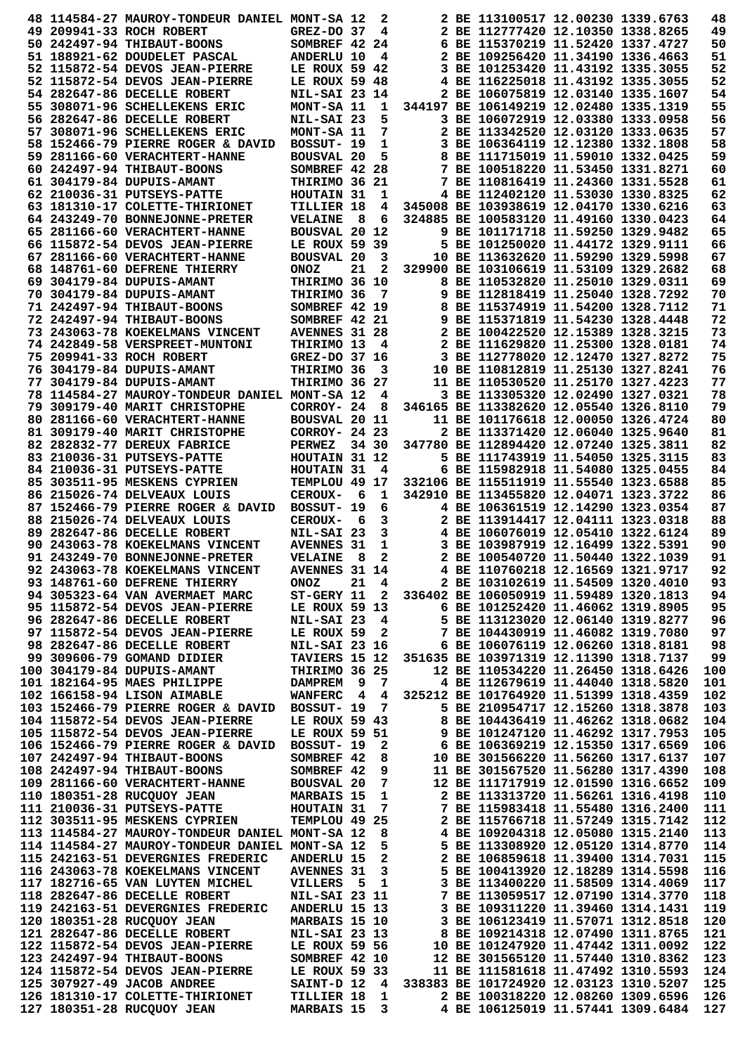```
 48 114584-27 MAUROY-TONDEUR DANIEL MONT-SA 12  2        2 BE 113100517 12.00230 1339.6763   48
 49 209941-33 ROCH ROBERT           GREZ-DO 37  4        2 BE 112777420 12.10350 1338.8265   49
 50 242497-94 THIBAUT-BOONS         SOMBREF 42 24        6 BE 115370219 11.52420 1337.4727   50
 51 188921-62 DOUDELET PASCAL       ANDERLU 10  4        2 BE 109256420 11.34190 1336.4663   51
 52 115872-54 DEVOS JEAN-PIERRE     LE ROUX 59 42        3 BE 101253420 11.43192 1335.3055   52
 52 115872-54 DEVOS JEAN-PIERRE     LE ROUX 59 48        4 BE 116225018 11.43192 1335.3055   52
 54 282647-86 DECELLE ROBERT        NIL-SAI 23 14        2 BE 106075819 12.03140 1335.1607   54
 55 308071-96 SCHELLEKENS ERIC      MONT-SA 11  1   344197 BE 106149219 12.02480 1335.1319   55
 56 282647-86 DECELLE ROBERT        NIL-SAI 23  5        3 BE 106072919 12.03380 1333.0958   56
 57 308071-96 SCHELLEKENS ERIC      MONT-SA 11  7        2 BE 113342520 12.03120 1333.0635   57
 58 152466-79 PIERRE ROGER & DAVID  BOSSUT- 19  1        3 BE 106364119 12.12380 1332.1808   58
 59 281166-60 VERACHTERT-HANNE      BOUSVAL 20  5        8 BE 111715019 11.59010 1332.0425   59
 60 242497-94 THIBAUT-BOONS         SOMBREF 42 28        7 BE 100518220 11.53450 1331.8271   60
 61 304179-84 DUPUIS-AMANT          THIRIMO 36 21        7 BE 110816419 11.24360 1331.5528   61
 62 210036-31 PUTSEYS-PATTE         HOUTAIN 31  1        4 BE 112402120 11.53030 1330.8325   62
 63 181310-17 COLETTE-THIRIONET     TILLIER 18  4   345008 BE 103938619 12.04170 1330.6216   63
 64 243249-70 BONNEJONNE-PRETER     VELAINE  8  6   324885 BE 100583120 11.49160 1330.0423   64
 65 281166-60 VERACHTERT-HANNE      BOUSVAL 20 12        9 BE 101171718 11.59250 1329.9482   65
 66 115872-54 DEVOS JEAN-PIERRE     LE ROUX 59 39        5 BE 101250020 11.44172 1329.9111   66
 67 281166-60 VERACHTERT-HANNE      BOUSVAL 20  3       10 BE 113632620 11.59290 1329.5998   67
 68 148761-60 DEFRENE THIERRY       ONOZ    21  2   329900 BE 103106619 11.53109 1329.2682   68
 69 304179-84 DUPUIS-AMANT          THIRIMO 36 10        8 BE 110532820 11.25010 1329.0311   69
 70 304179-84 DUPUIS-AMANT          THIRIMO 36  7        9 BE 112818419 11.25040 1328.7292   70
 71 242497-94 THIBAUT-BOONS         SOMBREF 42 19        8 BE 115374919 11.54200 1328.7112   71
 72 242497-94 THIBAUT-BOONS         SOMBREF 42 21        9 BE 115371819 11.54230 1328.4448   72
 73 243063-78 KOEKELMANS VINCENT    AVENNES 31 28        2 BE 100422520 12.15389 1328.3215   73
 74 242849-58 VERSPREET-MUNTONI     THIRIMO 13  4        2 BE 111629820 11.25300 1328.0181   74
 75 209941-33 ROCH ROBERT           GREZ-DO 37 16        3 BE 112778020 12.12470 1327.8272   75
 76 304179-84 DUPUIS-AMANT          THIRIMO 36  3       10 BE 110812819 11.25130 1327.8241   76
 77 304179-84 DUPUIS-AMANT          THIRIMO 36 27       11 BE 110530520 11.25170 1327.4223   77
 78 114584-27 MAUROY-TONDEUR DANIEL MONT-SA 12  4        3 BE 113305320 12.02490 1327.0321   78
 79 309179-40 MARIT CHRISTOPHE      CORROY- 24  8   346165 BE 113382620 12.05540 1326.8110   79
 80 281166-60 VERACHTERT-HANNE      BOUSVAL 20 11       11 BE 101176618 12.00050 1326.4724   80
 81 309179-40 MARIT CHRISTOPHE      CORROY- 24 23        2 BE 113371420 12.06040 1325.9640   81
 82 282832-77 DEREUX FABRICE        PERWEZ  34 30   347780 BE 112894420 12.07240 1325.3811   82
 83 210036-31 PUTSEYS-PATTE         HOUTAIN 31 12        5 BE 111743919 11.54050 1325.3115   83
 84 210036-31 PUTSEYS-PATTE         HOUTAIN 31  4        6 BE 115982918 11.54080 1325.0455   84
 85 303511-95 MESKENS CYPRIEN       TEMPLOU 49 17   332106 BE 115511919 11.55540 1323.6588   85
 86 215026-74 DELVEAUX LOUIS        CEROUX-  6  1   342910 BE 113455820 12.04071 1323.3722   86
 87 152466-79 PIERRE ROGER & DAVID  BOSSUT- 19  6        4 BE 106361519 12.14290 1323.0354   87
 88 215026-74 DELVEAUX LOUIS        CEROUX-  6  3        2 BE 113914417 12.04111 1323.0318   88
 89 282647-86 DECELLE ROBERT        NIL-SAI 23  3        4 BE 106076019 12.05410 1322.6124   89
 90 243063-78 KOEKELMANS VINCENT    AVENNES 31  1        3 BE 103987919 12.16499 1322.5391   90
 91 243249-70 BONNEJONNE-PRETER     VELAINE  8  2        2 BE 100540720 11.50440 1322.1039   91
 92 243063-78 KOEKELMANS VINCENT    AVENNES 31 14        4 BE 110760218 12.16569 1321.9717   92
 93 148761-60 DEFRENE THIERRY       ONOZ    21  4        2 BE 103102619 11.54509 1320.4010   93
 94 305323-64 VAN AVERMAET MARC     ST-GERY 11  2   336402 BE 106050919 11.59489 1320.1813   94
 95 115872-54 DEVOS JEAN-PIERRE     LE ROUX 59 13        6 BE 101252420 11.46062 1319.8905   95
 96 282647-86 DECELLE ROBERT        NIL-SAI 23  4        5 BE 113123020 12.06140 1319.8277   96
 97 115872-54 DEVOS JEAN-PIERRE     LE ROUX 59  2        7 BE 104430919 11.46082 1319.7080   97
 98 282647-86 DECELLE ROBERT        NIL-SAI 23 16        6 BE 106076119 12.06260 1318.8181   98
 99 309606-79 GOMAND DIDIER         TAVIERS 15 12   351635 BE 103971319 12.11390 1318.7137   99
100 304179-84 DUPUIS-AMANT          THIRIMO 36 25       12 BE 110534220 11.26450 1318.6426  100
101 182164-95 MAES PHILIPPE         DAMPREM  9  7        4 BE 112679619 11.44040 1318.5820  101
102 166158-94 LISON AIMABLE         WANFERC  4  4   325212 BE 101764920 11.51399 1318.4359  102
103 152466-79 PIERRE ROGER & DAVID  BOSSUT- 19  7        5 BE 210954717 12.15260 1318.3878  103
104 115872-54 DEVOS JEAN-PIERRE     LE ROUX 59 43        8 BE 104436419 11.46262 1318.0682  104
105 115872-54 DEVOS JEAN-PIERRE     LE ROUX 59 51        9 BE 101247120 11.46292 1317.7953  105
106 152466-79 PIERRE ROGER & DAVID  BOSSUT- 19  2        6 BE 106369219 12.15350 1317.6569  106
107 242497-94 THIBAUT-BOONS         SOMBREF 42  8       10 BE 301566220 11.56260 1317.6137  107
108 242497-94 THIBAUT-BOONS         SOMBREF 42  9       11 BE 301567520 11.56280 1317.4390  108
109 281166-60 VERACHTERT-HANNE      BOUSVAL 20  7       12 BE 111717919 12.01590 1316.6652  109
110 180351-28 RUCQUOY JEAN          MARBAIS 15  1        2 BE 113313720 11.56261 1316.4198  110
111 210036-31 PUTSEYS-PATTE         HOUTAIN 31  7        7 BE 115983418 11.55480 1316.2400  111
112 303511-95 MESKENS CYPRIEN       TEMPLOU 49 25        2 BE 115766718 11.57249 1315.7142  112
113 114584-27 MAUROY-TONDEUR DANIEL MONT-SA 12  8        4 BE 109204318 12.05080 1315.2140  113
114 114584-27 MAUROY-TONDEUR DANIEL MONT-SA 12  5        5 BE 113308920 12.05120 1314.8770  114
115 242163-51 DEVERGNIES FREDERIC   ANDERLU 15  2        2 BE 106859618 11.39400 1314.7031  115
116 243063-78 KOEKELMANS VINCENT    AVENNES 31  3        5 BE 100413920 12.18289 1314.5598  116
117 182716-65 VAN LUYTEN MICHEL     VILLERS  5  1        3 BE 113400220 11.58509 1314.4069  117
118 282647-86 DECELLE ROBERT        NIL-SAI 23 11        7 BE 113059517 12.07190 1314.3770  118
119 242163-51 DEVERGNIES FREDERIC   ANDERLU 15 13        3 BE 109311220 11.39460 1314.1431  119
120 180351-28 RUCQUOY JEAN          MARBAIS 15 10        3 BE 106123419 11.57071 1312.8518  120
121 282647-86 DECELLE ROBERT        NIL-SAI 23 13        8 BE 109214318 12.07490 1311.8765  121
122 115872-54 DEVOS JEAN-PIERRE     LE ROUX 59 56       10 BE 101247920 11.47442 1311.0092  122
123 242497-94 THIBAUT-BOONS         SOMBREF 42 10       12 BE 301565120 11.57440 1310.8362  123
124 115872-54 DEVOS JEAN-PIERRE     LE ROUX 59 33       11 BE 111581618 11.47492 1310.5593  124
125 307927-49 JACOB ANDREE          SAINT-D 12  4   338383 BE 101724920 12.03123 1310.5207  125
126 181310-17 COLETTE-THIRIONET     TILLIER 18  1        2 BE 100318220 12.08260 1309.6596  126
127 180351-28 RUCQUOY JEAN          MARBAIS 15  3        4 BE 106125019 11.57441 1309.6484  127
```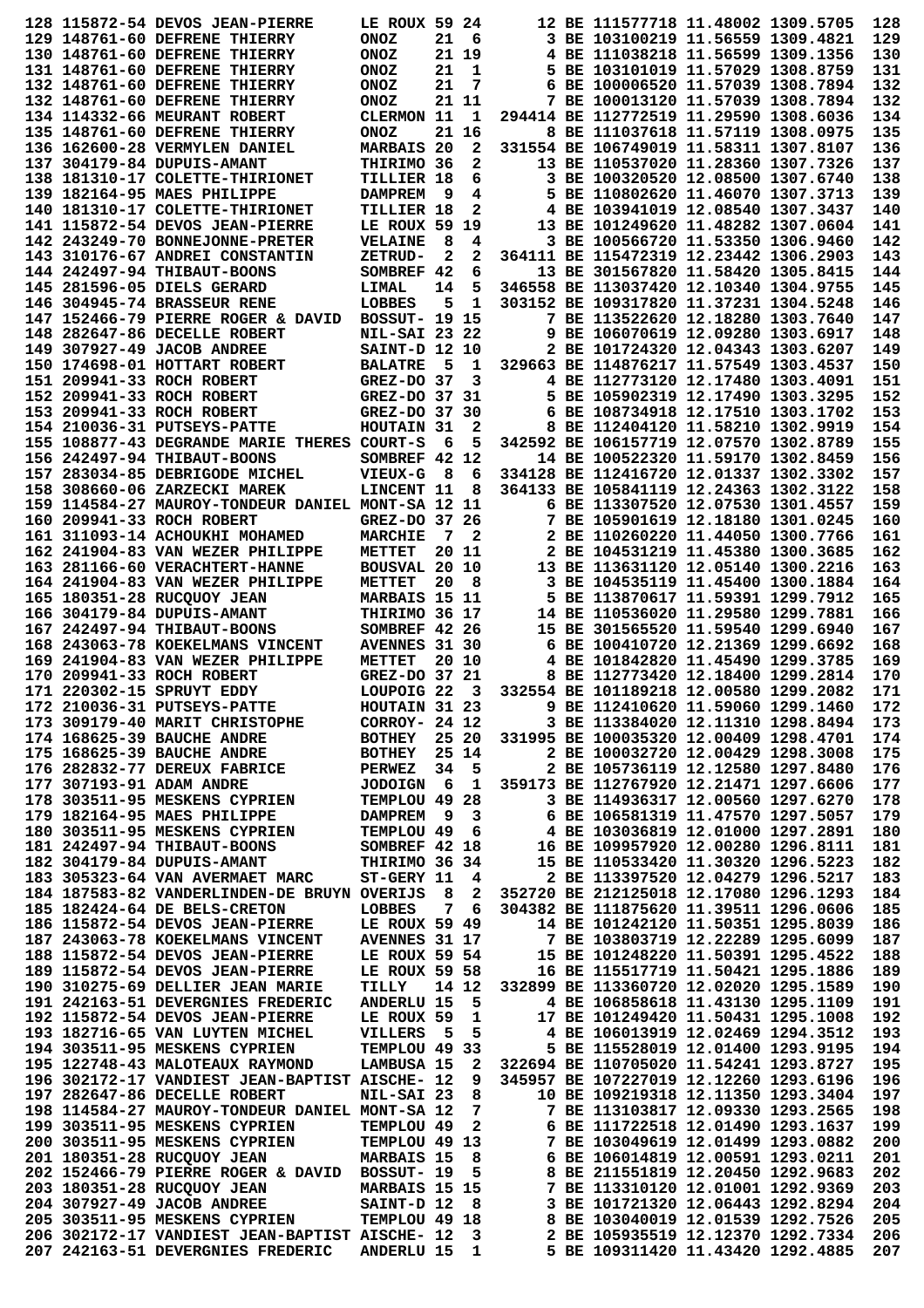```
128 115872-54 DEVOS JEAN-PIERRE     LE ROUX 59 24      12 BE 111577718 11.48002 1309.5705  128
129 148761-60 DEFRENE THIERRY       ONOZ    21  6       3 BE 103100219 11.56559 1309.4821  129
130 148761-60 DEFRENE THIERRY       ONOZ    21 19       4 BE 111038218 11.56599 1309.1356  130
131 148761-60 DEFRENE THIERRY       ONOZ    21  1       5 BE 103101019 11.57029 1308.8759  131
132 148761-60 DEFRENE THIERRY       ONOZ    21  7       6 BE 100006520 11.57039 1308.7894  132
132 148761-60 DEFRENE THIERRY       ONOZ    21 11       7 BE 100013120 11.57039 1308.7894  132
134 114332-66 MEURANT ROBERT        CLERMON 11  1  294414 BE 112772519 11.29590 1308.6036  134
135 148761-60 DEFRENE THIERRY       ONOZ    21 16       8 BE 111037618 11.57119 1308.0975  135
136 162600-28 VERMYLEN DANIEL       MARBAIS 20  2  331554 BE 106749019 11.58311 1307.8107  136
137 304179-84 DUPUIS-AMANT          THIRIMO 36  2      13 BE 110537020 11.28360 1307.7326  137
138 181310-17 COLETTE-THIRIONET     TILLIER 18  6       3 BE 100320520 12.08500 1307.6740  138
139 182164-95 MAES PHILIPPE         DAMPREM  9  4       5 BE 110802620 11.46070 1307.3713  139
140 181310-17 COLETTE-THIRIONET     TILLIER 18  2       4 BE 103941019 12.08540 1307.3437  140
141 115872-54 DEVOS JEAN-PIERRE     LE ROUX 59 19      13 BE 101249620 11.48282 1307.0604  141
142 243249-70 BONNEJONNE-PRETER     VELAINE  8  4       3 BE 100566720 11.53350 1306.9460  142
143 310176-67 ANDREI CONSTANTIN     ZETRUD-  2  2  364111 BE 115472319 12.23442 1306.2903  143
144 242497-94 THIBAUT-BOONS         SOMBREF 42  6      13 BE 301567820 11.58420 1305.8415  144
145 281596-05 DIELS GERARD          LIMAL   14  5  346558 BE 113037420 12.10340 1304.9755  145
146 304945-74 BRASSEUR RENE         LOBBES   5  1  303152 BE 109317820 11.37231 1304.5248  146
147 152466-79 PIERRE ROGER & DAVID  BOSSUT- 19 15       7 BE 113522620 12.18280 1303.7640  147
148 282647-86 DECELLE ROBERT        NIL-SAI 23 22       9 BE 106070619 12.09280 1303.6917  148
149 307927-49 JACOB ANDREE          SAINT-D 12 10       2 BE 101724320 12.04343 1303.6207  149
150 174698-01 HOTTART ROBERT        BALATRE  5  1  329663 BE 114876217 11.57549 1303.4537  150
151 209941-33 ROCH ROBERT           GREZ-DO 37  3       4 BE 112773120 12.17480 1303.4091  151
152 209941-33 ROCH ROBERT           GREZ-DO 37 31       5 BE 105902319 12.17490 1303.3295  152
153 209941-33 ROCH ROBERT           GREZ-DO 37 30       6 BE 108734918 12.17510 1303.1702  153
154 210036-31 PUTSEYS-PATTE         HOUTAIN 31  2       8 BE 112404120 11.58210 1302.9919  154
155 108877-43 DEGRANDE MARIE THERES COURT-S  6  5  342592 BE 106157719 12.07570 1302.8789  155
156 242497-94 THIBAUT-BOONS         SOMBREF 42 12      14 BE 100522320 11.59170 1302.8459  156
157 283034-85 DEBRIGODE MICHEL      VIEUX-G  8  6  334128 BE 112416720 12.01337 1302.3302  157
158 308660-06 ZARZECKI MAREK        LINCENT 11  8  364133 BE 105841119 12.24363 1302.3122  158
159 114584-27 MAUROY-TONDEUR DANIEL MONT-SA 12 11       6 BE 113307520 12.07530 1301.4557  159
160 209941-33 ROCH ROBERT           GREZ-DO 37 26       7 BE 105901619 12.18180 1301.0245  160
161 311093-14 ACHOUKHI MOHAMED      MARCHIE  7  2       2 BE 110260220 11.44050 1300.7766  161
162 241904-83 VAN WEZER PHILIPPE    METTET  20 11       2 BE 104531219 11.45380 1300.3685  162
163 281166-60 VERACHTERT-HANNE      BOUSVAL 20 10      13 BE 113631120 12.05140 1300.2216  163
164 241904-83 VAN WEZER PHILIPPE    METTET  20  8       3 BE 104535119 11.45400 1300.1884  164
165 180351-28 RUCQUOY JEAN          MARBAIS 15 11       5 BE 113870617 11.59391 1299.7912  165
166 304179-84 DUPUIS-AMANT          THIRIMO 36 17      14 BE 110536020 11.29580 1299.7881  166
167 242497-94 THIBAUT-BOONS         SOMBREF 42 26      15 BE 301565520 11.59540 1299.6940  167
168 243063-78 KOEKELMANS VINCENT    AVENNES 31 30       6 BE 100410720 12.21369 1299.6692  168
169 241904-83 VAN WEZER PHILIPPE    METTET  20 10       4 BE 101842820 11.45490 1299.3785  169
170 209941-33 ROCH ROBERT           GREZ-DO 37 21       8 BE 112773420 12.18400 1299.2814  170
171 220302-15 SPRUYT EDDY           LOUPOIG 22  3  332554 BE 101189218 12.00580 1299.2082  171
172 210036-31 PUTSEYS-PATTE         HOUTAIN 31 23       9 BE 112410620 11.59060 1299.1460  172
173 309179-40 MARIT CHRISTOPHE      CORROY- 24 12       3 BE 113384020 12.11310 1298.8494  173
174 168625-39 BAUCHE ANDRE          BOTHEY  25 20  331995 BE 100035320 12.00409 1298.4701  174
175 168625-39 BAUCHE ANDRE          BOTHEY  25 14       2 BE 100032720 12.00429 1298.3008  175
176 282832-77 DEREUX FABRICE        PERWEZ  34  5       2 BE 105736119 12.12580 1297.8480  176
177 307193-91 ADAM ANDRE            JODOIGN  6  1  359173 BE 112767920 12.21471 1297.6606  177
178 303511-95 MESKENS CYPRIEN       TEMPLOU 49 28       3 BE 114936317 12.00560 1297.6270  178
179 182164-95 MAES PHILIPPE         DAMPREM  9  3       6 BE 106581319 11.47570 1297.5057  179
180 303511-95 MESKENS CYPRIEN       TEMPLOU 49  6       4 BE 103036819 12.01000 1297.2891  180
181 242497-94 THIBAUT-BOONS         SOMBREF 42 18      16 BE 109957920 12.00280 1296.8111  181
182 304179-84 DUPUIS-AMANT          THIRIMO 36 34      15 BE 110533420 11.30320 1296.5223  182
183 305323-64 VAN AVERMAET MARC     ST-GERY 11  4       2 BE 113397520 12.04279 1296.5217  183
184 187583-82 VANDERLINDEN-DE BRUYN OVERIJS  8  2  352720 BE 212125018 12.17080 1296.1293  184
185 182424-64 DE BELS-CRETON        LOBBES   7  6  304382 BE 111875620 11.39511 1296.0606  185
186 115872-54 DEVOS JEAN-PIERRE     LE ROUX 59 49      14 BE 101242120 11.50351 1295.8039  186
187 243063-78 KOEKELMANS VINCENT    AVENNES 31 17       7 BE 103803719 12.22289 1295.6099  187
188 115872-54 DEVOS JEAN-PIERRE     LE ROUX 59 54      15 BE 101248220 11.50391 1295.4522  188
189 115872-54 DEVOS JEAN-PIERRE     LE ROUX 59 58      16 BE 115517719 11.50421 1295.1886  189
190 310275-69 DELLIER JEAN MARIE    TILLY   14 12  332899 BE 113360720 12.02020 1295.1589  190
191 242163-51 DEVERGNIES FREDERIC   ANDERLU 15  5       4 BE 106858618 11.43130 1295.1109  191
192 115872-54 DEVOS JEAN-PIERRE     LE ROUX 59  1      17 BE 101249420 11.50431 1295.1008  192
193 182716-65 VAN LUYTEN MICHEL     VILLERS  5  5       4 BE 106013919 12.02469 1294.3512  193
194 303511-95 MESKENS CYPRIEN       TEMPLOU 49 33       5 BE 115528019 12.01400 1293.9195  194
195 122748-43 MALOTEAUX RAYMOND     LAMBUSA 15  2  322694 BE 110705020 11.54241 1293.8727  195
196 302172-17 VANDIEST JEAN-BAPTIST AISCHE- 12  9  345957 BE 107227019 12.12260 1293.6196  196
197 282647-86 DECELLE ROBERT        NIL-SAI 23  8      10 BE 109219318 12.11350 1293.3404  197
198 114584-27 MAUROY-TONDEUR DANIEL MONT-SA 12  7       7 BE 113103817 12.09330 1293.2565  198
199 303511-95 MESKENS CYPRIEN       TEMPLOU 49  2       6 BE 111722518 12.01490 1293.1637  199
200 303511-95 MESKENS CYPRIEN       TEMPLOU 49 13       7 BE 103049619 12.01499 1293.0882  200
201 180351-28 RUCQUOY JEAN          MARBAIS 15  8       6 BE 106014819 12.00591 1293.0211  201
202 152466-79 PIERRE ROGER & DAVID  BOSSUT- 19  5       8 BE 211551819 12.20450 1292.9683  202
203 180351-28 RUCQUOY JEAN          MARBAIS 15 15       7 BE 113310120 12.01001 1292.9369  203
204 307927-49 JACOB ANDREE          SAINT-D 12  8       3 BE 101721320 12.06443 1292.8294  204
205 303511-95 MESKENS CYPRIEN       TEMPLOU 49 18       8 BE 103040019 12.01539 1292.7526  205
206 302172-17 VANDIEST JEAN-BAPTIST AISCHE- 12  3       2 BE 105935519 12.12370 1292.7334  206
207 242163-51 DEVERGNIES FREDERIC   ANDERLU 15  1       5 BE 109311420 11.43420 1292.4885  207
```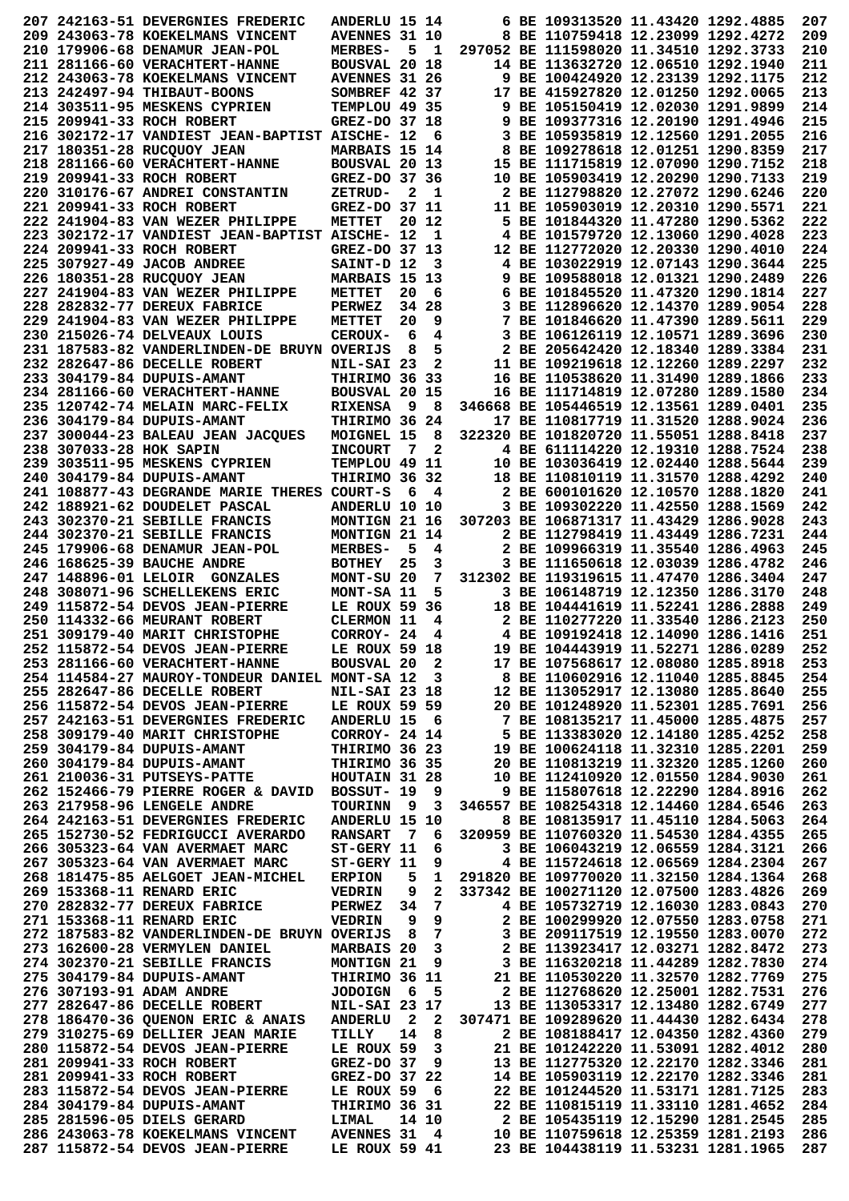```
207 242163-51 DEVERGNIES FREDERIC   ANDERLU 15 14       6 BE 109313520 11.43420 1292.4885  207
209 243063-78 KOEKELMANS VINCENT    AVENNES 31 10       8 BE 110759418 12.23099 1292.4272  209
210 179906-68 DENAMUR JEAN-POL      MERBES-  5  1  297052 BE 111598020 11.34510 1292.3733  210
211 281166-60 VERACHTERT-HANNE      BOUSVAL 20 18      14 BE 113632720 12.06510 1292.1940  211
212 243063-78 KOEKELMANS VINCENT    AVENNES 31 26       9 BE 100424920 12.23139 1292.1175  212
213 242497-94 THIBAUT-BOONS         SOMBREF 42 37      17 BE 415927820 12.01250 1292.0065  213
214 303511-95 MESKENS CYPRIEN       TEMPLOU 49 35       9 BE 105150419 12.02030 1291.9899  214
215 209941-33 ROCH ROBERT           GREZ-DO 37 18       9 BE 109377316 12.20190 1291.4946  215
216 302172-17 VANDIEST JEAN-BAPTIST AISCHE- 12  6       3 BE 105935819 12.12560 1291.2055  216
217 180351-28 RUCQUOY JEAN          MARBAIS 15 14       8 BE 109278618 12.01251 1290.8359  217
218 281166-60 VERACHTERT-HANNE      BOUSVAL 20 13      15 BE 111715819 12.07090 1290.7152  218
219 209941-33 ROCH ROBERT           GREZ-DO 37 36      10 BE 105903419 12.20290 1290.7133  219
220 310176-67 ANDREI CONSTANTIN     ZETRUD-  2  1       2 BE 112798820 12.27072 1290.6246  220
221 209941-33 ROCH ROBERT           GREZ-DO 37 11      11 BE 105903019 12.20310 1290.5571  221
222 241904-83 VAN WEZER PHILIPPE    METTET  20 12       5 BE 101844320 11.47280 1290.5362  222
223 302172-17 VANDIEST JEAN-BAPTIST AISCHE- 12  1       4 BE 101579720 12.13060 1290.4028  223
224 209941-33 ROCH ROBERT           GREZ-DO 37 13      12 BE 112772020 12.20330 1290.4010  224
225 307927-49 JACOB ANDREE          SAINT-D 12  3       4 BE 103022919 12.07143 1290.3644  225
226 180351-28 RUCQUOY JEAN          MARBAIS 15 13       9 BE 109588018 12.01321 1290.2489  226
227 241904-83 VAN WEZER PHILIPPE    METTET  20  6       6 BE 101845520 11.47320 1290.1814  227
228 282832-77 DEREUX FABRICE        PERWEZ  34 28       3 BE 112896620 12.14370 1289.9054  228
229 241904-83 VAN WEZER PHILIPPE    METTET  20  9       7 BE 101846620 11.47390 1289.5611  229
230 215026-74 DELVEAUX LOUIS        CEROUX-  6  4       3 BE 106126119 12.10571 1289.3696  230
231 187583-82 VANDERLINDEN-DE BRUYN OVERIJS  8  5       2 BE 205642420 12.18340 1289.3384  231
232 282647-86 DECELLE ROBERT        NIL-SAI 23  2      11 BE 109219618 12.12260 1289.2297  232
233 304179-84 DUPUIS-AMANT          THIRIMO 36 33      16 BE 110538620 11.31490 1289.1866  233
234 281166-60 VERACHTERT-HANNE      BOUSVAL 20 15      16 BE 111714819 12.07280 1289.1580  234
235 120742-48 MELAIN MARC-FELIX     RIXENSA  9  8  346668 BE 105446519 12.13561 1289.0401  235
236 304179-84 DUPUIS-AMANT          THIRIMO 36 24      17 BE 110817719 11.31520 1288.9024  236
237 300044-23 BALEAU JEAN JACQUES   MOIGNEL 15  8  322320 BE 101820720 11.55051 1288.8418  237
238 307033-28 HOK SAPIN             INCOURT  7  2       4 BE 611114220 12.19310 1288.7524  238
239 303511-95 MESKENS CYPRIEN       TEMPLOU 49 11      10 BE 103036419 12.02440 1288.5644  239
240 304179-84 DUPUIS-AMANT          THIRIMO 36 32      18 BE 110810119 11.31570 1288.4292  240
241 108877-43 DEGRANDE MARIE THERES COURT-S  6  4       2 BE 600101620 12.10570 1288.1820  241
242 188921-62 DOUDELET PASCAL       ANDERLU 10 10       3 BE 109302220 11.42550 1288.1569  242
243 302370-21 SEBILLE FRANCIS       MONTIGN 21 16  307203 BE 106871317 11.43429 1286.9028  243
244 302370-21 SEBILLE FRANCIS       MONTIGN 21 14       2 BE 112798419 11.43449 1286.7231  244
245 179906-68 DENAMUR JEAN-POL      MERBES-  5  4       2 BE 109966319 11.35540 1286.4963  245
246 168625-39 BAUCHE ANDRE          BOTHEY  25  3       3 BE 111650618 12.03039 1286.4782  246
247 148896-01 LELOIR  GONZALES      MONT-SU 20  7  312302 BE 119319615 11.47470 1286.3404  247
248 308071-96 SCHELLEKENS ERIC      MONT-SA 11  5       3 BE 106148719 12.12350 1286.3170  248
249 115872-54 DEVOS JEAN-PIERRE     LE ROUX 59 36      18 BE 104441619 11.52241 1286.2888  249
250 114332-66 MEURANT ROBERT        CLERMON 11  4       2 BE 110277220 11.33540 1286.2123  250
251 309179-40 MARIT CHRISTOPHE      CORROY- 24  4       4 BE 109192418 12.14090 1286.1416  251
252 115872-54 DEVOS JEAN-PIERRE     LE ROUX 59 18      19 BE 104443919 11.52271 1286.0289  252
253 281166-60 VERACHTERT-HANNE      BOUSVAL 20  2      17 BE 107568617 12.08080 1285.8918  253
254 114584-27 MAUROY-TONDEUR DANIEL MONT-SA 12  3       8 BE 110602916 12.11040 1285.8845  254
255 282647-86 DECELLE ROBERT        NIL-SAI 23 18      12 BE 113052917 12.13080 1285.8640  255
256 115872-54 DEVOS JEAN-PIERRE     LE ROUX 59 59      20 BE 101248920 11.52301 1285.7691  256
257 242163-51 DEVERGNIES FREDERIC   ANDERLU 15  6       7 BE 108135217 11.45000 1285.4875  257
258 309179-40 MARIT CHRISTOPHE      CORROY- 24 14       5 BE 113383020 12.14180 1285.4252  258
259 304179-84 DUPUIS-AMANT          THIRIMO 36 23      19 BE 100624118 11.32310 1285.2201  259
260 304179-84 DUPUIS-AMANT          THIRIMO 36 35      20 BE 110813219 11.32320 1285.1260  260
261 210036-31 PUTSEYS-PATTE         HOUTAIN 31 28      10 BE 112410920 12.01550 1284.9030  261
262 152466-79 PIERRE ROGER & DAVID  BOSSUT- 19  9       9 BE 115807618 12.22290 1284.8916  262
263 217958-96 LENGELE ANDRE         TOURINN  9  3  346557 BE 108254318 12.14460 1284.6546  263
264 242163-51 DEVERGNIES FREDERIC   ANDERLU 15 10       8 BE 108135917 11.45110 1284.5063  264
265 152730-52 FEDRIGUCCI AVERARDO   RANSART  7  6  320959 BE 110760320 11.54530 1284.4355  265
266 305323-64 VAN AVERMAET MARC     ST-GERY 11  6       3 BE 106043219 12.06559 1284.3121  266
267 305323-64 VAN AVERMAET MARC     ST-GERY 11  9       4 BE 115724618 12.06569 1284.2304  267
268 181475-85 AELGOET JEAN-MICHEL   ERPION   5  1  291820 BE 109770020 11.32150 1284.1364  268
269 153368-11 RENARD ERIC           VEDRIN   9  2  337342 BE 100271120 12.07500 1283.4826  269
270 282832-77 DEREUX FABRICE        PERWEZ  34  7       4 BE 105732719 12.16030 1283.0843  270
271 153368-11 RENARD ERIC           VEDRIN   9  9       2 BE 100299920 12.07550 1283.0758  271
272 187583-82 VANDERLINDEN-DE BRUYN OVERIJS  8  7       3 BE 209117519 12.19550 1283.0070  272
273 162600-28 VERMYLEN DANIEL       MARBAIS 20  3       2 BE 113923417 12.03271 1282.8472  273
274 302370-21 SEBILLE FRANCIS       MONTIGN 21  9       3 BE 116320218 11.44289 1282.7830  274
275 304179-84 DUPUIS-AMANT          THIRIMO 36 11      21 BE 110530220 11.32570 1282.7769  275
276 307193-91 ADAM ANDRE            JODOIGN  6  5       2 BE 112768620 12.25001 1282.7531  276
277 282647-86 DECELLE ROBERT        NIL-SAI 23 17      13 BE 113053317 12.13480 1282.6749  277
278 186470-36 QUENON ERIC & ANAIS   ANDERLU  2  2  307471 BE 109289620 11.44430 1282.6434  278
279 310275-69 DELLIER JEAN MARIE    TILLY   14  8       2 BE 108188417 12.04350 1282.4360  279
280 115872-54 DEVOS JEAN-PIERRE     LE ROUX 59  3      21 BE 101242220 11.53091 1282.4012  280
281 209941-33 ROCH ROBERT           GREZ-DO 37  9      13 BE 112775320 12.22170 1282.3346  281
281 209941-33 ROCH ROBERT           GREZ-DO 37 22      14 BE 105903119 12.22170 1282.3346  281
283 115872-54 DEVOS JEAN-PIERRE     LE ROUX 59  6      22 BE 101244520 11.53171 1281.7125  283
284 304179-84 DUPUIS-AMANT          THIRIMO 36 31      22 BE 110815119 11.33110 1281.4652  284
285 281596-05 DIELS GERARD          LIMAL   14 10       2 BE 105435119 12.15290 1281.2545  285
286 243063-78 KOEKELMANS VINCENT    AVENNES 31  4      10 BE 110759618 12.25359 1281.2193  286
287 115872-54 DEVOS JEAN-PIERRE     LE ROUX 59 41      23 BE 104438119 11.53231 1281.1965  287
```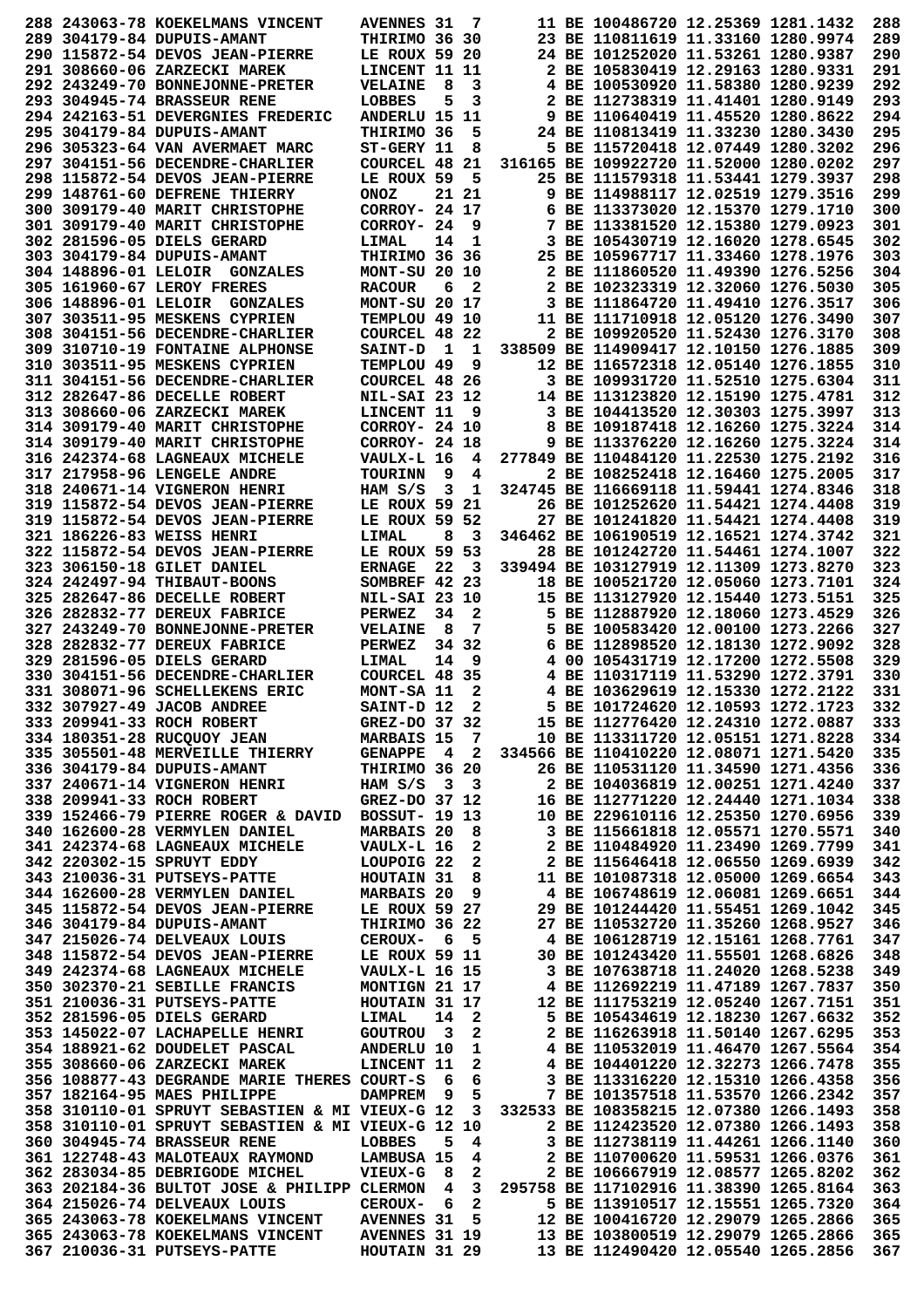```
288 243063-78 KOEKELMANS VINCENT    AVENNES 31  7      11 BE 100486720 12.25369 1281.1432  288
289 304179-84 DUPUIS-AMANT          THIRIMO 36 30      23 BE 110811619 11.33160 1280.9974  289
290 115872-54 DEVOS JEAN-PIERRE     LE ROUX 59 20      24 BE 101252020 11.53261 1280.9387  290
291 308660-06 ZARZECKI MAREK        LINCENT 11 11       2 BE 105830419 12.29163 1280.9331  291
292 243249-70 BONNEJONNE-PRETER     VELAINE  8  3       4 BE 100530920 11.58380 1280.9239  292
293 304945-74 BRASSEUR RENE         LOBBES   5  3       2 BE 112738319 11.41401 1280.9149  293
294 242163-51 DEVERGNIES FREDERIC   ANDERLU 15 11       9 BE 110640419 11.45520 1280.8622  294
295 304179-84 DUPUIS-AMANT          THIRIMO 36  5      24 BE 110813419 11.33230 1280.3430  295
296 305323-64 VAN AVERMAET MARC     ST-GERY 11  8       5 BE 115720418 12.07449 1280.3202  296
297 304151-56 DECENDRE-CHARLIER     COURCEL 48 21  316165 BE 109922720 11.52000 1280.0202  297
298 115872-54 DEVOS JEAN-PIERRE     LE ROUX 59  5      25 BE 111579318 11.53441 1279.3937  298
299 148761-60 DEFRENE THIERRY       ONOZ       21 21    9 BE 114988117 12.02519 1279.3516  299
300 309179-40 MARIT CHRISTOPHE      CORROY- 24 17       6 BE 113373020 12.15370 1279.1710  300
301 309179-40 MARIT CHRISTOPHE      CORROY- 24  9       7 BE 113381520 12.15380 1279.0923  301
302 281596-05 DIELS GERARD          LIMAL   14  1       3 BE 105430719 12.16020 1278.6545  302
303 304179-84 DUPUIS-AMANT          THIRIMO 36 36      25 BE 105967717 11.33460 1278.1976  303
304 148896-01 LELOIR  GONZALES      MONT-SU 20 10       2 BE 111860520 11.49390 1276.5256  304
305 161960-67 LEROY FRERES          RACOUR   6  2       2 BE 102323319 12.32060 1276.5030  305
306 148896-01 LELOIR  GONZALES      MONT-SU 20 17       3 BE 111864720 11.49410 1276.3517  306
307 303511-95 MESKENS CYPRIEN       TEMPLOU 49 10      11 BE 111710918 12.05120 1276.3490  307
308 304151-56 DECENDRE-CHARLIER     COURCEL 48 22       2 BE 109920520 11.52430 1276.3170  308
309 310710-19 FONTAINE ALPHONSE     SAINT-D  1  1  338509 BE 114909417 12.10150 1276.1885  309
310 303511-95 MESKENS CYPRIEN       TEMPLOU 49  9      12 BE 116572318 12.05140 1276.1855  310
311 304151-56 DECENDRE-CHARLIER     COURCEL 48 26       3 BE 109931720 11.52510 1275.6304  311
312 282647-86 DECELLE ROBERT        NIL-SAI 23 12      14 BE 113123820 12.15190 1275.4781  312
313 308660-06 ZARZECKI MAREK        LINCENT 11  9       3 BE 104413520 12.30303 1275.3997  313
314 309179-40 MARIT CHRISTOPHE      CORROY- 24 10       8 BE 109187418 12.16260 1275.3224  314
314 309179-40 MARIT CHRISTOPHE      CORROY- 24 18       9 BE 113376220 12.16260 1275.3224  314
316 242374-68 LAGNEAUX MICHELE      VAULX-L 16  4  277849 BE 110484120 11.22530 1275.2192  316
317 217958-96 LENGELE ANDRE         TOURINN  9  4       2 BE 108252418 12.16460 1275.2005  317
318 240671-14 VIGNERON HENRI        HAM S/S  3  1  324745 BE 116669118 11.59441 1274.8346  318
319 115872-54 DEVOS JEAN-PIERRE     LE ROUX 59 21      26 BE 101252620 11.54421 1274.4408  319
319 115872-54 DEVOS JEAN-PIERRE     LE ROUX 59 52      27 BE 101241820 11.54421 1274.4408  319
321 186226-83 WEISS HENRI           LIMAL    8  3  346462 BE 106190519 12.16521 1274.3742  321
322 115872-54 DEVOS JEAN-PIERRE     LE ROUX 59 53      28 BE 101242720 11.54461 1274.1007  322
323 306150-18 GILET DANIEL          ERNAGE  22  3  339494 BE 103127919 12.11309 1273.8270  323
324 242497-94 THIBAUT-BOONS         SOMBREF 42 23      18 BE 100521720 12.05060 1273.7101  324
325 282647-86 DECELLE ROBERT        NIL-SAI 23 10      15 BE 113127920 12.15440 1273.5151  325
326 282832-77 DEREUX FABRICE        PERWEZ  34  2       5 BE 112887920 12.18060 1273.4529  326
327 243249-70 BONNEJONNE-PRETER     VELAINE  8  7       5 BE 100583420 12.00100 1273.2266  327
328 282832-77 DEREUX FABRICE        PERWEZ  34 32       6 BE 112898520 12.18130 1272.9092  328
329 281596-05 DIELS GERARD          LIMAL   14  9       4 00 105431719 12.17200 1272.5508  329
330 304151-56 DECENDRE-CHARLIER     COURCEL 48 35       4 BE 110317119 11.53290 1272.3791  330
331 308071-96 SCHELLEKENS ERIC      MONT-SA 11  2       4 BE 103629619 12.15330 1272.2122  331
332 307927-49 JACOB ANDREE          SAINT-D 12  2       5 BE 101724620 12.10593 1272.1723  332
333 209941-33 ROCH ROBERT           GREZ-DO 37 32      15 BE 112776420 12.24310 1272.0887  333
334 180351-28 RUCQUOY JEAN          MARBAIS 15  7      10 BE 113311720 12.05151 1271.8228  334
335 305501-48 MERVEILLE THIERRY     GENAPPE  4  2  334566 BE 110410220 12.08071 1271.5420  335
336 304179-84 DUPUIS-AMANT          THIRIMO 36 20      26 BE 110531120 11.34590 1271.4356  336
337 240671-14 VIGNERON HENRI        HAM S/S  3  3       2 BE 104036819 12.00251 1271.4240  337
338 209941-33 ROCH ROBERT           GREZ-DO 37 12      16 BE 112771220 12.24440 1271.1034  338
339 152466-79 PIERRE ROGER & DAVID  BOSSUT- 19 13      10 BE 229610116 12.25350 1270.6956  339
340 162600-28 VERMYLEN DANIEL       MARBAIS 20  8       3 BE 115661818 12.05571 1270.5571  340
341 242374-68 LAGNEAUX MICHELE      VAULX-L 16  2       2 BE 110484920 11.23490 1269.7799  341
342 220302-15 SPRUYT EDDY           LOUPOIG 22  2       2 BE 115646418 12.06550 1269.6939  342
343 210036-31 PUTSEYS-PATTE         HOUTAIN 31  8      11 BE 101087318 12.05000 1269.6654  343
344 162600-28 VERMYLEN DANIEL       MARBAIS 20  9       4 BE 106748619 12.06081 1269.6651  344
345 115872-54 DEVOS JEAN-PIERRE     LE ROUX 59 27      29 BE 101244420 11.55451 1269.1042  345
346 304179-84 DUPUIS-AMANT          THIRIMO 36 22      27 BE 110532720 11.35260 1268.9527  346
347 215026-74 DELVEAUX LOUIS        CEROUX-  6  5       4 BE 106128719 12.15161 1268.7761  347
348 115872-54 DEVOS JEAN-PIERRE     LE ROUX 59 11      30 BE 101243420 11.55501 1268.6826  348
349 242374-68 LAGNEAUX MICHELE      VAULX-L 16 15       3 BE 107638718 11.24020 1268.5238  349
350 302370-21 SEBILLE FRANCIS       MONTIGN 21 17       4 BE 112692219 11.47189 1267.7837  350
351 210036-31 PUTSEYS-PATTE         HOUTAIN 31 17      12 BE 111753219 12.05240 1267.7151  351
352 281596-05 DIELS GERARD          LIMAL   14  2       5 BE 105434619 12.18230 1267.6632  352
353 145022-07 LACHAPELLE HENRI      GOUTROU  3  2       2 BE 116263918 11.50140 1267.6295  353
354 188921-62 DOUDELET PASCAL       ANDERLU 10  1       4 BE 110532019 11.46470 1267.5564  354
355 308660-06 ZARZECKI MAREK        LINCENT 11  2       4 BE 104401220 12.32273 1266.7478  355
356 108877-43 DEGRANDE MARIE THERES COURT-S  6  6       3 BE 113316220 12.15310 1266.4358  356
357 182164-95 MAES PHILIPPE         DAMPREM  9  5       7 BE 101357518 11.53570 1266.2342  357
358 310110-01 SPRUYT SEBASTIEN & MI VIEUX-G 12  3  332533 BE 108358215 12.07380 1266.1493  358
358 310110-01 SPRUYT SEBASTIEN & MI VIEUX-G 12 10       2 BE 112423520 12.07380 1266.1493  358
360 304945-74 BRASSEUR RENE         LOBBES   5  4       3 BE 112738119 11.44261 1266.1140  360
361 122748-43 MALOTEAUX RAYMOND     LAMBUSA 15  4       2 BE 110700620 11.59531 1266.0376  361
362 283034-85 DEBRIGODE MICHEL      VIEUX-G  8  2       2 BE 106667919 12.08577 1265.8202  362
363 202184-36 BULTOT JOSE & PHILIPP CLERMON  4  3  295758 BE 117102916 11.38390 1265.8164  363
364 215026-74 DELVEAUX LOUIS        CEROUX-  6  2       5 BE 113910517 12.15551 1265.7320  364
365 243063-78 KOEKELMANS VINCENT    AVENNES 31  5      12 BE 100416720 12.29079 1265.2866  365
365 243063-78 KOEKELMANS VINCENT    AVENNES 31 19      13 BE 103800519 12.29079 1265.2866  365
367 210036-31 PUTSEYS-PATTE         HOUTAIN 31 29      13 BE 112490420 12.05540 1265.2856  367
```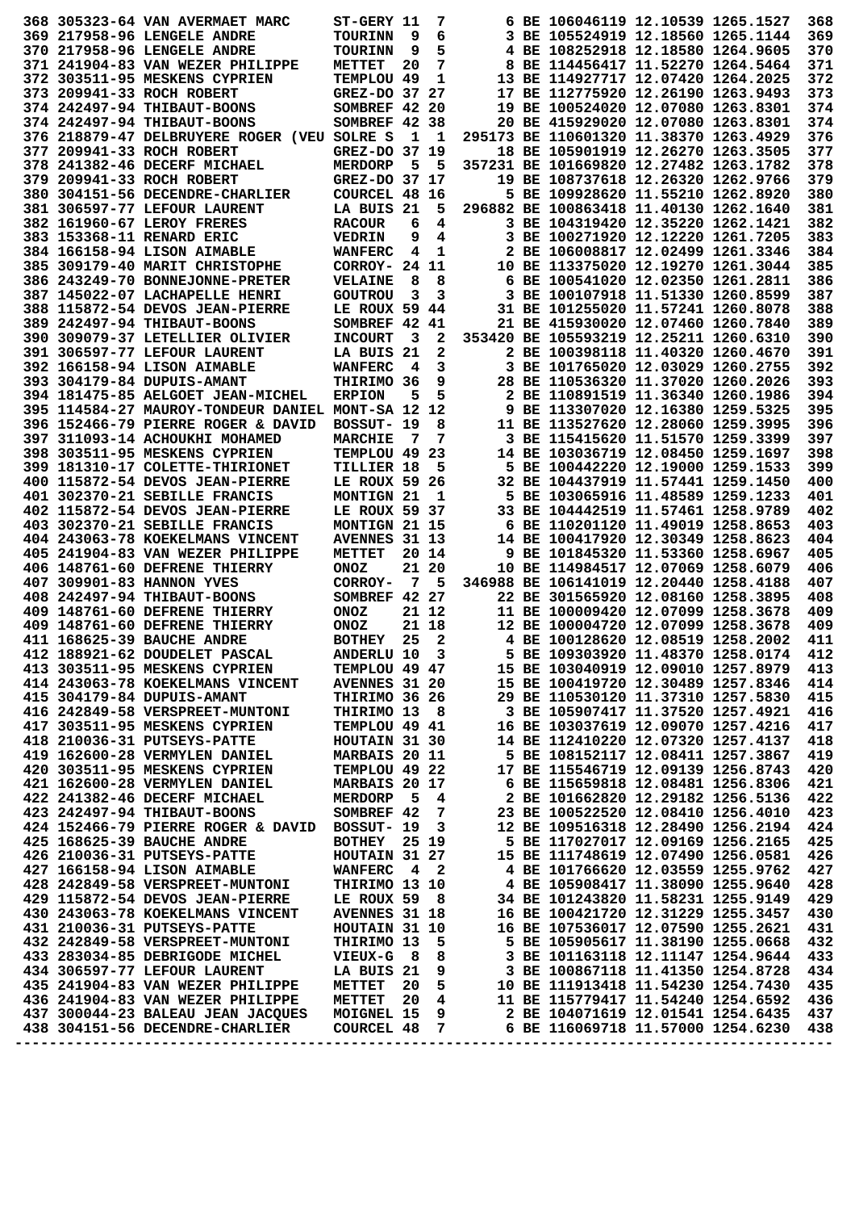| | | | | | | | | | | | |
|---|---|---|---|---|---|---|---|---|---|---|---|
| 368 | 305323-64 | VAN AVERMAET MARC | ST-GERY | 11 | 7 | 6 | BE | 106046119 | 12.10539 | 1265.1527 | 368 |
| 369 | 217958-96 | LENGELE ANDRE | TOURINN | 9 | 6 | 3 | BE | 105524919 | 12.18560 | 1265.1144 | 369 |
| 370 | 217958-96 | LENGELE ANDRE | TOURINN | 9 | 5 | 4 | BE | 108252918 | 12.18580 | 1264.9605 | 370 |
| 371 | 241904-83 | VAN WEZER PHILIPPE | METTET | 20 | 7 | 8 | BE | 114456417 | 11.52270 | 1264.5464 | 371 |
| 372 | 303511-95 | MESKENS CYPRIEN | TEMPLOU | 49 | 1 | 13 | BE | 114927717 | 12.07420 | 1264.2025 | 372 |
| 373 | 209941-33 | ROCH ROBERT | GREZ-DO | 37 | 27 | 17 | BE | 112775920 | 12.26190 | 1263.9493 | 373 |
| 374 | 242497-94 | THIBAUT-BOONS | SOMBREF | 42 | 20 | 19 | BE | 100524020 | 12.07080 | 1263.8301 | 374 |
| 374 | 242497-94 | THIBAUT-BOONS | SOMBREF | 42 | 38 | 20 | BE | 415929020 | 12.07080 | 1263.8301 | 374 |
| 376 | 218879-47 | DELBRUYERE ROGER (VEU | SOLRE S | 1 | 1 | 295173 | BE | 110601320 | 11.38370 | 1263.4929 | 376 |
| 377 | 209941-33 | ROCH ROBERT | GREZ-DO | 37 | 19 | 18 | BE | 105901919 | 12.26270 | 1263.3505 | 377 |
| 378 | 241382-46 | DECERF MICHAEL | MERDORP | 5 | 5 | 357231 | BE | 101669820 | 12.27482 | 1263.1782 | 378 |
| 379 | 209941-33 | ROCH ROBERT | GREZ-DO | 37 | 17 | 19 | BE | 108737618 | 12.26320 | 1262.9766 | 379 |
| 380 | 304151-56 | DECENDRE-CHARLIER | COURCEL | 48 | 16 | 5 | BE | 109928620 | 11.55210 | 1262.8920 | 380 |
| 381 | 306597-77 | LEFOUR LAURENT | LA BUIS | 21 | 5 | 296882 | BE | 100863418 | 11.40130 | 1262.1640 | 381 |
| 382 | 161960-67 | LEROY FRERES | RACOUR | 6 | 4 | 3 | BE | 104319420 | 12.35220 | 1262.1421 | 382 |
| 383 | 153368-11 | RENARD ERIC | VEDRIN | 9 | 4 | 3 | BE | 100271920 | 12.12220 | 1261.7205 | 383 |
| 384 | 166158-94 | LISON AIMABLE | WANFERC | 4 | 1 | 2 | BE | 106008817 | 12.02499 | 1261.3346 | 384 |
| 385 | 309179-40 | MARIT CHRISTOPHE | CORROY- | 24 | 11 | 10 | BE | 113375020 | 12.19270 | 1261.3044 | 385 |
| 386 | 243249-70 | BONNEJONNE-PRETER | VELAINE | 8 | 8 | 6 | BE | 100541020 | 12.02350 | 1261.2811 | 386 |
| 387 | 145022-07 | LACHAPELLE HENRI | GOUTROU | 3 | 3 | 3 | BE | 100107918 | 11.51330 | 1260.8599 | 387 |
| 388 | 115872-54 | DEVOS JEAN-PIERRE | LE ROUX | 59 | 44 | 31 | BE | 101255020 | 11.57241 | 1260.8078 | 388 |
| 389 | 242497-94 | THIBAUT-BOONS | SOMBREF | 42 | 41 | 21 | BE | 415930020 | 12.07460 | 1260.7840 | 389 |
| 390 | 309079-37 | LETELLIER OLIVIER | INCOURT | 3 | 2 | 353420 | BE | 105593219 | 12.25211 | 1260.6310 | 390 |
| 391 | 306597-77 | LEFOUR LAURENT | LA BUIS | 21 | 2 | 2 | BE | 100398118 | 11.40320 | 1260.4670 | 391 |
| 392 | 166158-94 | LISON AIMABLE | WANFERC | 4 | 3 | 3 | BE | 101765020 | 12.03029 | 1260.2755 | 392 |
| 393 | 304179-84 | DUPUIS-AMANT | THIRIMO | 36 | 9 | 28 | BE | 110536320 | 11.37020 | 1260.2026 | 393 |
| 394 | 181475-85 | AELGOET JEAN-MICHEL | ERPION | 5 | 5 | 2 | BE | 110891519 | 11.36340 | 1260.1986 | 394 |
| 395 | 114584-27 | MAUROY-TONDEUR DANIEL | MONT-SA | 12 | 12 | 9 | BE | 113307020 | 12.16380 | 1259.5325 | 395 |
| 396 | 152466-79 | PIERRE ROGER & DAVID | BOSSUT- | 19 | 8 | 11 | BE | 113527620 | 12.28060 | 1259.3995 | 396 |
| 397 | 311093-14 | ACHOUKHI MOHAMED | MARCHIE | 7 | 7 | 3 | BE | 115415620 | 11.51570 | 1259.3399 | 397 |
| 398 | 303511-95 | MESKENS CYPRIEN | TEMPLOU | 49 | 23 | 14 | BE | 103036719 | 12.08450 | 1259.1697 | 398 |
| 399 | 181310-17 | COLETTE-THIRIONET | TILLIER | 18 | 5 | 5 | BE | 100442220 | 12.19000 | 1259.1533 | 399 |
| 400 | 115872-54 | DEVOS JEAN-PIERRE | LE ROUX | 59 | 26 | 32 | BE | 104437919 | 11.57441 | 1259.1450 | 400 |
| 401 | 302370-21 | SEBILLE FRANCIS | MONTIGN | 21 | 1 | 5 | BE | 103065916 | 11.48589 | 1259.1233 | 401 |
| 402 | 115872-54 | DEVOS JEAN-PIERRE | LE ROUX | 59 | 37 | 33 | BE | 104442519 | 11.57461 | 1258.9789 | 402 |
| 403 | 302370-21 | SEBILLE FRANCIS | MONTIGN | 21 | 15 | 6 | BE | 110201120 | 11.49019 | 1258.8653 | 403 |
| 404 | 243063-78 | KOEKELMANS VINCENT | AVENNES | 31 | 13 | 14 | BE | 100417920 | 12.30349 | 1258.8623 | 404 |
| 405 | 241904-83 | VAN WEZER PHILIPPE | METTET | 20 | 14 | 9 | BE | 101845320 | 11.53360 | 1258.6967 | 405 |
| 406 | 148761-60 | DEFRENE THIERRY | ONOZ | 21 | 20 | 10 | BE | 114984517 | 12.07069 | 1258.6079 | 406 |
| 407 | 309901-83 | HANNON YVES | CORROY- | 7 | 5 | 346988 | BE | 106141019 | 12.20440 | 1258.4188 | 407 |
| 408 | 242497-94 | THIBAUT-BOONS | SOMBREF | 42 | 27 | 22 | BE | 301565920 | 12.08160 | 1258.3895 | 408 |
| 409 | 148761-60 | DEFRENE THIERRY | ONOZ | 21 | 12 | 11 | BE | 100009420 | 12.07099 | 1258.3678 | 409 |
| 409 | 148761-60 | DEFRENE THIERRY | ONOZ | 21 | 18 | 12 | BE | 100004720 | 12.07099 | 1258.3678 | 409 |
| 411 | 168625-39 | BAUCHE ANDRE | BOTHEY | 25 | 2 | 4 | BE | 100128620 | 12.08519 | 1258.2002 | 411 |
| 412 | 188921-62 | DOUDELET PASCAL | ANDERLU | 10 | 3 | 5 | BE | 109303920 | 11.48370 | 1258.0174 | 412 |
| 413 | 303511-95 | MESKENS CYPRIEN | TEMPLOU | 49 | 47 | 15 | BE | 103040919 | 12.09010 | 1257.8979 | 413 |
| 414 | 243063-78 | KOEKELMANS VINCENT | AVENNES | 31 | 20 | 15 | BE | 100419720 | 12.30489 | 1257.8346 | 414 |
| 415 | 304179-84 | DUPUIS-AMANT | THIRIMO | 36 | 26 | 29 | BE | 110530120 | 11.37310 | 1257.5830 | 415 |
| 416 | 242849-58 | VERSPREET-MUNTONI | THIRIMO | 13 | 8 | 3 | BE | 105907417 | 11.37520 | 1257.4921 | 416 |
| 417 | 303511-95 | MESKENS CYPRIEN | TEMPLOU | 49 | 41 | 16 | BE | 103037619 | 12.09070 | 1257.4216 | 417 |
| 418 | 210036-31 | PUTSEYS-PATTE | HOUTAIN | 31 | 30 | 14 | BE | 112410220 | 12.07320 | 1257.4137 | 418 |
| 419 | 162600-28 | VERMYLEN DANIEL | MARBAIS | 20 | 11 | 5 | BE | 108152117 | 12.08411 | 1257.3867 | 419 |
| 420 | 303511-95 | MESKENS CYPRIEN | TEMPLOU | 49 | 22 | 17 | BE | 115546719 | 12.09139 | 1256.8743 | 420 |
| 421 | 162600-28 | VERMYLEN DANIEL | MARBAIS | 20 | 17 | 6 | BE | 115659818 | 12.08481 | 1256.8306 | 421 |
| 422 | 241382-46 | DECERF MICHAEL | MERDORP | 5 | 4 | 2 | BE | 101662820 | 12.29182 | 1256.5136 | 422 |
| 423 | 242497-94 | THIBAUT-BOONS | SOMBREF | 42 | 7 | 23 | BE | 100522520 | 12.08410 | 1256.4010 | 423 |
| 424 | 152466-79 | PIERRE ROGER & DAVID | BOSSUT- | 19 | 3 | 12 | BE | 109516318 | 12.28490 | 1256.2194 | 424 |
| 425 | 168625-39 | BAUCHE ANDRE | BOTHEY | 25 | 19 | 5 | BE | 117027017 | 12.09169 | 1256.2165 | 425 |
| 426 | 210036-31 | PUTSEYS-PATTE | HOUTAIN | 31 | 27 | 15 | BE | 111748619 | 12.07490 | 1256.0581 | 426 |
| 427 | 166158-94 | LISON AIMABLE | WANFERC | 4 | 2 | 4 | BE | 101766620 | 12.03559 | 1255.9762 | 427 |
| 428 | 242849-58 | VERSPREET-MUNTONI | THIRIMO | 13 | 10 | 4 | BE | 105908417 | 11.38090 | 1255.9640 | 428 |
| 429 | 115872-54 | DEVOS JEAN-PIERRE | LE ROUX | 59 | 8 | 34 | BE | 101243820 | 11.58231 | 1255.9149 | 429 |
| 430 | 243063-78 | KOEKELMANS VINCENT | AVENNES | 31 | 18 | 16 | BE | 100421720 | 12.31229 | 1255.3457 | 430 |
| 431 | 210036-31 | PUTSEYS-PATTE | HOUTAIN | 31 | 10 | 16 | BE | 107536017 | 12.07590 | 1255.2621 | 431 |
| 432 | 242849-58 | VERSPREET-MUNTONI | THIRIMO | 13 | 5 | 5 | BE | 105905617 | 11.38190 | 1255.0668 | 432 |
| 433 | 283034-85 | DEBRIGODE MICHEL | VIEUX-G | 8 | 8 | 3 | BE | 101163118 | 12.11147 | 1254.9644 | 433 |
| 434 | 306597-77 | LEFOUR LAURENT | LA BUIS | 21 | 9 | 3 | BE | 100867118 | 11.41350 | 1254.8728 | 434 |
| 435 | 241904-83 | VAN WEZER PHILIPPE | METTET | 20 | 5 | 10 | BE | 111913418 | 11.54230 | 1254.7430 | 435 |
| 436 | 241904-83 | VAN WEZER PHILIPPE | METTET | 20 | 4 | 11 | BE | 115779417 | 11.54240 | 1254.6592 | 436 |
| 437 | 300044-23 | BALEAU JEAN JACQUES | MOIGNEL | 15 | 9 | 2 | BE | 104071619 | 12.01541 | 1254.6435 | 437 |
| 438 | 304151-56 | DECENDRE-CHARLIER | COURCEL | 48 | 7 | 6 | BE | 116069718 | 11.57000 | 1254.6230 | 438 |